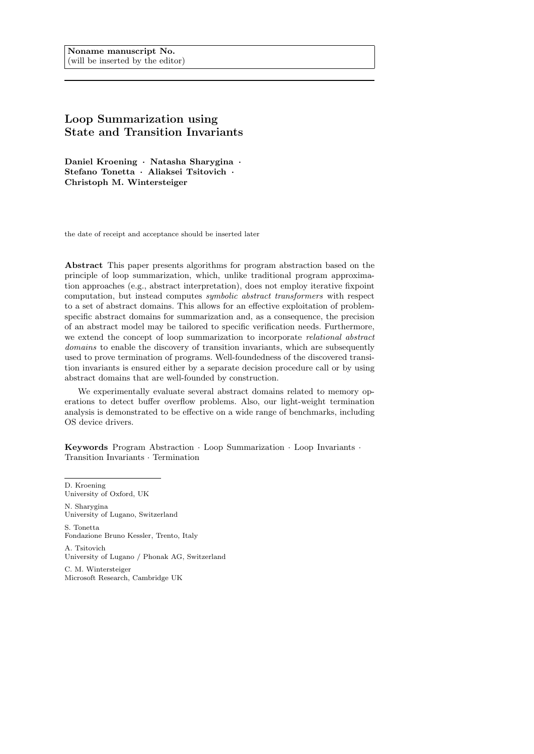**Noname manuscript No.**
(will be inserted by the editor)

# Loop Summarization using State and Transition Invariants

**Daniel Kroening · Natasha Sharygina · Stefano Tonetta · Aliaksei Tsitovich · Christoph M. Wintersteiger**

the date of receipt and acceptance should be inserted later

**Abstract** This paper presents algorithms for program abstraction based on the principle of loop summarization, which, unlike traditional program approximation approaches (e.g., abstract interpretation), does not employ iterative fixpoint computation, but instead computes *symbolic abstract transformers* with respect to a set of abstract domains. This allows for an effective exploitation of problem-specific abstract domains for summarization and, as a consequence, the precision of an abstract model may be tailored to specific verification needs. Furthermore, we extend the concept of loop summarization to incorporate *relational abstract domains* to enable the discovery of transition invariants, which are subsequently used to prove termination of programs. Well-foundedness of the discovered transition invariants is ensured either by a separate decision procedure call or by using abstract domains that are well-founded by construction.

We experimentally evaluate several abstract domains related to memory operations to detect buffer overflow problems. Also, our light-weight termination analysis is demonstrated to be effective on a wide range of benchmarks, including OS device drivers.

**Keywords** Program Abstraction · Loop Summarization · Loop Invariants · Transition Invariants · Termination

---

D. Kroening
University of Oxford, UK

N. Sharygina
University of Lugano, Switzerland

S. Tonetta
Fondazione Bruno Kessler, Trento, Italy

A. Tsitovich
University of Lugano / Phonak AG, Switzerland

C. M. Wintersteiger
Microsoft Research, Cambridge UK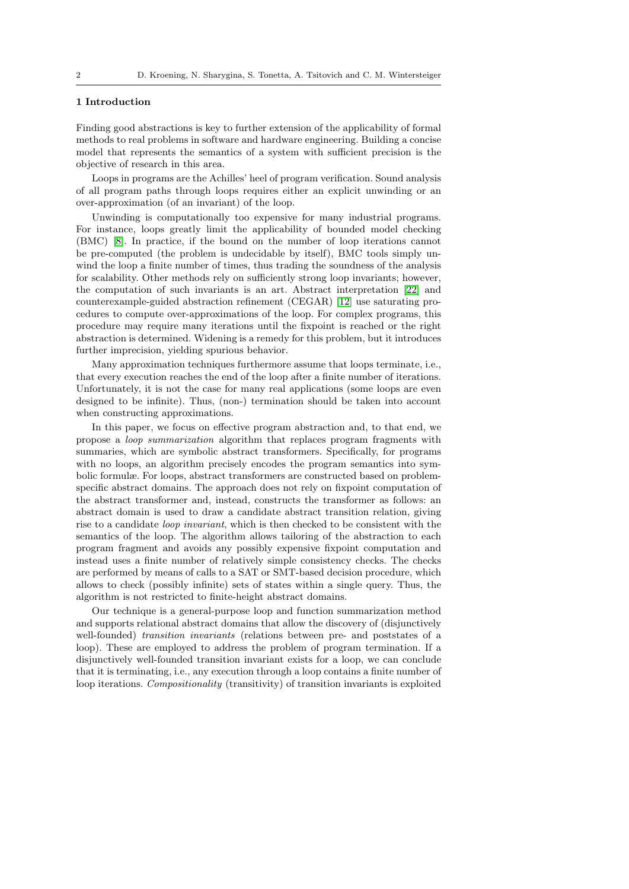## 1 Introduction

Finding good abstractions is key to further extension of the applicability of formal methods to real problems in software and hardware engineering. Building a concise model that represents the semantics of a system with sufficient precision is the objective of research in this area.

Loops in programs are the Achilles' heel of program verification. Sound analysis of all program paths through loops requires either an explicit unwinding or an over-approximation (of an invariant) of the loop.

Unwinding is computationally too expensive for many industrial programs. For instance, loops greatly limit the applicability of bounded model checking (BMC) [8]. In practice, if the bound on the number of loop iterations cannot be pre-computed (the problem is undecidable by itself), BMC tools simply unwind the loop a finite number of times, thus trading the soundness of the analysis for scalability. Other methods rely on sufficiently strong loop invariants; however, the computation of such invariants is an art. Abstract interpretation [22] and counterexample-guided abstraction refinement (CEGAR) [12] use saturating procedures to compute over-approximations of the loop. For complex programs, this procedure may require many iterations until the fixpoint is reached or the right abstraction is determined. Widening is a remedy for this problem, but it introduces further imprecision, yielding spurious behavior.

Many approximation techniques furthermore assume that loops terminate, i.e., that every execution reaches the end of the loop after a finite number of iterations. Unfortunately, it is not the case for many real applications (some loops are even designed to be infinite). Thus, (non-) termination should be taken into account when constructing approximations.

In this paper, we focus on effective program abstraction and, to that end, we propose a *loop summarization* algorithm that replaces program fragments with summaries, which are symbolic abstract transformers. Specifically, for programs with no loops, an algorithm precisely encodes the program semantics into symbolic formulæ. For loops, abstract transformers are constructed based on problem-specific abstract domains. The approach does not rely on fixpoint computation of the abstract transformer and, instead, constructs the transformer as follows: an abstract domain is used to draw a candidate abstract transition relation, giving rise to a candidate *loop invariant*, which is then checked to be consistent with the semantics of the loop. The algorithm allows tailoring of the abstraction to each program fragment and avoids any possibly expensive fixpoint computation and instead uses a finite number of relatively simple consistency checks. The checks are performed by means of calls to a SAT or SMT-based decision procedure, which allows to check (possibly infinite) sets of states within a single query. Thus, the algorithm is not restricted to finite-height abstract domains.

Our technique is a general-purpose loop and function summarization method and supports relational abstract domains that allow the discovery of (disjunctively well-founded) *transition invariants* (relations between pre- and poststates of a loop). These are employed to address the problem of program termination. If a disjunctively well-founded transition invariant exists for a loop, we can conclude that it is terminating, i.e., any execution through a loop contains a finite number of loop iterations. *Compositionality* (transitivity) of transition invariants is exploited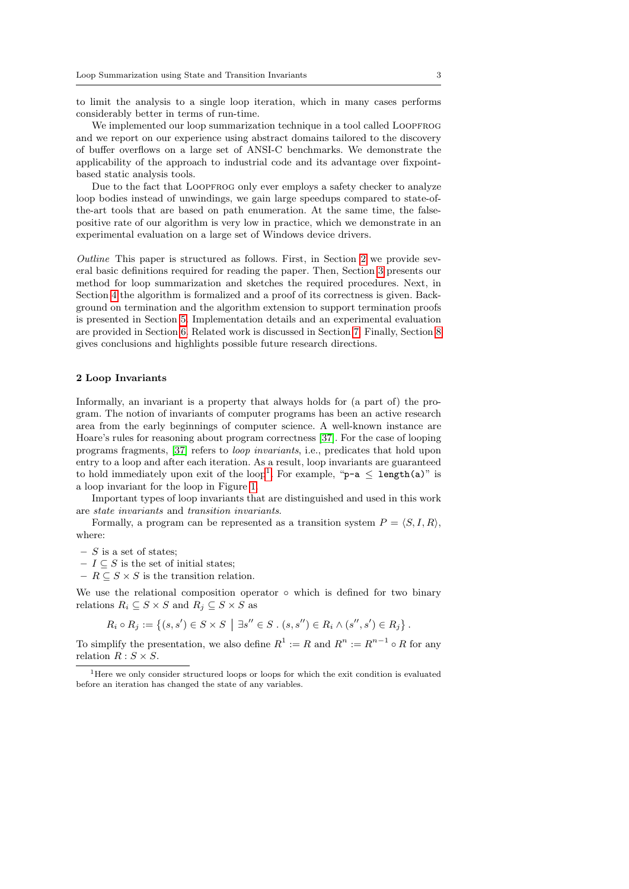to limit the analysis to a single loop iteration, which in many cases performs considerably better in terms of run-time.

We implemented our loop summarization technique in a tool called LOOPFROG and we report on our experience using abstract domains tailored to the discovery of buffer overflows on a large set of ANSI-C benchmarks. We demonstrate the applicability of the approach to industrial code and its advantage over fixpoint-based static analysis tools.

Due to the fact that LOOPFROG only ever employs a safety checker to analyze loop bodies instead of unwindings, we gain large speedups compared to state-of-the-art tools that are based on path enumeration. At the same time, the false-positive rate of our algorithm is very low in practice, which we demonstrate in an experimental evaluation on a large set of Windows device drivers.

*Outline* This paper is structured as follows. First, in Section 2 we provide several basic definitions required for reading the paper. Then, Section 3 presents our method for loop summarization and sketches the required procedures. Next, in Section 4 the algorithm is formalized and a proof of its correctness is given. Background on termination and the algorithm extension to support termination proofs is presented in Section 5. Implementation details and an experimental evaluation are provided in Section 6. Related work is discussed in Section 7. Finally, Section 8 gives conclusions and highlights possible future research directions.

## 2 Loop Invariants

Informally, an invariant is a property that always holds for (a part of) the program. The notion of invariants of computer programs has been an active research area from the early beginnings of computer science. A well-known instance are Hoare's rules for reasoning about program correctness [37]. For the case of looping programs fragments, [37] refers to *loop invariants*, i.e., predicates that hold upon entry to a loop and after each iteration. As a result, loop invariants are guaranteed to hold immediately upon exit of the loop[1]. For example, "`p-a` $\leq$ `length(a)`" is a loop invariant for the loop in Figure 1.

Important types of loop invariants that are distinguished and used in this work are *state invariants* and *transition invariants*.

Formally, a program can be represented as a transition system $P = \langle S, I, R \rangle$, where:

- $S$ is a set of states;
- $I \subseteq S$ is the set of initial states;
- $R \subseteq S \times S$ is the transition relation.

We use the relational composition operator $\circ$ which is defined for two binary relations $R_i \subseteq S \times S$ and $R_j \subseteq S \times S$ as

$$R_i \circ R_j := \left\{ (s, s') \in S \times S \;\middle|\; \exists s'' \in S \,.\, (s, s'') \in R_i \wedge (s'', s') \in R_j \right\}.$$

To simplify the presentation, we also define $R^1 := R$ and $R^n := R^{n-1} \circ R$ for any relation $R : S \times S$.

[1] Here we only consider structured loops or loops for which the exit condition is evaluated before an iteration has changed the state of any variables.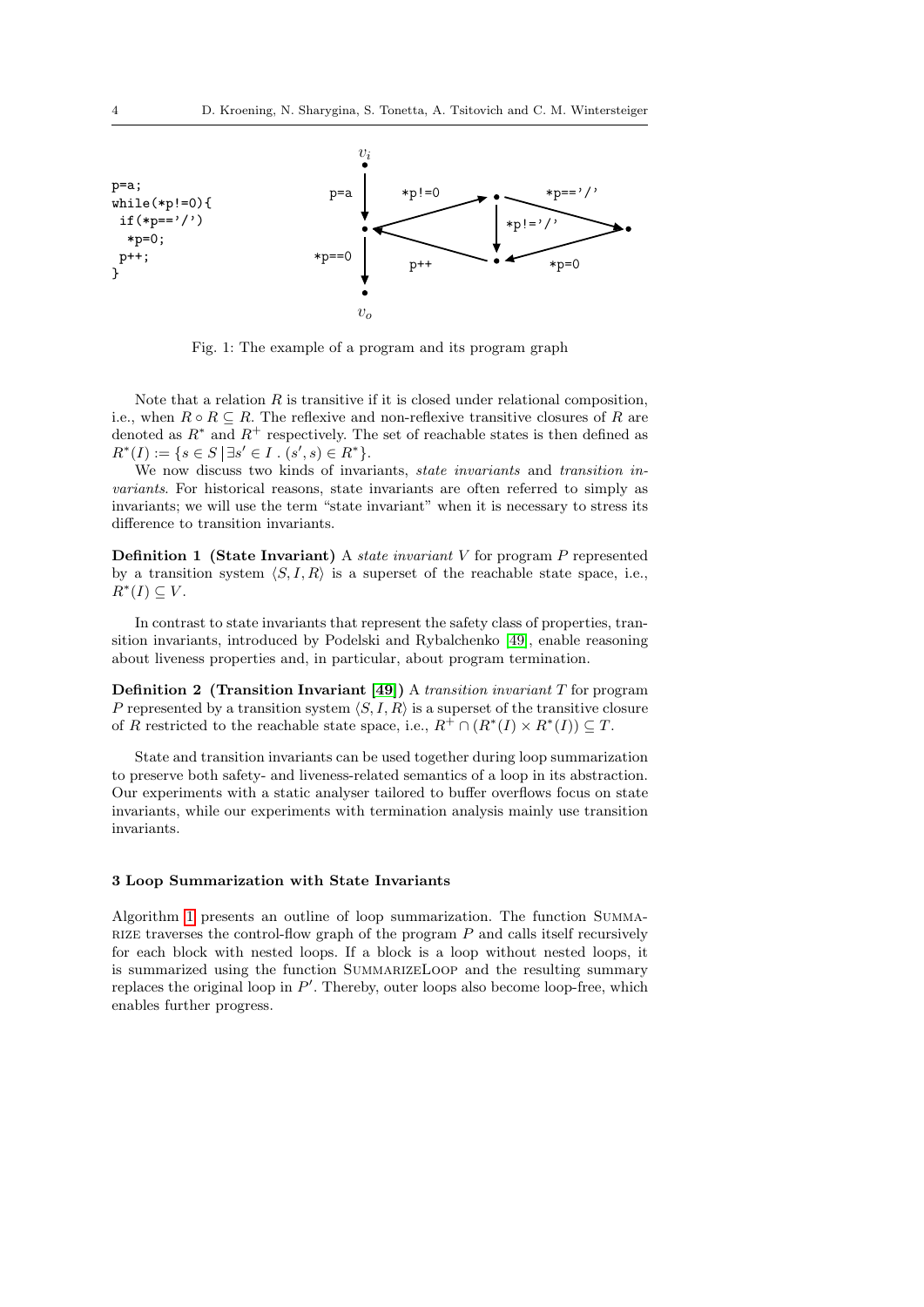```
p=a;
while(*p!=0){
 if(*p=='/')
  *p=0;
 p++;
}
```

Fig. 1: The example of a program and its program graph

Note that a relation $R$ is transitive if it is closed under relational composition, i.e., when $R \circ R \subseteq R$. The reflexive and non-reflexive transitive closures of $R$ are denoted as $R^*$ and $R^+$ respectively. The set of reachable states is then defined as $R^*(I) := \{s \in S \mid \exists s' \in I \,.\, (s', s) \in R^*\}$.

We now discuss two kinds of invariants, *state invariants* and *transition invariants*. For historical reasons, state invariants are often referred to simply as invariants; we will use the term "state invariant" when it is necessary to stress its difference to transition invariants.

**Definition 1 (State Invariant)** A *state invariant* $V$ for program $P$ represented by a transition system $\langle S, I, R\rangle$ is a superset of the reachable state space, i.e., $R^*(I) \subseteq V$.

In contrast to state invariants that represent the safety class of properties, transition invariants, introduced by Podelski and Rybalchenko [49], enable reasoning about liveness properties and, in particular, about program termination.

**Definition 2 (Transition Invariant [49])** A *transition invariant* $T$ for program $P$ represented by a transition system $\langle S, I, R\rangle$ is a superset of the transitive closure of $R$ restricted to the reachable state space, i.e., $R^+ \cap (R^*(I) \times R^*(I)) \subseteq T$.

State and transition invariants can be used together during loop summarization to preserve both safety- and liveness-related semantics of a loop in its abstraction. Our experiments with a static analyser tailored to buffer overflows focus on state invariants, while our experiments with termination analysis mainly use transition invariants.

### 3 Loop Summarization with State Invariants

Algorithm 1 presents an outline of loop summarization. The function Summarize traverses the control-flow graph of the program $P$ and calls itself recursively for each block with nested loops. If a block is a loop without nested loops, it is summarized using the function SummarizeLoop and the resulting summary replaces the original loop in $P'$. Thereby, outer loops also become loop-free, which enables further progress.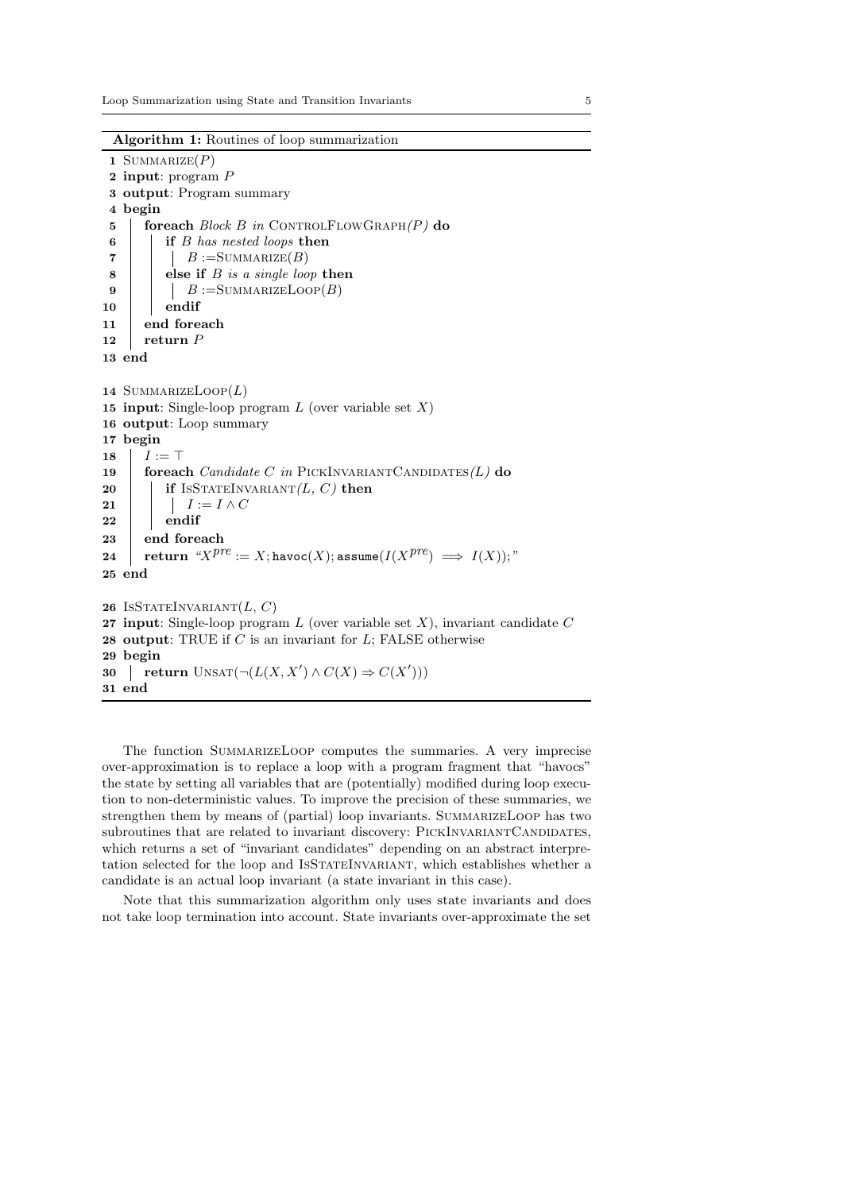**Algorithm 1:** Routines of loop summarization

```
 1 Summarize(P)
 2 input: program P
 3 output: Program summary
 4 begin
 5   foreach Block B in ControlFlowGraph(P) do
 6     if B has nested loops then
 7       B :=Summarize(B)
 8     else if B is a single loop then
 9       B :=SummarizeLoop(B)
10     endif
11   end foreach
12   return P
13 end

14 SummarizeLoop(L)
15 input: Single-loop program L (over variable set X)
16 output: Loop summary
17 begin
18   I := ⊤
19   foreach Candidate C in PickInvariantCandidates(L) do
20     if IsStateInvariant(L, C) then
21       I := I ∧ C
22     endif
23   end foreach
24   return "X^pre := X; havoc(X); assume(I(X^pre) ⟹ I(X));"
25 end

26 IsStateInvariant(L, C)
27 input: Single-loop program L (over variable set X), invariant candidate C
28 output: TRUE if C is an invariant for L; FALSE otherwise
29 begin
30   return Unsat(¬(L(X, X′) ∧ C(X) ⇒ C(X′)))
31 end
```

The function SummarizeLoop computes the summaries. A very imprecise over-approximation is to replace a loop with a program fragment that "havocs" the state by setting all variables that are (potentially) modified during loop execution to non-deterministic values. To improve the precision of these summaries, we strengthen them by means of (partial) loop invariants. SummarizeLoop has two subroutines that are related to invariant discovery: PickInvariantCandidates, which returns a set of "invariant candidates" depending on an abstract interpretation selected for the loop and IsStateInvariant, which establishes whether a candidate is an actual loop invariant (a state invariant in this case).

Note that this summarization algorithm only uses state invariants and does not take loop termination into account. State invariants over-approximate the set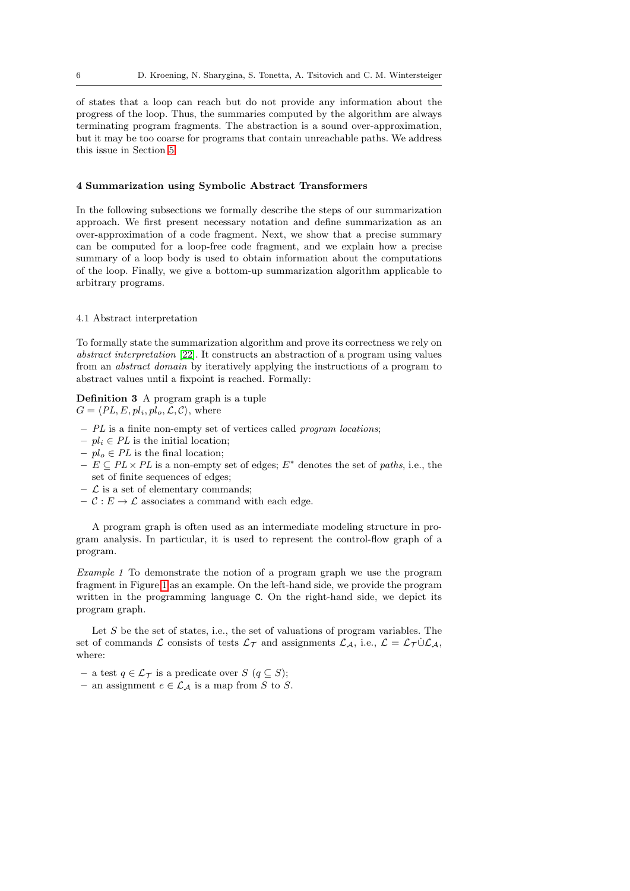of states that a loop can reach but do not provide any information about the progress of the loop. Thus, the summaries computed by the algorithm are always terminating program fragments. The abstraction is a sound over-approximation, but it may be too coarse for programs that contain unreachable paths. We address this issue in Section 5.

## 4 Summarization using Symbolic Abstract Transformers

In the following subsections we formally describe the steps of our summarization approach. We first present necessary notation and define summarization as an over-approximation of a code fragment. Next, we show that a precise summary can be computed for a loop-free code fragment, and we explain how a precise summary of a loop body is used to obtain information about the computations of the loop. Finally, we give a bottom-up summarization algorithm applicable to arbitrary programs.

### 4.1 Abstract interpretation

To formally state the summarization algorithm and prove its correctness we rely on *abstract interpretation* [22]. It constructs an abstraction of a program using values from an *abstract domain* by iteratively applying the instructions of a program to abstract values until a fixpoint is reached. Formally:

**Definition 3** A program graph is a tuple $G = \langle PL, E, pl_i, pl_o, \mathcal{L}, \mathcal{C} \rangle$, where

- $PL$ is a finite non-empty set of vertices called *program locations*;
- $pl_i \in PL$ is the initial location;
- $pl_o \in PL$ is the final location;
- $E \subseteq PL \times PL$ is a non-empty set of edges; $E^*$ denotes the set of *paths*, i.e., the set of finite sequences of edges;
- $\mathcal{L}$ is a set of elementary commands;
- $\mathcal{C} : E \rightarrow \mathcal{L}$ associates a command with each edge.

A program graph is often used as an intermediate modeling structure in program analysis. In particular, it is used to represent the control-flow graph of a program.

*Example 1* To demonstrate the notion of a program graph we use the program fragment in Figure 1 as an example. On the left-hand side, we provide the program written in the programming language `C`. On the right-hand side, we depict its program graph.

Let $S$ be the set of states, i.e., the set of valuations of program variables. The set of commands $\mathcal{L}$ consists of tests $\mathcal{L}_\mathcal{T}$ and assignments $\mathcal{L}_\mathcal{A}$, i.e., $\mathcal{L} = \mathcal{L}_\mathcal{T} \dot{\cup} \mathcal{L}_\mathcal{A}$, where:

- a test $q \in \mathcal{L}_\mathcal{T}$ is a predicate over $S$ ($q \subseteq S$);
- an assignment $e \in \mathcal{L}_\mathcal{A}$ is a map from $S$ to $S$.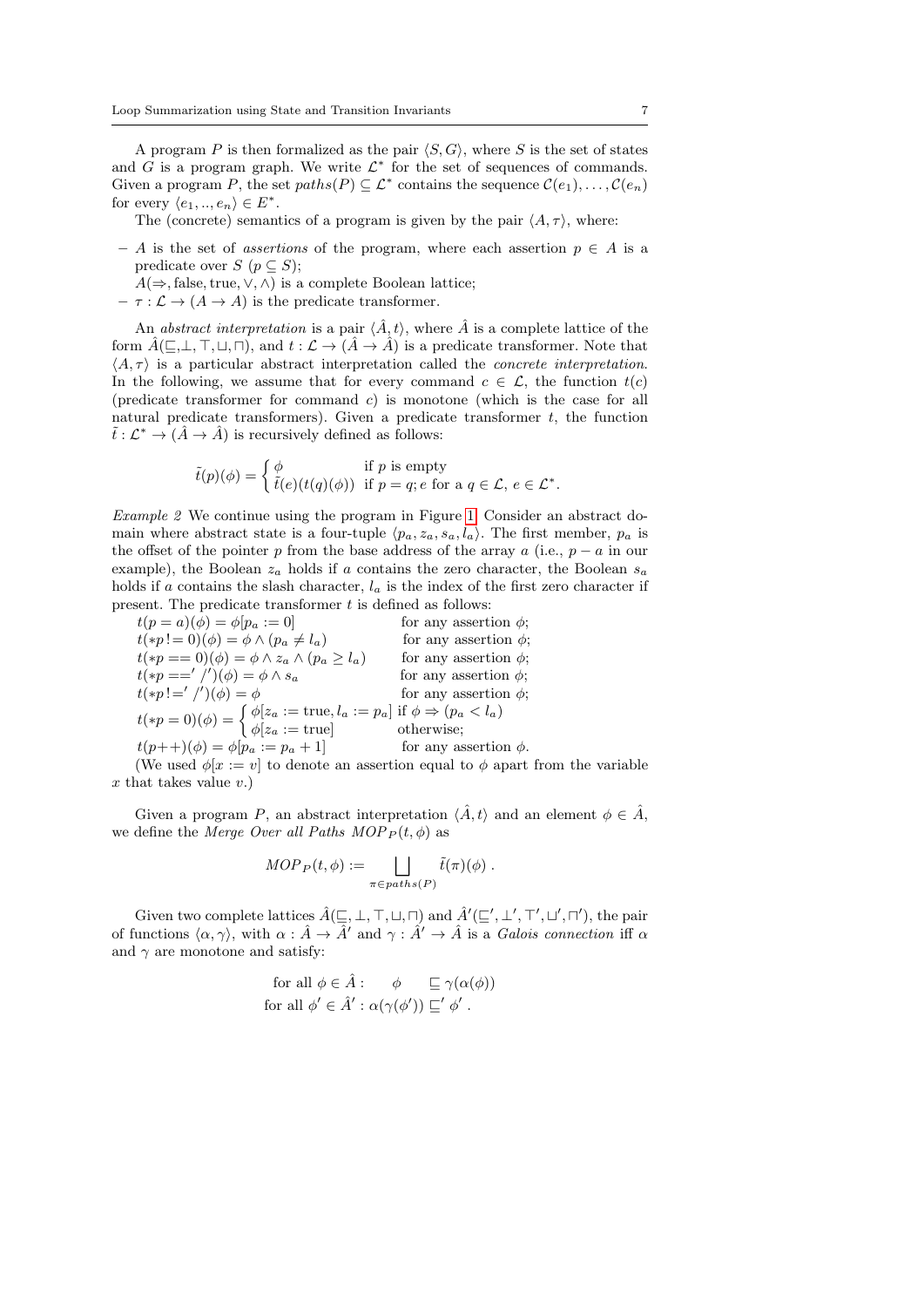A program $P$ is then formalized as the pair $\langle S, G \rangle$, where $S$ is the set of states and $G$ is a program graph. We write $\mathcal{L}^*$ for the set of sequences of commands. Given a program $P$, the set $paths(P) \subseteq \mathcal{L}^*$ contains the sequence $\mathcal{C}(e_1), \ldots, \mathcal{C}(e_n)$ for every $\langle e_1, .., e_n \rangle \in E^*$.

The (concrete) semantics of a program is given by the pair $\langle A, \tau \rangle$, where:

- $A$ is the set of *assertions* of the program, where each assertion $p \in A$ is a predicate over $S$ ($p \subseteq S$);
  $A(\Rightarrow, \text{false}, \text{true}, \vee, \wedge)$ is a complete Boolean lattice;
- $\tau : \mathcal{L} \rightarrow (A \rightarrow A)$ is the predicate transformer.

An *abstract interpretation* is a pair $\langle \hat{A}, t \rangle$, where $\hat{A}$ is a complete lattice of the form $\hat{A}(\sqsubseteq, \bot, \top, \sqcup, \sqcap)$, and $t : \mathcal{L} \rightarrow (\hat{A} \rightarrow \hat{A})$ is a predicate transformer. Note that $\langle A, \tau \rangle$ is a particular abstract interpretation called the *concrete interpretation*. In the following, we assume that for every command $c \in \mathcal{L}$, the function $t(c)$ (predicate transformer for command $c$) is monotone (which is the case for all natural predicate transformers). Given a predicate transformer $t$, the function $\tilde{t} : \mathcal{L}^* \rightarrow (\hat{A} \rightarrow \hat{A})$ is recursively defined as follows:

$$\tilde{t}(p)(\phi) = \begin{cases} \phi & \text{if } p \text{ is empty} \\ \tilde{t}(e)(t(q)(\phi)) & \text{if } p = q; e \text{ for a } q \in \mathcal{L},\, e \in \mathcal{L}^*. \end{cases}$$

*Example 2* We continue using the program in Figure 1. Consider an abstract domain where abstract state is a four-tuple $\langle p_a, z_a, s_a, l_a \rangle$. The first member, $p_a$ is the offset of the pointer $p$ from the base address of the array $a$ (i.e., $p - a$ in our example), the Boolean $z_a$ holds if $a$ contains the zero character, the Boolean $s_a$ holds if $a$ contains the slash character, $l_a$ is the index of the first zero character if present. The predicate transformer $t$ is defined as follows:

$t(p = a)(\phi) = \phi[p_a := 0]$ for any assertion $\phi$;
$t(*p \,!= 0)(\phi) = \phi \wedge (p_a \neq l_a)$ for any assertion $\phi$;
$t(*p == 0)(\phi) = \phi \wedge z_a \wedge (p_a \geq l_a)$ for any assertion $\phi$;
$t(*p ==' /')(\phi) = \phi \wedge s_a$ for any assertion $\phi$;
$t(*p \,!=' /')(\phi) = \phi$ for any assertion $\phi$;
$t(*p = 0)(\phi) = \begin{cases} \phi[z_a := \text{true}, l_a := p_a] & \text{if } \phi \Rightarrow (p_a < l_a) \\ \phi[z_a := \text{true}] & \text{otherwise;} \end{cases}$
$t(p{+}{+})(\phi) = \phi[p_a := p_a + 1]$ for any assertion $\phi$.

(We used $\phi[x := v]$ to denote an assertion equal to $\phi$ apart from the variable $x$ that takes value $v$.)

Given a program $P$, an abstract interpretation $\langle \hat{A}, t \rangle$ and an element $\phi \in \hat{A}$, we define the *Merge Over all Paths* $MOP_P(t, \phi)$ as

$$MOP_P(t, \phi) := \bigsqcup_{\pi \in paths(P)} \tilde{t}(\pi)(\phi)\ .$$

Given two complete lattices $\hat{A}(\sqsubseteq, \bot, \top, \sqcup, \sqcap)$ and $\hat{A}'(\sqsubseteq', \bot', \top', \sqcup', \sqcap')$, the pair of functions $\langle \alpha, \gamma \rangle$, with $\alpha : \hat{A} \rightarrow \hat{A}'$ and $\gamma : \hat{A}' \rightarrow \hat{A}$ is a *Galois connection* iff $\alpha$ and $\gamma$ are monotone and satisfy:

$$\begin{aligned} \text{for all } \phi \in \hat{A} : \quad \phi \quad &\sqsubseteq \gamma(\alpha(\phi)) \\ \text{for all } \phi' \in \hat{A}' : \alpha(\gamma(\phi')) &\sqsubseteq' \phi'\ . \end{aligned}$$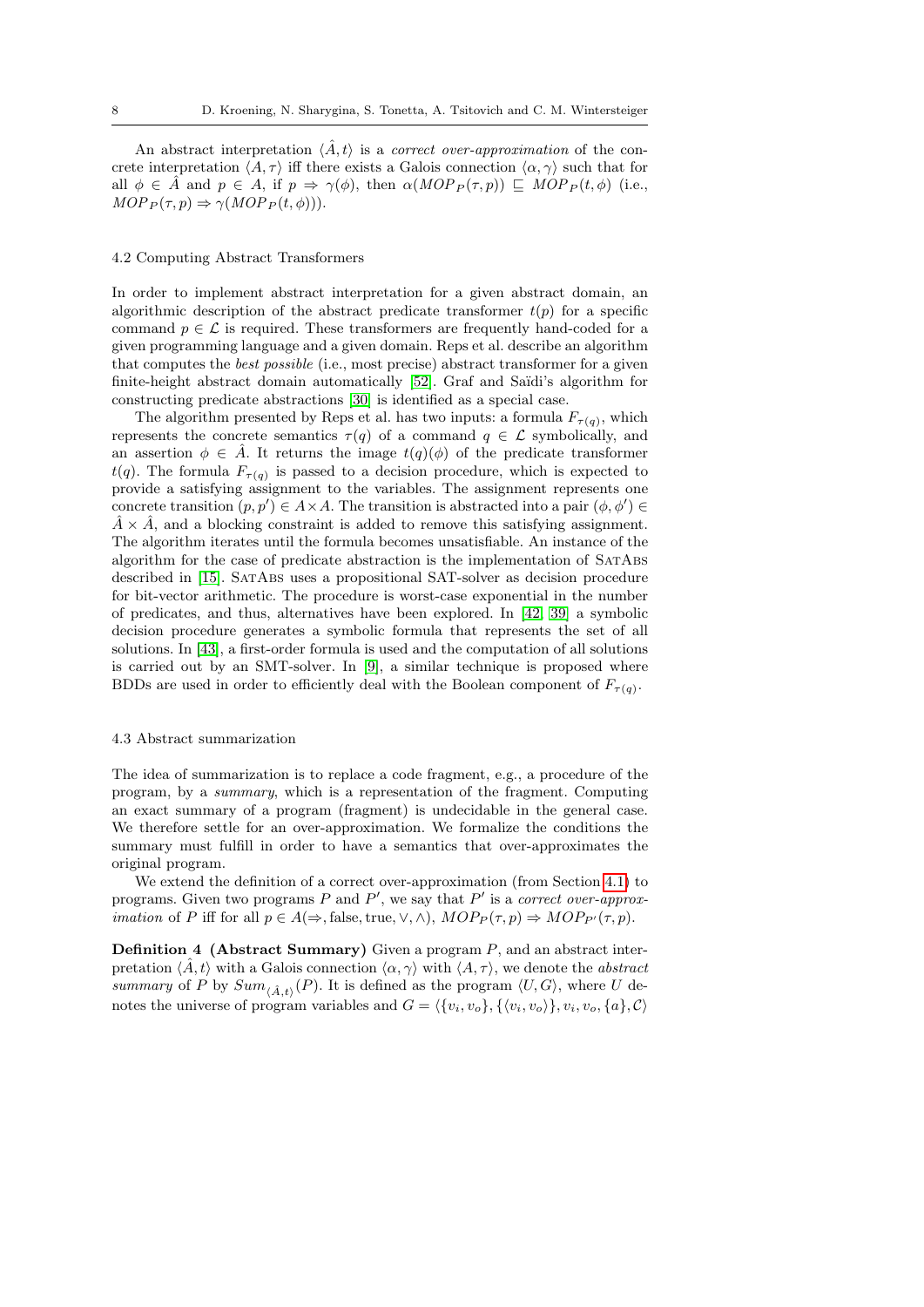An abstract interpretation $\langle \hat{A}, t \rangle$ is a *correct over-approximation* of the concrete interpretation $\langle A, \tau \rangle$ iff there exists a Galois connection $\langle \alpha, \gamma \rangle$ such that for all $\phi \in \hat{A}$ and $p \in A$, if $p \Rightarrow \gamma(\phi)$, then $\alpha(MOP_P(\tau, p)) \sqsubseteq MOP_P(t, \phi)$ (i.e., $MOP_P(\tau, p) \Rightarrow \gamma(MOP_P(t, \phi))$).

### 4.2 Computing Abstract Transformers

In order to implement abstract interpretation for a given abstract domain, an algorithmic description of the abstract predicate transformer $t(p)$ for a specific command $p \in \mathcal{L}$ is required. These transformers are frequently hand-coded for a given programming language and a given domain. Reps et al. describe an algorithm that computes the *best possible* (i.e., most precise) abstract transformer for a given finite-height abstract domain automatically [52]. Graf and Saïdi's algorithm for constructing predicate abstractions [30] is identified as a special case.

The algorithm presented by Reps et al. has two inputs: a formula $F_{\tau(q)}$, which represents the concrete semantics $\tau(q)$ of a command $q \in \mathcal{L}$ symbolically, and an assertion $\phi \in \hat{A}$. It returns the image $t(q)(\phi)$ of the predicate transformer $t(q)$. The formula $F_{\tau(q)}$ is passed to a decision procedure, which is expected to provide a satisfying assignment to the variables. The assignment represents one concrete transition $(p, p') \in A \times A$. The transition is abstracted into a pair $(\phi, \phi') \in \hat{A} \times \hat{A}$, and a blocking constraint is added to remove this satisfying assignment. The algorithm iterates until the formula becomes unsatisfiable. An instance of the algorithm for the case of predicate abstraction is the implementation of SatAbs described in [15]. SatAbs uses a propositional SAT-solver as decision procedure for bit-vector arithmetic. The procedure is worst-case exponential in the number of predicates, and thus, alternatives have been explored. In [42, 39] a symbolic decision procedure generates a symbolic formula that represents the set of all solutions. In [43], a first-order formula is used and the computation of all solutions is carried out by an SMT-solver. In [9], a similar technique is proposed where BDDs are used in order to efficiently deal with the Boolean component of $F_{\tau(q)}$.

### 4.3 Abstract summarization

The idea of summarization is to replace a code fragment, e.g., a procedure of the program, by a *summary*, which is a representation of the fragment. Computing an exact summary of a program (fragment) is undecidable in the general case. We therefore settle for an over-approximation. We formalize the conditions the summary must fulfill in order to have a semantics that over-approximates the original program.

We extend the definition of a correct over-approximation (from Section 4.1) to programs. Given two programs $P$ and $P'$, we say that $P'$ is a *correct over-approximation* of $P$ iff for all $p \in A(\Rightarrow, \text{false}, \text{true}, \vee, \wedge)$, $MOP_P(\tau, p) \Rightarrow MOP_{P'}(\tau, p)$.

**Definition 4 (Abstract Summary)** Given a program $P$, and an abstract interpretation $\langle \hat{A}, t \rangle$ with a Galois connection $\langle \alpha, \gamma \rangle$ with $\langle A, \tau \rangle$, we denote the *abstract summary* of $P$ by $Sum_{\langle \hat{A}, t \rangle}(P)$. It is defined as the program $\langle U, G \rangle$, where $U$ denotes the universe of program variables and $G = \langle \{v_i, v_o\}, \{\langle v_i, v_o \rangle\}, v_i, v_o, \{a\}, \mathcal{C} \rangle$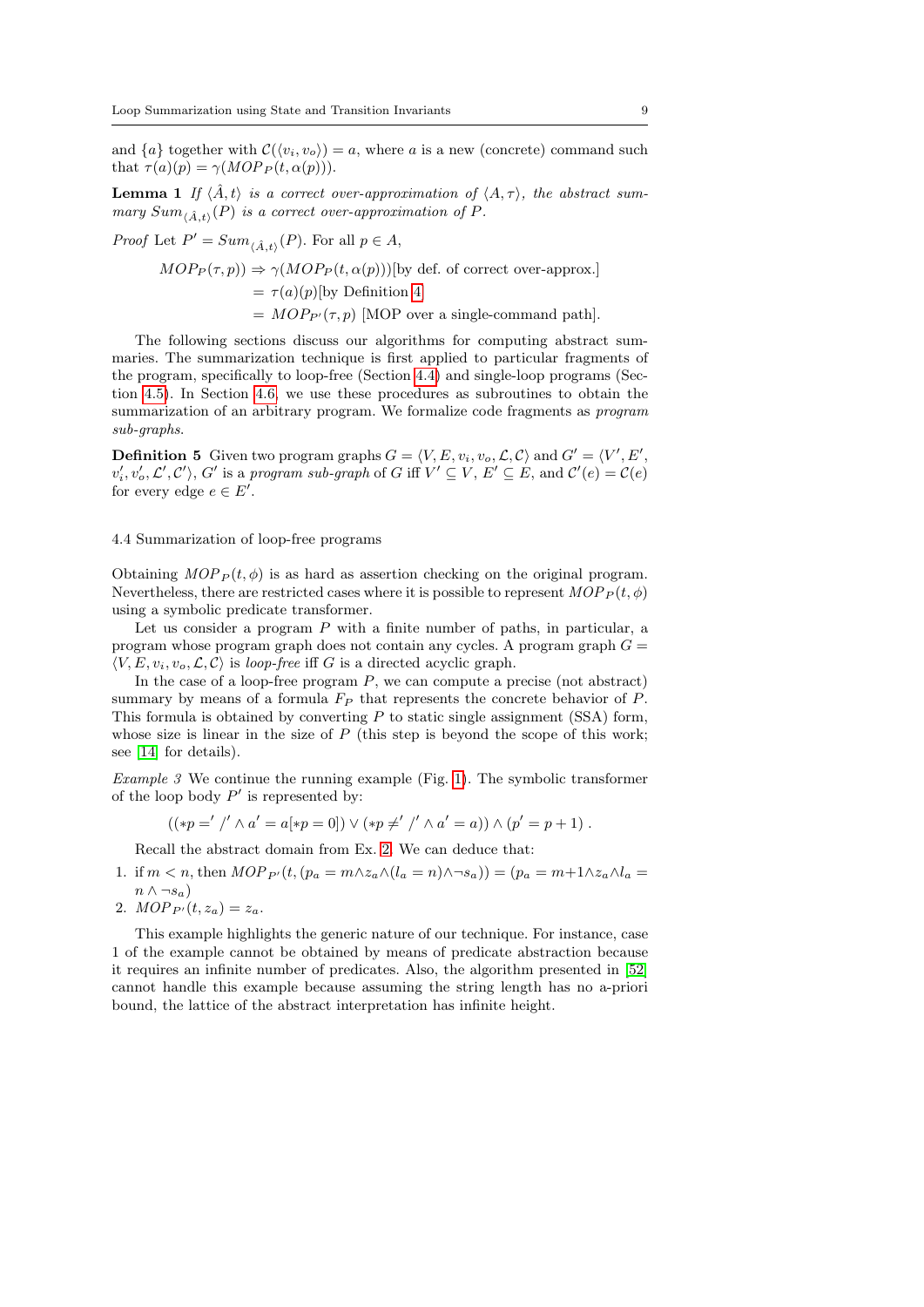and $\{a\}$ together with $\mathcal{C}(\langle v_i, v_o\rangle) = a$, where $a$ is a new (concrete) command such that $\tau(a)(p) = \gamma(MOP_P(t, \alpha(p)))$.

**Lemma 1** *If $\langle \hat{A}, t\rangle$ is a correct over-approximation of $\langle A, \tau\rangle$, the abstract summary $Sum_{\langle \hat{A},t\rangle}(P)$ is a correct over-approximation of $P$.*

*Proof* Let $P' = Sum_{\langle \hat{A},t\rangle}(P)$. For all $p \in A$,

$$
\begin{aligned}
MOP_P(\tau, p)) &\Rightarrow \gamma(MOP_P(t, \alpha(p)))[\text{by def. of correct over-approx.}]\\
&= \tau(a)(p)[\text{by Definition 4}]\\
&= MOP_{P'}(\tau, p)\ [\text{MOP over a single-command path}].
\end{aligned}
$$

The following sections discuss our algorithms for computing abstract summaries. The summarization technique is first applied to particular fragments of the program, specifically to loop-free (Section 4.4) and single-loop programs (Section 4.5). In Section 4.6, we use these procedures as subroutines to obtain the summarization of an arbitrary program. We formalize code fragments as *program sub-graphs*.

**Definition 5** Given two program graphs $G = \langle V, E, v_i, v_o, \mathcal{L}, \mathcal{C}\rangle$ and $G' = \langle V', E', v_i', v_o', \mathcal{L}', \mathcal{C}'\rangle$, $G'$ is a *program sub-graph* of $G$ iff $V' \subseteq V$, $E' \subseteq E$, and $\mathcal{C}'(e) = \mathcal{C}(e)$ for every edge $e \in E'$.

4.4 Summarization of loop-free programs

Obtaining $MOP_P(t, \phi)$ is as hard as assertion checking on the original program. Nevertheless, there are restricted cases where it is possible to represent $MOP_P(t, \phi)$ using a symbolic predicate transformer.

Let us consider a program $P$ with a finite number of paths, in particular, a program whose program graph does not contain any cycles. A program graph $G = \langle V, E, v_i, v_o, \mathcal{L}, \mathcal{C}\rangle$ is *loop-free* iff $G$ is a directed acyclic graph.

In the case of a loop-free program $P$, we can compute a precise (not abstract) summary by means of a formula $F_P$ that represents the concrete behavior of $P$. This formula is obtained by converting $P$ to static single assignment (SSA) form, whose size is linear in the size of $P$ (this step is beyond the scope of this work; see [14] for details).

*Example 3* We continue the running example (Fig. 1). The symbolic transformer of the loop body $P'$ is represented by:

$$((*p = '\ /' \wedge a' = a[*p = 0]) \vee (*p \neq '\ /' \wedge a' = a)) \wedge (p' = p + 1)\ .$$

Recall the abstract domain from Ex. 2. We can deduce that:

1. if $m < n$, then $MOP_{P'}(t, (p_a = m \wedge z_a \wedge (l_a = n) \wedge \neg s_a)) = (p_a = m{+}1 \wedge z_a \wedge l_a = n \wedge \neg s_a)$
2. $MOP_{P'}(t, z_a) = z_a$.

This example highlights the generic nature of our technique. For instance, case 1 of the example cannot be obtained by means of predicate abstraction because it requires an infinite number of predicates. Also, the algorithm presented in [52] cannot handle this example because assuming the string length has no a-priori bound, the lattice of the abstract interpretation has infinite height.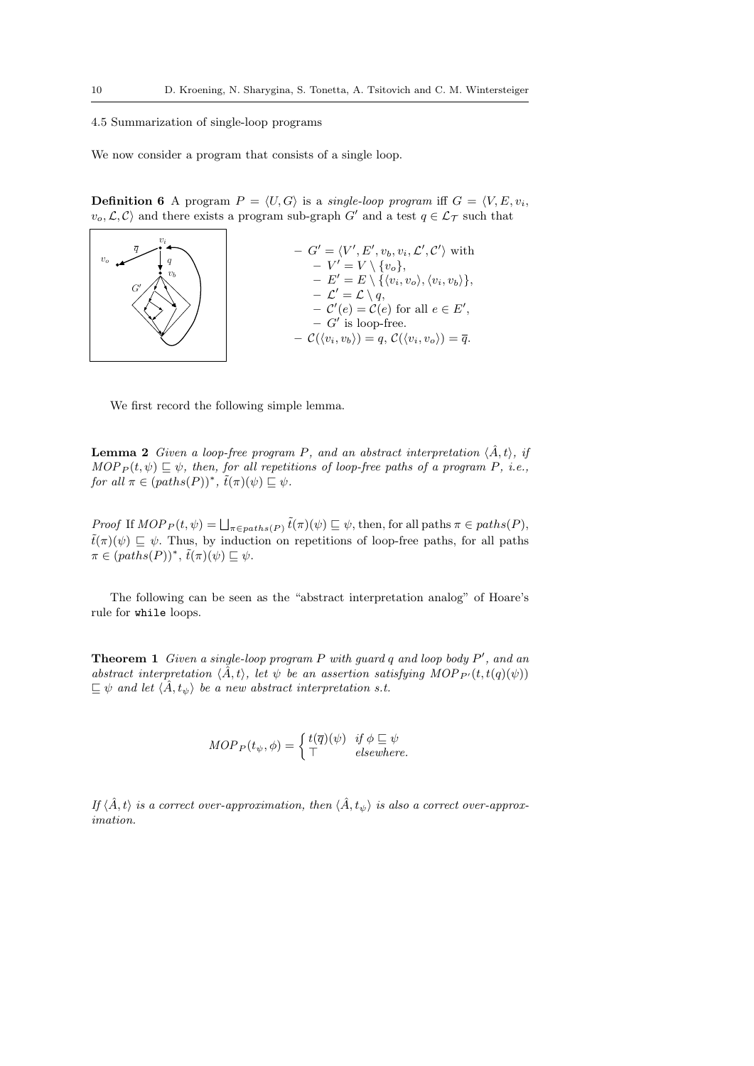### 4.5 Summarization of single-loop programs

We now consider a program that consists of a single loop.

**Definition 6** A program $P = \langle U, G \rangle$ is a *single-loop program* iff $G = \langle V, E, v_i, v_o, \mathcal{L}, \mathcal{C} \rangle$ and there exists a program sub-graph $G'$ and a test $q \in \mathcal{L}_\mathcal{T}$ such that

- $G' = \langle V', E', v_b, v_i, \mathcal{L}', \mathcal{C}' \rangle$ with
  - $V' = V \setminus \{v_o\}$,
  - $E' = E \setminus \{\langle v_i, v_o \rangle, \langle v_i, v_b \rangle\}$,
  - $\mathcal{L}' = \mathcal{L} \setminus q$,
  - $\mathcal{C}'(e) = \mathcal{C}(e)$ for all $e \in E'$,
  - $G'$ is loop-free.
- $\mathcal{C}(\langle v_i, v_b \rangle) = q$, $\mathcal{C}(\langle v_i, v_o \rangle) = \overline{q}$.

We first record the following simple lemma.

**Lemma 2** *Given a loop-free program $P$, and an abstract interpretation $\langle \hat{A}, t \rangle$, if $MOP_P(t, \psi) \sqsubseteq \psi$, then, for all repetitions of loop-free paths of a program $P$, i.e., for all $\pi \in (paths(P))^*$, $\tilde{t}(\pi)(\psi) \sqsubseteq \psi$.*

*Proof* If $MOP_P(t, \psi) = \bigsqcup_{\pi \in paths(P)} \tilde{t}(\pi)(\psi) \sqsubseteq \psi$, then, for all paths $\pi \in paths(P)$, $\tilde{t}(\pi)(\psi) \sqsubseteq \psi$. Thus, by induction on repetitions of loop-free paths, for all paths $\pi \in (paths(P))^*$, $\tilde{t}(\pi)(\psi) \sqsubseteq \psi$.

The following can be seen as the "abstract interpretation analog" of Hoare's rule for `while` loops.

**Theorem 1** *Given a single-loop program $P$ with guard $q$ and loop body $P'$, and an abstract interpretation $\langle \hat{A}, t \rangle$, let $\psi$ be an assertion satisfying $MOP_{P'}(t, t(q)(\psi)) \sqsubseteq \psi$ and let $\langle \hat{A}, t_\psi \rangle$ be a new abstract interpretation s.t.*

$$MOP_P(t_\psi, \phi) = \begin{cases} t(\overline{q})(\psi) & \text{if } \phi \sqsubseteq \psi \\ \top & \text{elsewhere.} \end{cases}$$

*If $\langle \hat{A}, t \rangle$ is a correct over-approximation, then $\langle \hat{A}, t_\psi \rangle$ is also a correct over-approximation.*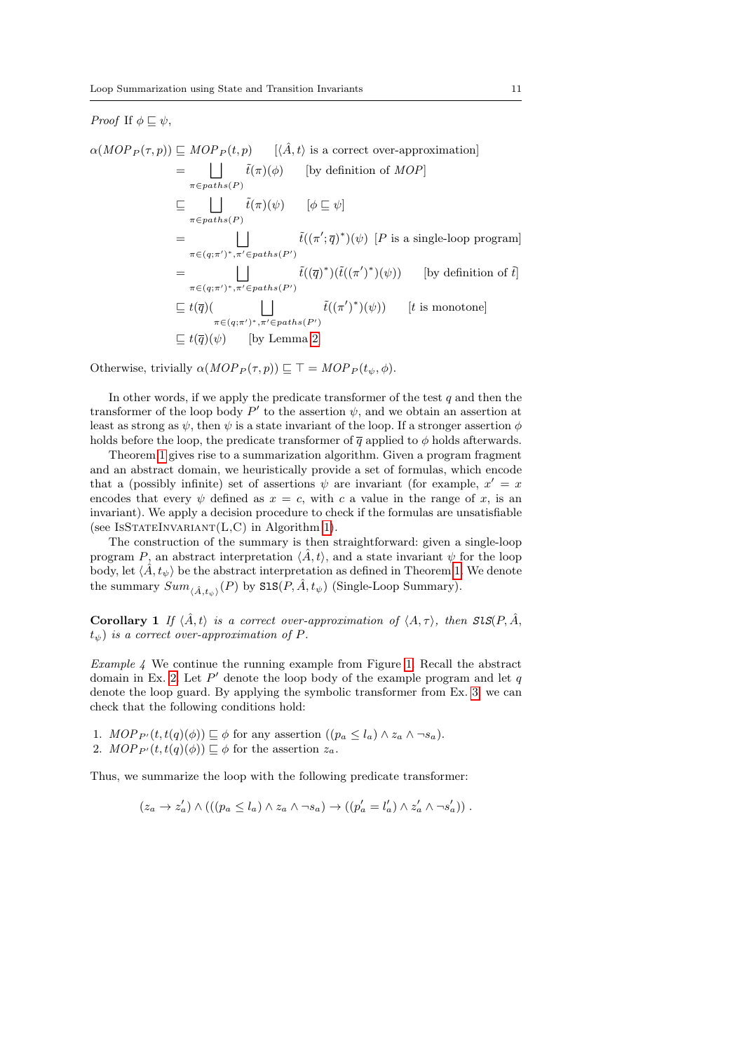*Proof* If $\phi \sqsubseteq \psi$,

$$
\begin{aligned}
\alpha(MOP_P(\tau, p)) &\sqsubseteq MOP_P(t, p) \qquad [\langle \hat{A}, t\rangle \text{ is a correct over-approximation}] \\
&= \bigsqcup_{\pi \in paths(P)} \tilde{t}(\pi)(\phi) \qquad [\text{by definition of } MOP] \\
&\sqsubseteq \bigsqcup_{\pi \in paths(P)} \tilde{t}(\pi)(\psi) \qquad [\phi \sqsubseteq \psi] \\
&= \bigsqcup_{\pi \in (q;\pi')^*, \pi' \in paths(P')} \tilde{t}((\pi'; \overline{q})^*)(\psi) \;\; [P \text{ is a single-loop program}] \\
&= \bigsqcup_{\pi \in (q;\pi')^*, \pi' \in paths(P')} \tilde{t}((\overline{q})^*)(\tilde{t}((\pi')^*)(\psi)) \qquad [\text{by definition of } \tilde{t}] \\
&\sqsubseteq t(\overline{q})(\bigsqcup_{\pi \in (q;\pi')^*, \pi' \in paths(P')} \tilde{t}((\pi')^*)(\psi)) \qquad [t \text{ is monotone}] \\
&\sqsubseteq t(\overline{q})(\psi) \qquad [\text{by Lemma 2}]
\end{aligned}
$$

Otherwise, trivially $\alpha(MOP_P(\tau, p)) \sqsubseteq \top = MOP_P(t_\psi, \phi)$.

In other words, if we apply the predicate transformer of the test $q$ and then the transformer of the loop body $P'$ to the assertion $\psi$, and we obtain an assertion at least as strong as $\psi$, then $\psi$ is a state invariant of the loop. If a stronger assertion $\phi$ holds before the loop, the predicate transformer of $\overline{q}$ applied to $\phi$ holds afterwards.

Theorem 1 gives rise to a summarization algorithm. Given a program fragment and an abstract domain, we heuristically provide a set of formulas, which encode that a (possibly infinite) set of assertions $\psi$ are invariant (for example, $x' = x$ encodes that every $\psi$ defined as $x = c$, with $c$ a value in the range of $x$, is an invariant). We apply a decision procedure to check if the formulas are unsatisfiable (see IsStateInvariant(L,C) in Algorithm 1).

The construction of the summary is then straightforward: given a single-loop program $P$, an abstract interpretation $\langle \hat{A}, t\rangle$, and a state invariant $\psi$ for the loop body, let $\langle \hat{A}, t_\psi\rangle$ be the abstract interpretation as defined in Theorem 1. We denote the summary $Sum_{\langle \hat{A}, t_\psi\rangle}(P)$ by $\texttt{SlS}(P, \hat{A}, t_\psi)$ (Single-Loop Summary).

**Corollary 1** *If $\langle \hat{A}, t\rangle$ is a correct over-approximation of $\langle A, \tau\rangle$, then $\texttt{SlS}(P, \hat{A}, t_\psi)$ is a correct over-approximation of $P$.*

*Example 4* We continue the running example from Figure 1. Recall the abstract domain in Ex. 2. Let $P'$ denote the loop body of the example program and let $q$ denote the loop guard. By applying the symbolic transformer from Ex. 3, we can check that the following conditions hold:

1. $MOP_{P'}(t, t(q)(\phi)) \sqsubseteq \phi$ for any assertion $((p_a \le l_a) \wedge z_a \wedge \neg s_a)$.
2. $MOP_{P'}(t, t(q)(\phi)) \sqsubseteq \phi$ for the assertion $z_a$.

Thus, we summarize the loop with the following predicate transformer:

$$
(z_a \rightarrow z_a') \wedge (((p_a \le l_a) \wedge z_a \wedge \neg s_a) \rightarrow ((p_a' = l_a') \wedge z_a' \wedge \neg s_a')) .
$$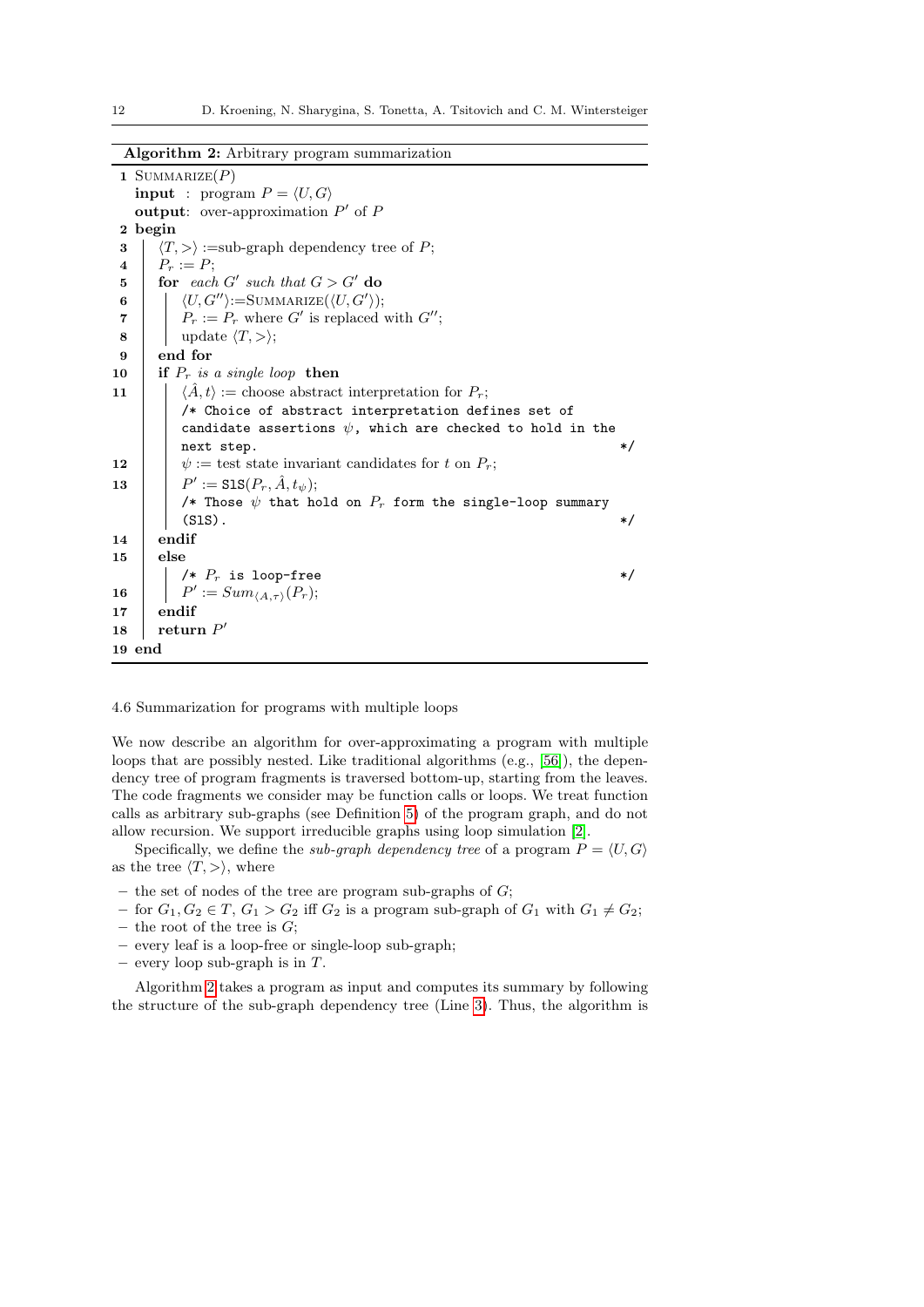**Algorithm 2:** Arbitrary program summarization

```
1  SUMMARIZE(P)
   input  :  program P = ⟨U, G⟩
   output:  over-approximation P' of P
2  begin
3     ⟨T, >⟩ :=sub-graph dependency tree of P;
4     P_r := P;
5     for  each G' such that G > G' do
6        ⟨U, G''⟩:=SUMMARIZE(⟨U, G'⟩);
7        P_r := P_r where G' is replaced with G'';
8        update ⟨T, >⟩;
9     end for
10    if P_r is a single loop  then
11       ⟨Â, t⟩ := choose abstract interpretation for P_r;
         /* Choice of abstract interpretation defines set of
         candidate assertions ψ, which are checked to hold in the
         next step.                                              */
12       ψ := test state invariant candidates for t on P_r;
13       P' := SlS(P_r, Â, t_ψ);
         /* Those ψ that hold on P_r form the single-loop summary
         (SlS).                                                  */
14    endif
15    else
         /* P_r is loop-free                                     */
16       P' := Sum_⟨A,τ⟩(P_r);
17    endif
18    return P'
19 end
```

4.6 Summarization for programs with multiple loops

We now describe an algorithm for over-approximating a program with multiple loops that are possibly nested. Like traditional algorithms (e.g., [56]), the dependency tree of program fragments is traversed bottom-up, starting from the leaves. The code fragments we consider may be function calls or loops. We treat function calls as arbitrary sub-graphs (see Definition 5) of the program graph, and do not allow recursion. We support irreducible graphs using loop simulation [2].

Specifically, we define the *sub-graph dependency tree* of a program $P = \langle U, G\rangle$ as the tree $\langle T, >\rangle$, where

- the set of nodes of the tree are program sub-graphs of $G$;
- for $G_1, G_2 \in T$, $G_1 > G_2$ iff $G_2$ is a program sub-graph of $G_1$ with $G_1 \neq G_2$;
- the root of the tree is $G$;
- every leaf is a loop-free or single-loop sub-graph;
- every loop sub-graph is in $T$.

Algorithm 2 takes a program as input and computes its summary by following the structure of the sub-graph dependency tree (Line 3). Thus, the algorithm is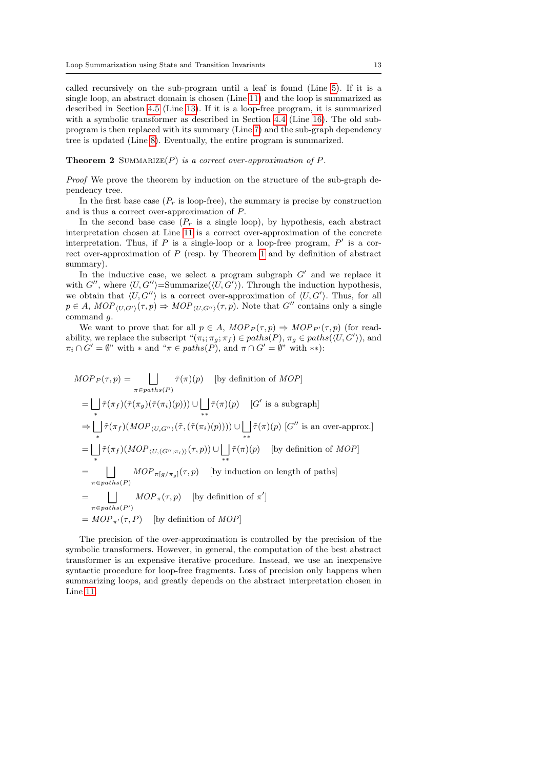called recursively on the sub-program until a leaf is found (Line 5). If it is a single loop, an abstract domain is chosen (Line 11) and the loop is summarized as described in Section 4.5 (Line 13). If it is a loop-free program, it is summarized with a symbolic transformer as described in Section 4.4 (Line 16). The old sub-program is then replaced with its summary (Line 7) and the sub-graph dependency tree is updated (Line 8). Eventually, the entire program is summarized.

**Theorem 2** SUMMARIZE($P$) *is a correct over-approximation of* $P$.

*Proof* We prove the theorem by induction on the structure of the sub-graph dependency tree.

In the first base case ($P_r$ is loop-free), the summary is precise by construction and is thus a correct over-approximation of $P$.

In the second base case ($P_r$ is a single loop), by hypothesis, each abstract interpretation chosen at Line 11 is a correct over-approximation of the concrete interpretation. Thus, if $P$ is a single-loop or a loop-free program, $P'$ is a correct over-approximation of $P$ (resp. by Theorem 1 and by definition of abstract summary).

In the inductive case, we select a program subgraph $G'$ and we replace it with $G''$, where $\langle U, G'' \rangle$=Summarize($\langle U, G' \rangle$). Through the induction hypothesis, we obtain that $\langle U, G'' \rangle$ is a correct over-approximation of $\langle U, G' \rangle$. Thus, for all $p \in A$, $MOP_{\langle U,G' \rangle}(\tau, p) \Rightarrow MOP_{\langle U,G'' \rangle}(\tau, p)$. Note that $G''$ contains only a single command $g$.

We want to prove that for all $p \in A$, $MOP_P(\tau, p) \Rightarrow MOP_{P'}(\tau, p)$ (for readability, we replace the subscript "$(\pi_i; \pi_g; \pi_f) \in paths(P)$, $\pi_g \in paths(\langle U, G' \rangle)$, and $\pi_i \cap G' = \emptyset$" with $*$ and "$\pi \in paths(P)$, and $\pi \cap G' = \emptyset$" with $**$):

$$
\begin{aligned}
MOP_P(\tau, p) &= \bigsqcup_{\pi \in paths(P)} \tilde{\tau}(\pi)(p) \quad \text{[by definition of } MOP\text{]} \\
&= \bigsqcup_{*} \tilde{\tau}(\pi_f)(\tilde{\tau}(\pi_g)(\tilde{\tau}(\pi_i)(p))) \cup \bigsqcup_{**} \tilde{\tau}(\pi)(p) \quad [G' \text{ is a subgraph}] \\
&\Rightarrow \bigsqcup_{*} \tilde{\tau}(\pi_f)(MOP_{\langle U,G'' \rangle}(\tilde{\tau}, (\tilde{\tau}(\pi_i)(p)))) \cup \bigsqcup_{**} \tilde{\tau}(\pi)(p) \; [G'' \text{ is an over-approx.}] \\
&= \bigsqcup_{*} \tilde{\tau}(\pi_f)(MOP_{\langle U,(G'';\pi_i) \rangle}(\tau, p)) \cup \bigsqcup_{**} \tilde{\tau}(\pi)(p) \quad \text{[by definition of } MOP\text{]} \\
&= \bigsqcup_{\pi \in paths(P)} MOP_{\pi[g/\pi_g]}(\tau, p) \quad \text{[by induction on length of paths]} \\
&= \bigsqcup_{\pi \in paths(P')} MOP_{\pi}(\tau, p) \quad \text{[by definition of } \pi'\text{]} \\
&= MOP_{\pi'}(\tau, P) \quad \text{[by definition of } MOP\text{]}
\end{aligned}
$$

The precision of the over-approximation is controlled by the precision of the symbolic transformers. However, in general, the computation of the best abstract transformer is an expensive iterative procedure. Instead, we use an inexpensive syntactic procedure for loop-free fragments. Loss of precision only happens when summarizing loops, and greatly depends on the abstract interpretation chosen in Line 11.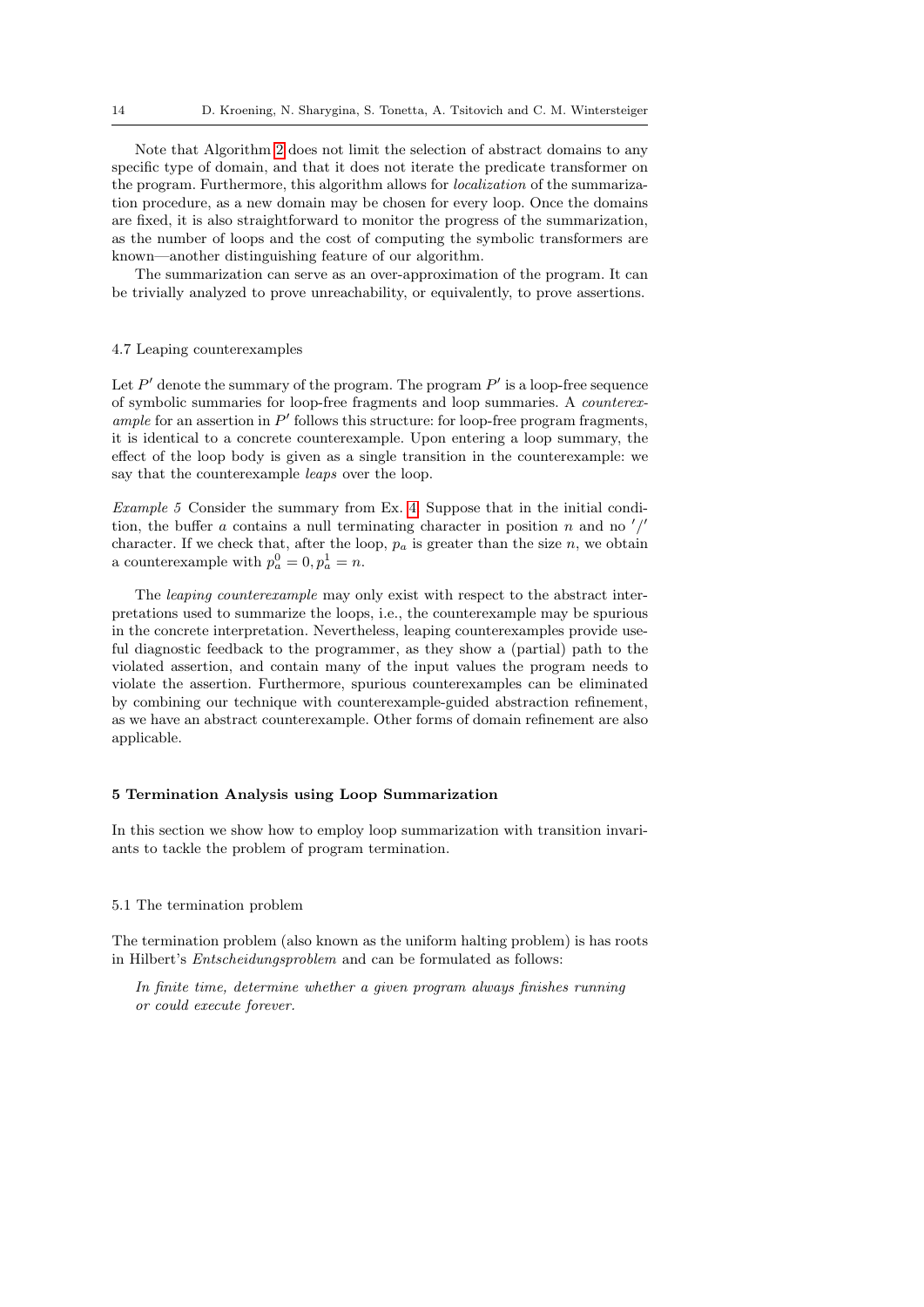Note that Algorithm 2 does not limit the selection of abstract domains to any specific type of domain, and that it does not iterate the predicate transformer on the program. Furthermore, this algorithm allows for *localization* of the summarization procedure, as a new domain may be chosen for every loop. Once the domains are fixed, it is also straightforward to monitor the progress of the summarization, as the number of loops and the cost of computing the symbolic transformers are known—another distinguishing feature of our algorithm.

The summarization can serve as an over-approximation of the program. It can be trivially analyzed to prove unreachability, or equivalently, to prove assertions.

### 4.7 Leaping counterexamples

Let $P'$ denote the summary of the program. The program $P'$ is a loop-free sequence of symbolic summaries for loop-free fragments and loop summaries. A *counterexample* for an assertion in $P'$ follows this structure: for loop-free program fragments, it is identical to a concrete counterexample. Upon entering a loop summary, the effect of the loop body is given as a single transition in the counterexample: we say that the counterexample *leaps* over the loop.

*Example 5* Consider the summary from Ex. 4. Suppose that in the initial condition, the buffer $a$ contains a null terminating character in position $n$ and no $'/'$ character. If we check that, after the loop, $p_a$ is greater than the size $n$, we obtain a counterexample with $p_a^0 = 0, p_a^1 = n$.

The *leaping counterexample* may only exist with respect to the abstract interpretations used to summarize the loops, i.e., the counterexample may be spurious in the concrete interpretation. Nevertheless, leaping counterexamples provide useful diagnostic feedback to the programmer, as they show a (partial) path to the violated assertion, and contain many of the input values the program needs to violate the assertion. Furthermore, spurious counterexamples can be eliminated by combining our technique with counterexample-guided abstraction refinement, as we have an abstract counterexample. Other forms of domain refinement are also applicable.

## 5 Termination Analysis using Loop Summarization

In this section we show how to employ loop summarization with transition invariants to tackle the problem of program termination.

### 5.1 The termination problem

The termination problem (also known as the uniform halting problem) is has roots in Hilbert's *Entscheidungsproblem* and can be formulated as follows:

> *In finite time, determine whether a given program always finishes running or could execute forever.*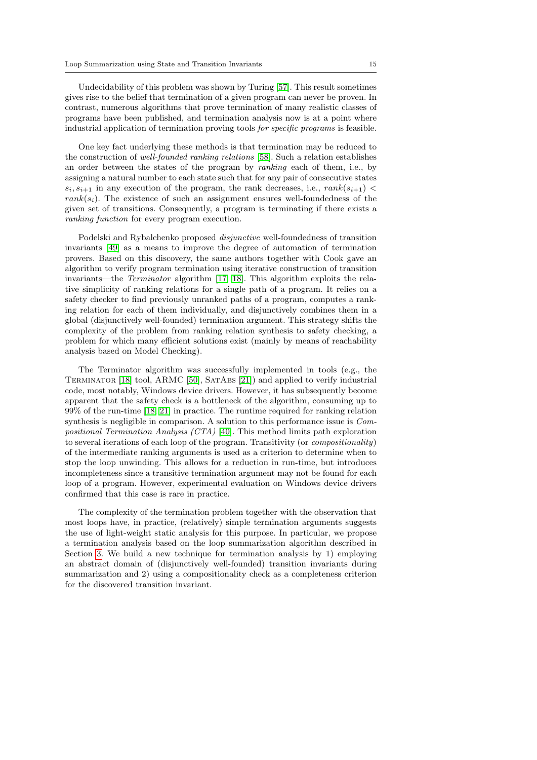Undecidability of this problem was shown by Turing [57]. This result sometimes gives rise to the belief that termination of a given program can never be proven. In contrast, numerous algorithms that prove termination of many realistic classes of programs have been published, and termination analysis now is at a point where industrial application of termination proving tools *for specific programs* is feasible.

One key fact underlying these methods is that termination may be reduced to the construction of *well-founded ranking relations* [58]. Such a relation establishes an order between the states of the program by *ranking* each of them, i.e., by assigning a natural number to each state such that for any pair of consecutive states $s_i, s_{i+1}$ in any execution of the program, the rank decreases, i.e., $rank(s_{i+1}) < rank(s_i)$. The existence of such an assignment ensures well-foundedness of the given set of transitions. Consequently, a program is terminating if there exists a *ranking function* for every program execution.

Podelski and Rybalchenko proposed *disjunctive* well-foundedness of transition invariants [49] as a means to improve the degree of automation of termination provers. Based on this discovery, the same authors together with Cook gave an algorithm to verify program termination using iterative construction of transition invariants—the *Terminator* algorithm [17, 18]. This algorithm exploits the relative simplicity of ranking relations for a single path of a program. It relies on a safety checker to find previously unranked paths of a program, computes a ranking relation for each of them individually, and disjunctively combines them in a global (disjunctively well-founded) termination argument. This strategy shifts the complexity of the problem from ranking relation synthesis to safety checking, a problem for which many efficient solutions exist (mainly by means of reachability analysis based on Model Checking).

The Terminator algorithm was successfully implemented in tools (e.g., the Terminator [18] tool, ARMC [50], SatAbs [21]) and applied to verify industrial code, most notably, Windows device drivers. However, it has subsequently become apparent that the safety check is a bottleneck of the algorithm, consuming up to 99% of the run-time [18, 21] in practice. The runtime required for ranking relation synthesis is negligible in comparison. A solution to this performance issue is *Compositional Termination Analysis (CTA)* [40]. This method limits path exploration to several iterations of each loop of the program. Transitivity (or *compositionality*) of the intermediate ranking arguments is used as a criterion to determine when to stop the loop unwinding. This allows for a reduction in run-time, but introduces incompleteness since a transitive termination argument may not be found for each loop of a program. However, experimental evaluation on Windows device drivers confirmed that this case is rare in practice.

The complexity of the termination problem together with the observation that most loops have, in practice, (relatively) simple termination arguments suggests the use of light-weight static analysis for this purpose. In particular, we propose a termination analysis based on the loop summarization algorithm described in Section 3. We build a new technique for termination analysis by 1) employing an abstract domain of (disjunctively well-founded) transition invariants during summarization and 2) using a compositionality check as a completeness criterion for the discovered transition invariant.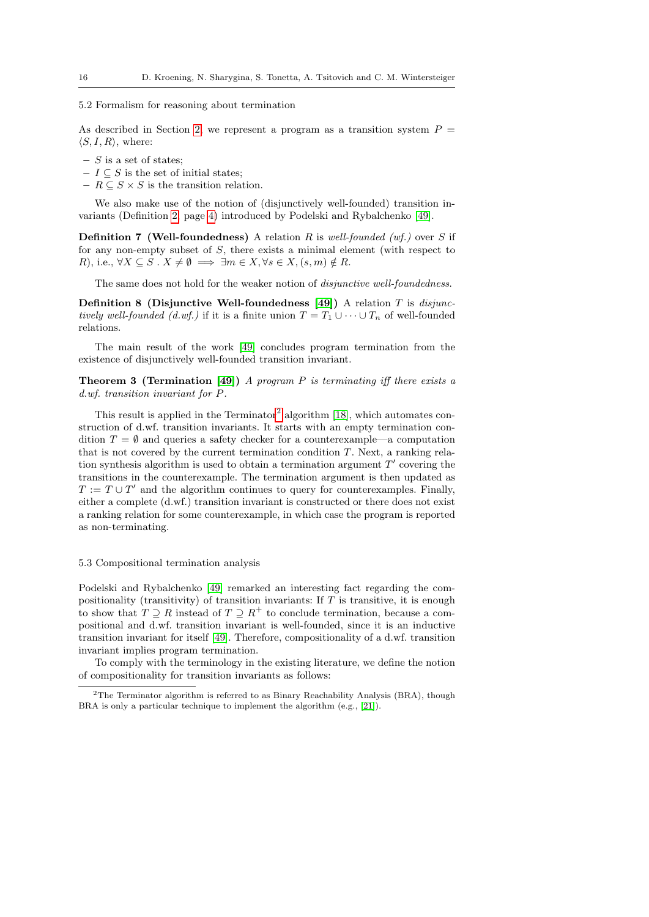### 5.2 Formalism for reasoning about termination

As described in Section 2, we represent a program as a transition system $P = \langle S, I, R \rangle$, where:

- $S$ is a set of states;
- $I \subseteq S$ is the set of initial states;
- $R \subseteq S \times S$ is the transition relation.

We also make use of the notion of (disjunctively well-founded) transition invariants (Definition 2, page 4) introduced by Podelski and Rybalchenko [49].

**Definition 7 (Well-foundedness)** A relation $R$ is *well-founded (wf.)* over $S$ if for any non-empty subset of $S$, there exists a minimal element (with respect to $R$), i.e., $\forall X \subseteq S \,.\, X \neq \emptyset \implies \exists m \in X, \forall s \in X, (s, m) \notin R$.

The same does not hold for the weaker notion of *disjunctive well-foundedness.*

**Definition 8 (Disjunctive Well-foundedness [49])** A relation $T$ is *disjunctively well-founded (d.wf.)* if it is a finite union $T = T_1 \cup \cdots \cup T_n$ of well-founded relations.

The main result of the work [49] concludes program termination from the existence of disjunctively well-founded transition invariant.

**Theorem 3 (Termination [49])** *A program $P$ is terminating iff there exists a d.wf. transition invariant for $P$.*

This result is applied in the Terminator[2] algorithm [18], which automates construction of d.wf. transition invariants. It starts with an empty termination condition $T = \emptyset$ and queries a safety checker for a counterexample—a computation that is not covered by the current termination condition $T$. Next, a ranking relation synthesis algorithm is used to obtain a termination argument $T'$ covering the transitions in the counterexample. The termination argument is then updated as $T := T \cup T'$ and the algorithm continues to query for counterexamples. Finally, either a complete (d.wf.) transition invariant is constructed or there does not exist a ranking relation for some counterexample, in which case the program is reported as non-terminating.

### 5.3 Compositional termination analysis

Podelski and Rybalchenko [49] remarked an interesting fact regarding the compositionality (transitivity) of transition invariants: If $T$ is transitive, it is enough to show that $T \supseteq R$ instead of $T \supseteq R^+$ to conclude termination, because a compositional and d.wf. transition invariant is well-founded, since it is an inductive transition invariant for itself [49]. Therefore, compositionality of a d.wf. transition invariant implies program termination.

To comply with the terminology in the existing literature, we define the notion of compositionality for transition invariants as follows:

[2] The Terminator algorithm is referred to as Binary Reachability Analysis (BRA), though BRA is only a particular technique to implement the algorithm (e.g., [21]).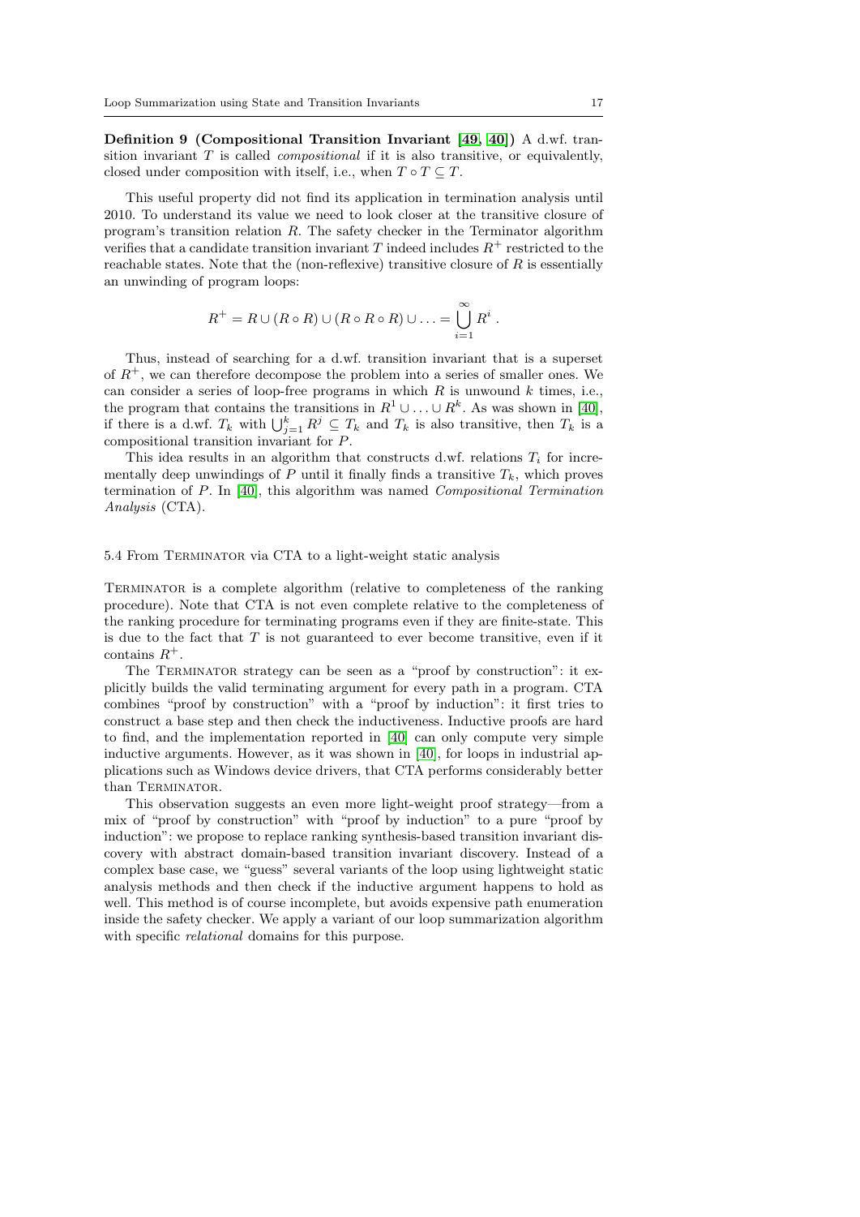**Definition 9 (Compositional Transition Invariant [49, 40])** A d.wf. transition invariant $T$ is called *compositional* if it is also transitive, or equivalently, closed under composition with itself, i.e., when $T \circ T \subseteq T$.

This useful property did not find its application in termination analysis until 2010. To understand its value we need to look closer at the transitive closure of program's transition relation $R$. The safety checker in the Terminator algorithm verifies that a candidate transition invariant $T$ indeed includes $R^+$ restricted to the reachable states. Note that the (non-reflexive) transitive closure of $R$ is essentially an unwinding of program loops:

$$R^+ = R \cup (R \circ R) \cup (R \circ R \circ R) \cup \ldots = \bigcup_{i=1}^{\infty} R^i \, .$$

Thus, instead of searching for a d.wf. transition invariant that is a superset of $R^+$, we can therefore decompose the problem into a series of smaller ones. We can consider a series of loop-free programs in which $R$ is unwound $k$ times, i.e., the program that contains the transitions in $R^1 \cup \ldots \cup R^k$. As was shown in [40], if there is a d.wf. $T_k$ with $\bigcup_{j=1}^{k} R^j \subseteq T_k$ and $T_k$ is also transitive, then $T_k$ is a compositional transition invariant for $P$.

This idea results in an algorithm that constructs d.wf. relations $T_i$ for incrementally deep unwindings of $P$ until it finally finds a transitive $T_k$, which proves termination of $P$. In [40], this algorithm was named *Compositional Termination Analysis* (CTA).

### 5.4 From Terminator via CTA to a light-weight static analysis

Terminator is a complete algorithm (relative to completeness of the ranking procedure). Note that CTA is not even complete relative to the completeness of the ranking procedure for terminating programs even if they are finite-state. This is due to the fact that $T$ is not guaranteed to ever become transitive, even if it contains $R^+$.

The Terminator strategy can be seen as a "proof by construction": it explicitly builds the valid terminating argument for every path in a program. CTA combines "proof by construction" with a "proof by induction": it first tries to construct a base step and then check the inductiveness. Inductive proofs are hard to find, and the implementation reported in [40] can only compute very simple inductive arguments. However, as it was shown in [40], for loops in industrial applications such as Windows device drivers, that CTA performs considerably better than Terminator.

This observation suggests an even more light-weight proof strategy—from a mix of "proof by construction" with "proof by induction" to a pure "proof by induction": we propose to replace ranking synthesis-based transition invariant discovery with abstract domain-based transition invariant discovery. Instead of a complex base case, we "guess" several variants of the loop using lightweight static analysis methods and then check if the inductive argument happens to hold as well. This method is of course incomplete, but avoids expensive path enumeration inside the safety checker. We apply a variant of our loop summarization algorithm with specific *relational* domains for this purpose.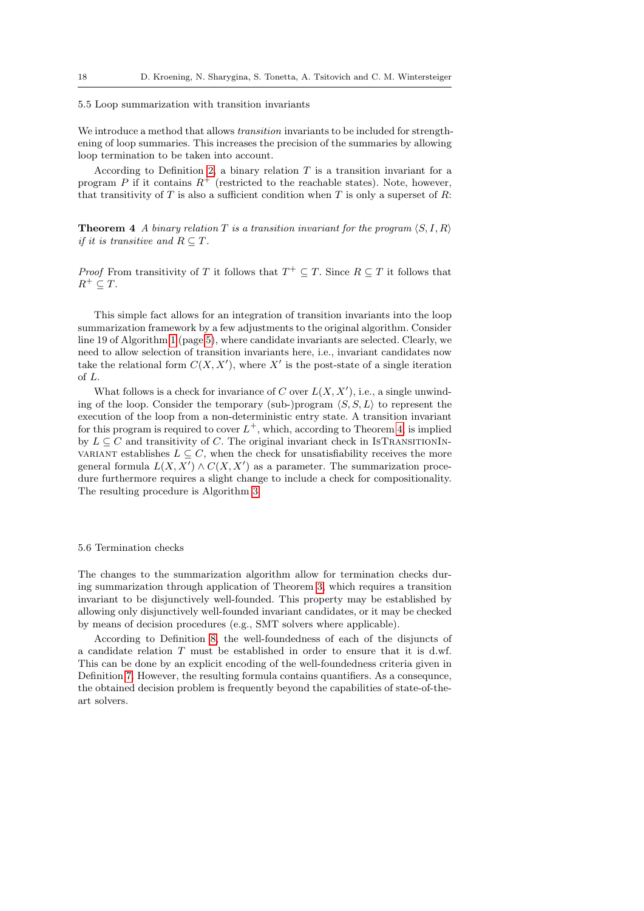### 5.5 Loop summarization with transition invariants

We introduce a method that allows *transition* invariants to be included for strengthening of loop summaries. This increases the precision of the summaries by allowing loop termination to be taken into account.

According to Definition 2, a binary relation $T$ is a transition invariant for a program $P$ if it contains $R^+$ (restricted to the reachable states). Note, however, that transitivity of $T$ is also a sufficient condition when $T$ is only a superset of $R$:

**Theorem 4** *A binary relation $T$ is a transition invariant for the program $\langle S, I, R\rangle$ if it is transitive and $R \subseteq T$.*

*Proof* From transitivity of $T$ it follows that $T^+ \subseteq T$. Since $R \subseteq T$ it follows that $R^+ \subseteq T$.

This simple fact allows for an integration of transition invariants into the loop summarization framework by a few adjustments to the original algorithm. Consider line 19 of Algorithm 1 (page 5), where candidate invariants are selected. Clearly, we need to allow selection of transition invariants here, i.e., invariant candidates now take the relational form $C(X, X')$, where $X'$ is the post-state of a single iteration of $L$.

What follows is a check for invariance of $C$ over $L(X, X')$, i.e., a single unwinding of the loop. Consider the temporary (sub-)program $\langle S, S, L\rangle$ to represent the execution of the loop from a non-deterministic entry state. A transition invariant for this program is required to cover $L^+$, which, according to Theorem 4, is implied by $L \subseteq C$ and transitivity of $C$. The original invariant check in IsTransitionInvariant establishes $L \subseteq C$, when the check for unsatisfiability receives the more general formula $L(X, X') \wedge C(X, X')$ as a parameter. The summarization procedure furthermore requires a slight change to include a check for compositionality. The resulting procedure is Algorithm 3.

### 5.6 Termination checks

The changes to the summarization algorithm allow for termination checks during summarization through application of Theorem 3, which requires a transition invariant to be disjunctively well-founded. This property may be established by allowing only disjunctively well-founded invariant candidates, or it may be checked by means of decision procedures (e.g., SMT solvers where applicable).

According to Definition 8, the well-foundedness of each of the disjuncts of a candidate relation $T$ must be established in order to ensure that it is d.wf. This can be done by an explicit encoding of the well-foundedness criteria given in Definition 7. However, the resulting formula contains quantifiers. As a consequnce, the obtained decision problem is frequently beyond the capabilities of state-of-the-art solvers.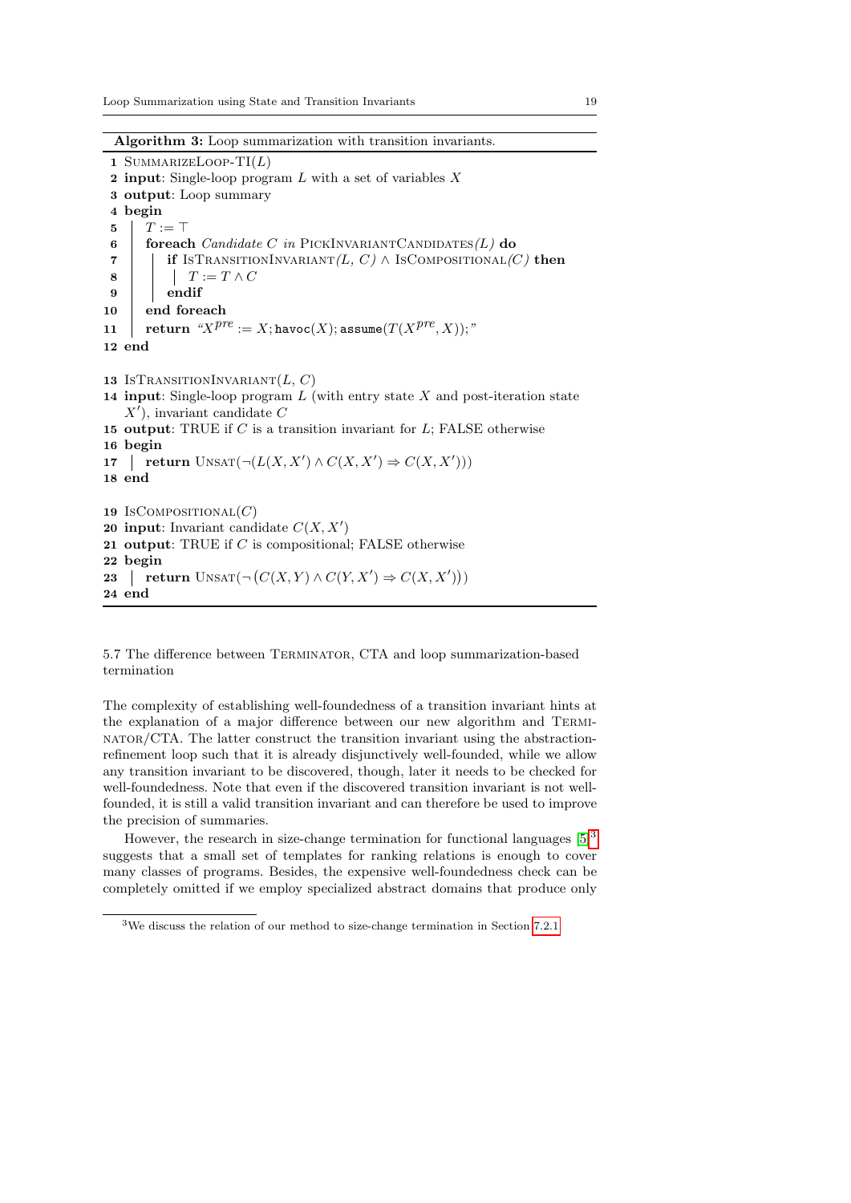**Algorithm 3:** Loop summarization with transition invariants.

```
1  SummarizeLoop-TI(L)
2  input: Single-loop program L with a set of variables X
3  output: Loop summary
4  begin
5  |  T := ⊤
6  |  foreach Candidate C in PickInvariantCandidates(L) do
7  |  |  if IsTransitionInvariant(L, C) ∧ IsCompositional(C) then
8  |  |  |  T := T ∧ C
9  |  |  endif
10 |  end foreach
11 |  return "X^pre := X; havoc(X); assume(T(X^pre, X));"
12 end

13 IsTransitionInvariant(L, C)
14 input: Single-loop program L (with entry state X and post-iteration state
   X'), invariant candidate C
15 output: TRUE if C is a transition invariant for L; FALSE otherwise
16 begin
17 |  return Unsat(¬(L(X, X') ∧ C(X, X') ⇒ C(X, X')))
18 end

19 IsCompositional(C)
20 input: Invariant candidate C(X, X')
21 output: TRUE if C is compositional; FALSE otherwise
22 begin
23 |  return Unsat(¬(C(X, Y) ∧ C(Y, X') ⇒ C(X, X')))
24 end
```

### 5.7 The difference between Terminator, CTA and loop summarization-based termination

The complexity of establishing well-foundedness of a transition invariant hints at the explanation of a major difference between our new algorithm and Terminator/CTA. The latter construct the transition invariant using the abstraction-refinement loop such that it is already disjunctively well-founded, while we allow any transition invariant to be discovered, though, later it needs to be checked for well-foundedness. Note that even if the discovered transition invariant is not well-founded, it is still a valid transition invariant and can therefore be used to improve the precision of summaries.

However, the research in size-change termination for functional languages [5][3] suggests that a small set of templates for ranking relations is enough to cover many classes of programs. Besides, the expensive well-foundedness check can be completely omitted if we employ specialized abstract domains that produce only

[3] We discuss the relation of our method to size-change termination in Section 7.2.1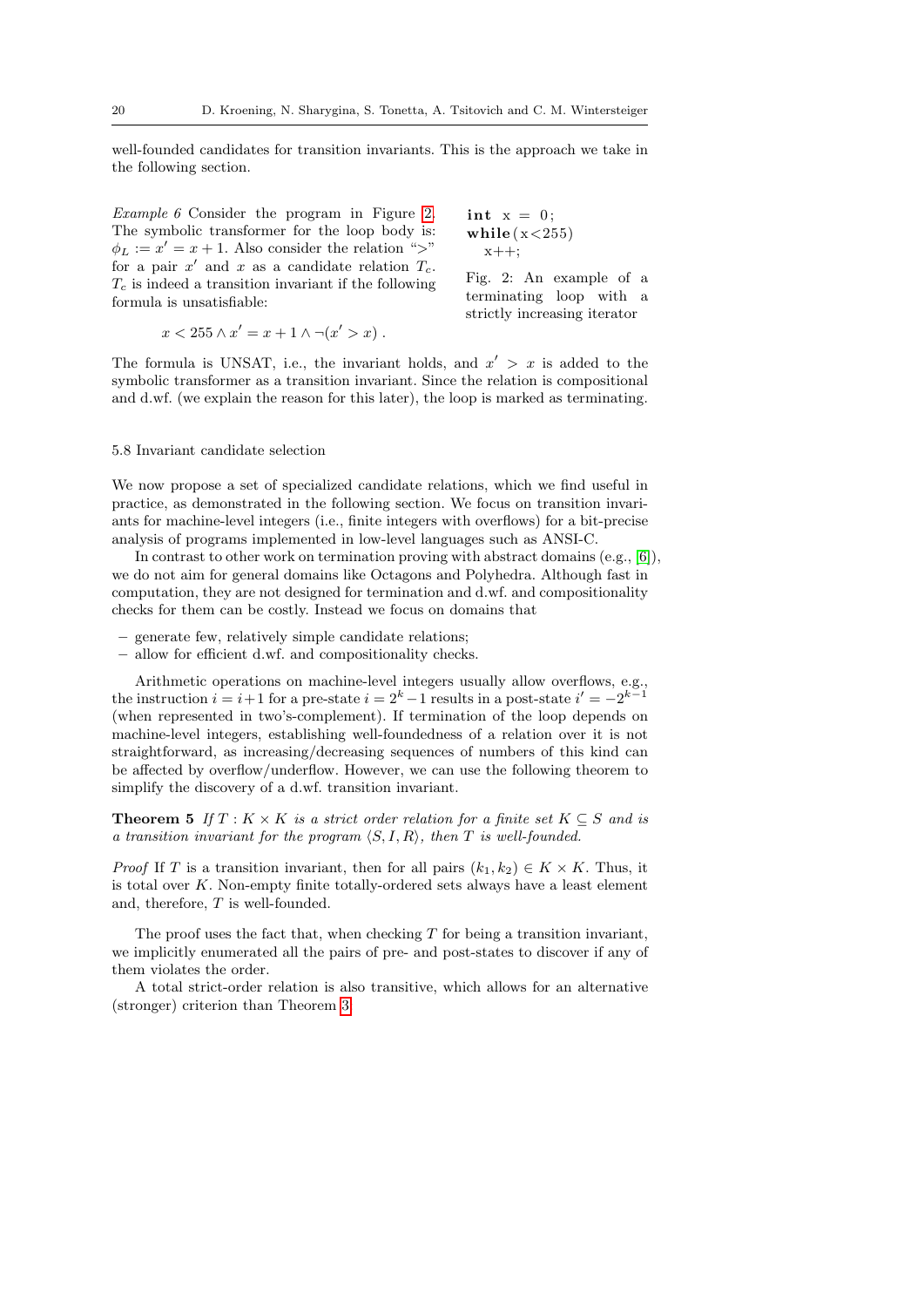well-founded candidates for transition invariants. This is the approach we take in the following section.

*Example 6* Consider the program in Figure 2. The symbolic transformer for the loop body is: $\phi_L := x' = x + 1$. Also consider the relation "$>$" for a pair $x'$ and $x$ as a candidate relation $T_c$. $T_c$ is indeed a transition invariant if the following formula is unsatisfiable:

$$x < 255 \wedge x' = x + 1 \wedge \neg(x' > x) .$$

```
int x = 0;
while(x<255)
  x++;
```

Fig. 2: An example of a terminating loop with a strictly increasing iterator

The formula is UNSAT, i.e., the invariant holds, and $x' > x$ is added to the symbolic transformer as a transition invariant. Since the relation is compositional and d.wf. (we explain the reason for this later), the loop is marked as terminating.

### 5.8 Invariant candidate selection

We now propose a set of specialized candidate relations, which we find useful in practice, as demonstrated in the following section. We focus on transition invariants for machine-level integers (i.e., finite integers with overflows) for a bit-precise analysis of programs implemented in low-level languages such as ANSI-C.

In contrast to other work on termination proving with abstract domains (e.g., [6]), we do not aim for general domains like Octagons and Polyhedra. Although fast in computation, they are not designed for termination and d.wf. and compositionality checks for them can be costly. Instead we focus on domains that

- generate few, relatively simple candidate relations;
- allow for efficient d.wf. and compositionality checks.

Arithmetic operations on machine-level integers usually allow overflows, e.g., the instruction $i = i+1$ for a pre-state $i = 2^k - 1$ results in a post-state $i' = -2^{k-1}$ (when represented in two's-complement). If termination of the loop depends on machine-level integers, establishing well-foundedness of a relation over it is not straightforward, as increasing/decreasing sequences of numbers of this kind can be affected by overflow/underflow. However, we can use the following theorem to simplify the discovery of a d.wf. transition invariant.

**Theorem 5** *If $T : K \times K$ is a strict order relation for a finite set $K \subseteq S$ and is a transition invariant for the program $\langle S, I, R\rangle$, then $T$ is well-founded.*

*Proof* If $T$ is a transition invariant, then for all pairs $(k_1, k_2) \in K \times K$. Thus, it is total over $K$. Non-empty finite totally-ordered sets always have a least element and, therefore, $T$ is well-founded.

The proof uses the fact that, when checking $T$ for being a transition invariant, we implicitly enumerated all the pairs of pre- and post-states to discover if any of them violates the order.

A total strict-order relation is also transitive, which allows for an alternative (stronger) criterion than Theorem 3.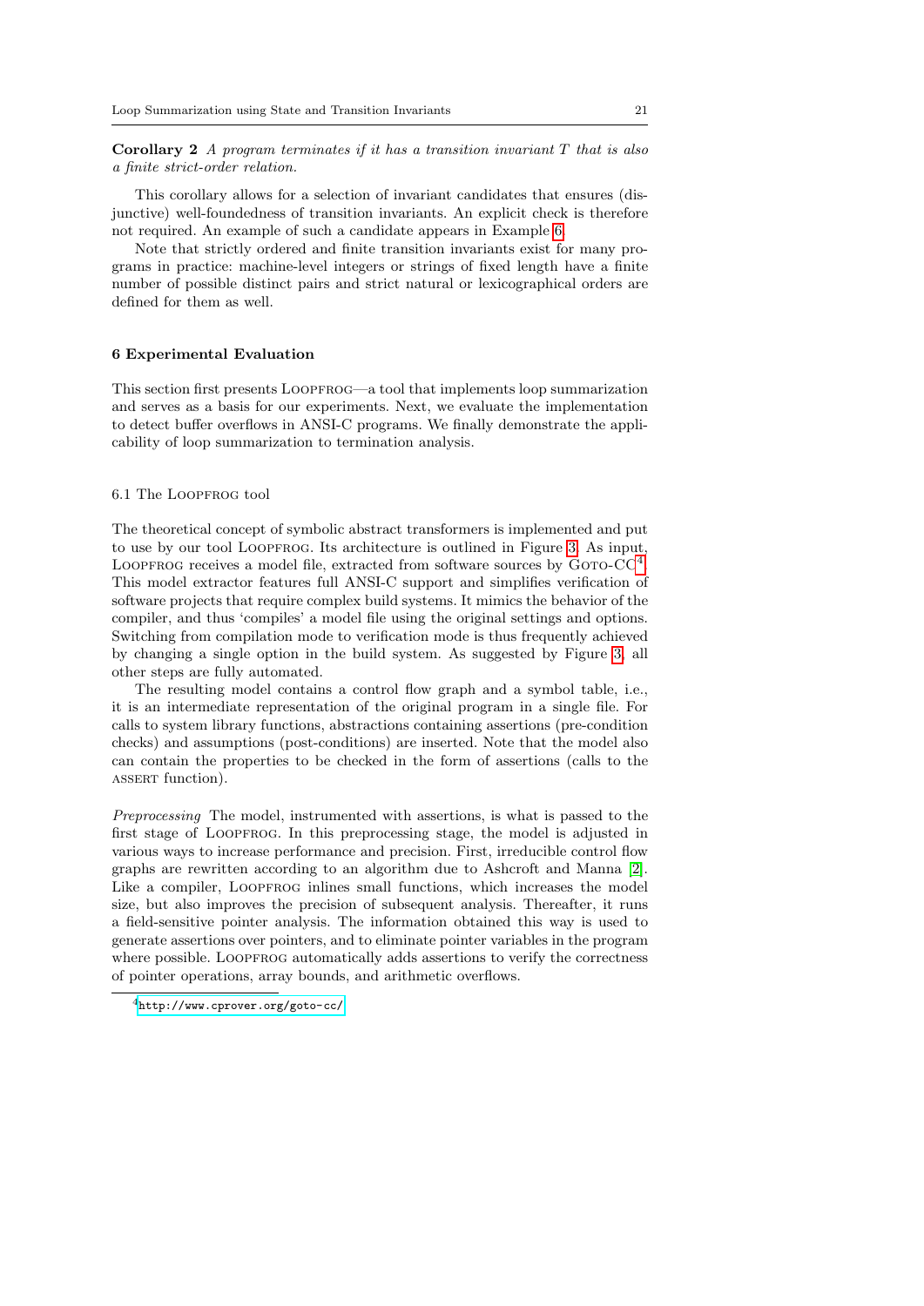**Corollary 2** *A program terminates if it has a transition invariant $T$ that is also a finite strict-order relation.*

This corollary allows for a selection of invariant candidates that ensures (disjunctive) well-foundedness of transition invariants. An explicit check is therefore not required. An example of such a candidate appears in Example 6.

Note that strictly ordered and finite transition invariants exist for many programs in practice: machine-level integers or strings of fixed length have a finite number of possible distinct pairs and strict natural or lexicographical orders are defined for them as well.

## 6 Experimental Evaluation

This section first presents Loopfrog—a tool that implements loop summarization and serves as a basis for our experiments. Next, we evaluate the implementation to detect buffer overflows in ANSI-C programs. We finally demonstrate the applicability of loop summarization to termination analysis.

### 6.1 The Loopfrog tool

The theoretical concept of symbolic abstract transformers is implemented and put to use by our tool Loopfrog. Its architecture is outlined in Figure 3. As input, Loopfrog receives a model file, extracted from software sources by Goto-CC[4]. This model extractor features full ANSI-C support and simplifies verification of software projects that require complex build systems. It mimics the behavior of the compiler, and thus 'compiles' a model file using the original settings and options. Switching from compilation mode to verification mode is thus frequently achieved by changing a single option in the build system. As suggested by Figure 3, all other steps are fully automated.

The resulting model contains a control flow graph and a symbol table, i.e., it is an intermediate representation of the original program in a single file. For calls to system library functions, abstractions containing assertions (pre-condition checks) and assumptions (post-conditions) are inserted. Note that the model also can contain the properties to be checked in the form of assertions (calls to the assert function).

*Preprocessing* The model, instrumented with assertions, is what is passed to the first stage of Loopfrog. In this preprocessing stage, the model is adjusted in various ways to increase performance and precision. First, irreducible control flow graphs are rewritten according to an algorithm due to Ashcroft and Manna [2]. Like a compiler, Loopfrog inlines small functions, which increases the model size, but also improves the precision of subsequent analysis. Thereafter, it runs a field-sensitive pointer analysis. The information obtained this way is used to generate assertions over pointers, and to eliminate pointer variables in the program where possible. Loopfrog automatically adds assertions to verify the correctness of pointer operations, array bounds, and arithmetic overflows.

[4] http://www.cprover.org/goto-cc/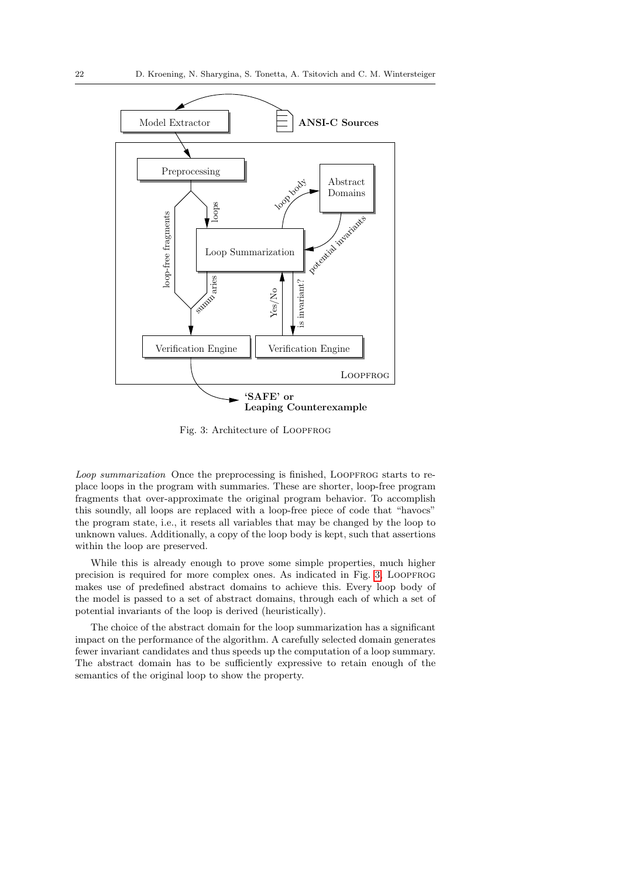Fig. 3: Architecture of LOOPFROG

*Loop summarization* Once the preprocessing is finished, LOOPFROG starts to replace loops in the program with summaries. These are shorter, loop-free program fragments that over-approximate the original program behavior. To accomplish this soundly, all loops are replaced with a loop-free piece of code that "havocs" the program state, i.e., it resets all variables that may be changed by the loop to unknown values. Additionally, a copy of the loop body is kept, such that assertions within the loop are preserved.

While this is already enough to prove some simple properties, much higher precision is required for more complex ones. As indicated in Fig. 3, LOOPFROG makes use of predefined abstract domains to achieve this. Every loop body of the model is passed to a set of abstract domains, through each of which a set of potential invariants of the loop is derived (heuristically).

The choice of the abstract domain for the loop summarization has a significant impact on the performance of the algorithm. A carefully selected domain generates fewer invariant candidates and thus speeds up the computation of a loop summary. The abstract domain has to be sufficiently expressive to retain enough of the semantics of the original loop to show the property.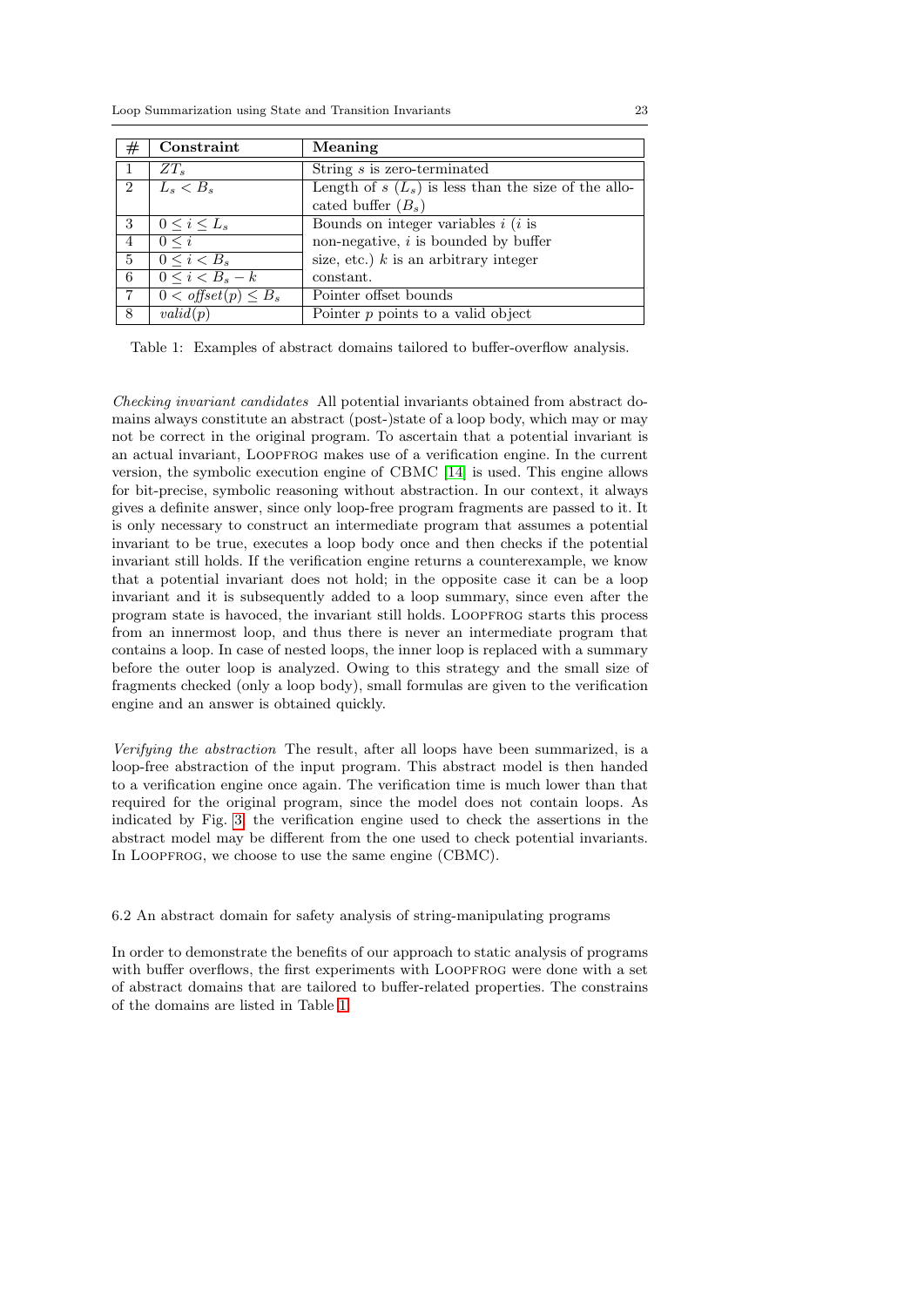| # | Constraint | Meaning |
|---|---|---|
| 1 | $ZT_s$ | String $s$ is zero-terminated |
| 2 | $L_s < B_s$ | Length of $s$ ($L_s$) is less than the size of the allocated buffer ($B_s$) |
| 3 | $0 \leq i \leq L_s$ | Bounds on integer variables $i$ ($i$ is non-negative, $i$ is bounded by buffer size, etc.) $k$ is an arbitrary integer constant. |
| 4 | $0 \leq i$ | |
| 5 | $0 \leq i < B_s$ | |
| 6 | $0 \leq i < B_s - k$ | |
| 7 | $0 < \mathit{offset}(p) \leq B_s$ | Pointer offset bounds |
| 8 | $\mathit{valid}(p)$ | Pointer $p$ points to a valid object |

Table 1: Examples of abstract domains tailored to buffer-overflow analysis.

*Checking invariant candidates* All potential invariants obtained from abstract domains always constitute an abstract (post-)state of a loop body, which may or may not be correct in the original program. To ascertain that a potential invariant is an actual invariant, Loopfrog makes use of a verification engine. In the current version, the symbolic execution engine of CBMC [14] is used. This engine allows for bit-precise, symbolic reasoning without abstraction. In our context, it always gives a definite answer, since only loop-free program fragments are passed to it. It is only necessary to construct an intermediate program that assumes a potential invariant to be true, executes a loop body once and then checks if the potential invariant still holds. If the verification engine returns a counterexample, we know that a potential invariant does not hold; in the opposite case it can be a loop invariant and it is subsequently added to a loop summary, since even after the program state is havoced, the invariant still holds. Loopfrog starts this process from an innermost loop, and thus there is never an intermediate program that contains a loop. In case of nested loops, the inner loop is replaced with a summary before the outer loop is analyzed. Owing to this strategy and the small size of fragments checked (only a loop body), small formulas are given to the verification engine and an answer is obtained quickly.

*Verifying the abstraction* The result, after all loops have been summarized, is a loop-free abstraction of the input program. This abstract model is then handed to a verification engine once again. The verification time is much lower than that required for the original program, since the model does not contain loops. As indicated by Fig. 3, the verification engine used to check the assertions in the abstract model may be different from the one used to check potential invariants. In Loopfrog, we choose to use the same engine (CBMC).

### 6.2 An abstract domain for safety analysis of string-manipulating programs

In order to demonstrate the benefits of our approach to static analysis of programs with buffer overflows, the first experiments with Loopfrog were done with a set of abstract domains that are tailored to buffer-related properties. The constrains of the domains are listed in Table 1.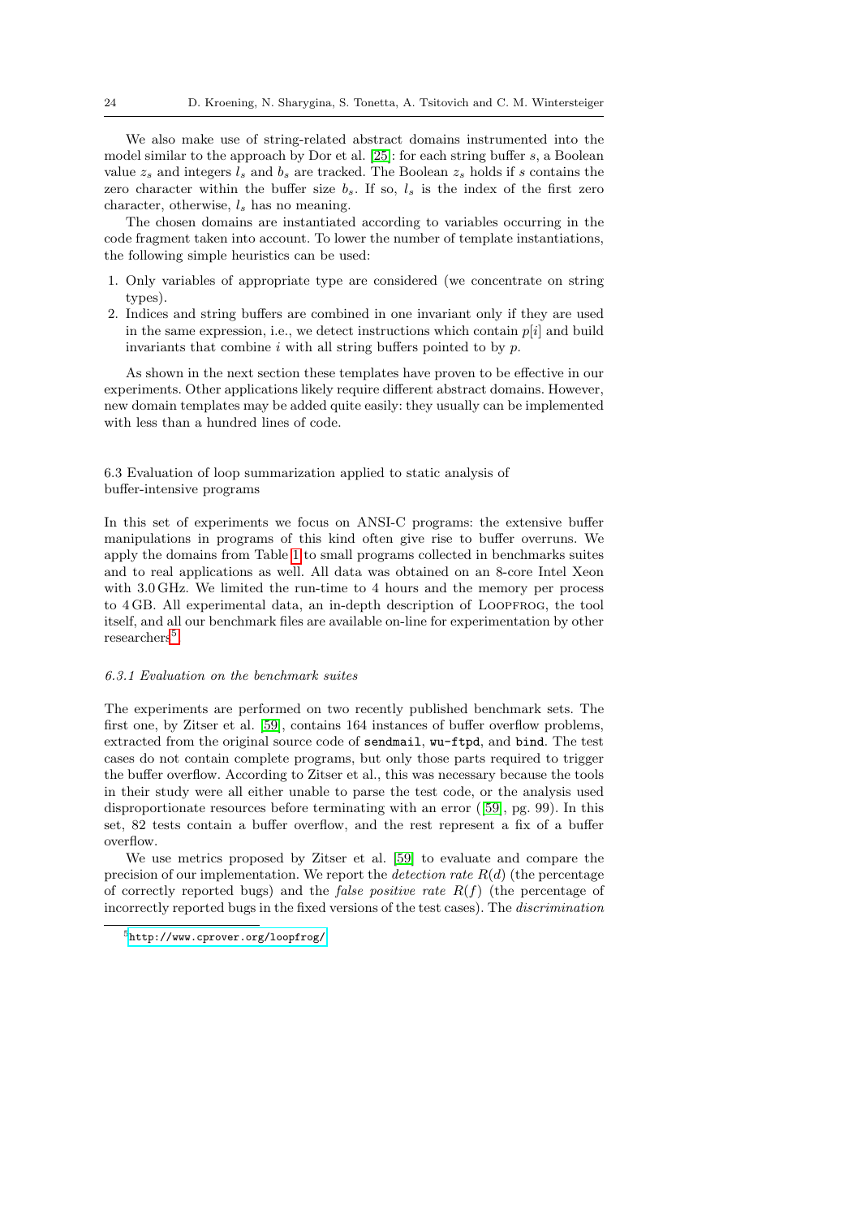We also make use of string-related abstract domains instrumented into the model similar to the approach by Dor et al. [25]: for each string buffer $s$, a Boolean value $z_s$ and integers $l_s$ and $b_s$ are tracked. The Boolean $z_s$ holds if $s$ contains the zero character within the buffer size $b_s$. If so, $l_s$ is the index of the first zero character, otherwise, $l_s$ has no meaning.

The chosen domains are instantiated according to variables occurring in the code fragment taken into account. To lower the number of template instantiations, the following simple heuristics can be used:

1. Only variables of appropriate type are considered (we concentrate on string types).
2. Indices and string buffers are combined in one invariant only if they are used in the same expression, i.e., we detect instructions which contain $p[i]$ and build invariants that combine $i$ with all string buffers pointed to by $p$.

As shown in the next section these templates have proven to be effective in our experiments. Other applications likely require different abstract domains. However, new domain templates may be added quite easily: they usually can be implemented with less than a hundred lines of code.

## 6.3 Evaluation of loop summarization applied to static analysis of buffer-intensive programs

In this set of experiments we focus on ANSI-C programs: the extensive buffer manipulations in programs of this kind often give rise to buffer overruns. We apply the domains from Table 1 to small programs collected in benchmarks suites and to real applications as well. All data was obtained on an 8-core Intel Xeon with 3.0 GHz. We limited the run-time to 4 hours and the memory per process to 4 GB. All experimental data, an in-depth description of Loopfrog, the tool itself, and all our benchmark files are available on-line for experimentation by other researchers[5].

### *6.3.1 Evaluation on the benchmark suites*

The experiments are performed on two recently published benchmark sets. The first one, by Zitser et al. [59], contains 164 instances of buffer overflow problems, extracted from the original source code of `sendmail`, `wu-ftpd`, and `bind`. The test cases do not contain complete programs, but only those parts required to trigger the buffer overflow. According to Zitser et al., this was necessary because the tools in their study were all either unable to parse the test code, or the analysis used disproportionate resources before terminating with an error ([59], pg. 99). In this set, 82 tests contain a buffer overflow, and the rest represent a fix of a buffer overflow.

We use metrics proposed by Zitser et al. [59] to evaluate and compare the precision of our implementation. We report the *detection rate* $R(d)$ (the percentage of correctly reported bugs) and the *false positive rate* $R(f)$ (the percentage of incorrectly reported bugs in the fixed versions of the test cases). The *discrimination*

[5] http://www.cprover.org/loopfrog/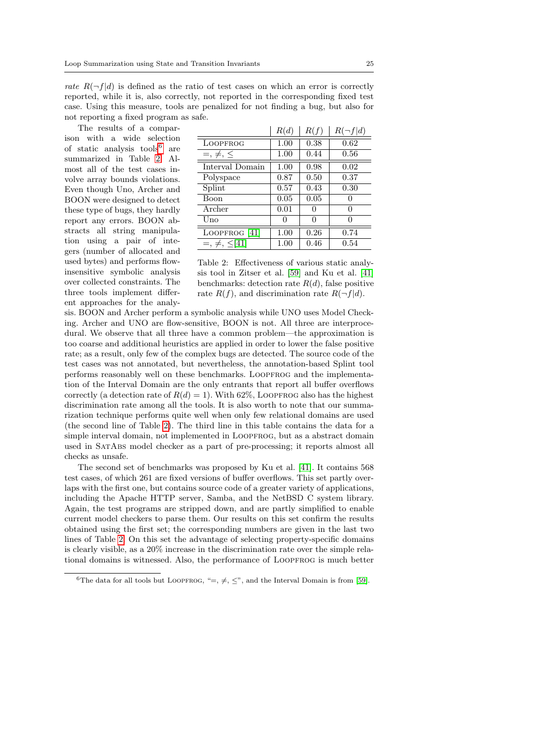*rate* $R(\neg f|d)$ is defined as the ratio of test cases on which an error is correctly reported, while it is, also correctly, not reported in the corresponding fixed test case. Using this measure, tools are penalized for not finding a bug, but also for not reporting a fixed program as safe.

The results of a comparison with a wide selection of static analysis tools[6] are summarized in Table 2. Almost all of the test cases involve array bounds violations. Even though Uno, Archer and BOON were designed to detect these type of bugs, they hardly report any errors. BOON abstracts all string manipulation using a pair of integers (number of allocated and used bytes) and performs flow-insensitive symbolic analysis over collected constraints. The three tools implement different approaches for the analysis. BOON and Archer perform a symbolic analysis while UNO uses Model Checking. Archer and UNO are flow-sensitive, BOON is not. All three are interprocedural. We observe that all three have a common problem—the approximation is too coarse and additional heuristics are applied in order to lower the false positive rate; as a result, only few of the complex bugs are detected. The source code of the test cases was not annotated, but nevertheless, the annotation-based Splint tool performs reasonably well on these benchmarks. LOOPFROG and the implementation of the Interval Domain are the only entrants that report all buffer overflows correctly (a detection rate of $R(d) = 1$). With 62%, LOOPFROG also has the highest discrimination rate among all the tools. It is also worth to note that our summarization technique performs quite well when only few relational domains are used (the second line of Table 2). The third line in this table contains the data for a simple interval domain, not implemented in LOOPFROG, but as a abstract domain used in SATABS model checker as a part of pre-processing; it reports almost all checks as unsafe.

| | $R(d)$ | $R(f)$ | $R(\neg f\|d)$ |
|---|---|---|---|
| LOOPFROG | 1.00 | 0.38 | 0.62 |
| $=, \neq, \leq$ | 1.00 | 0.44 | 0.56 |
| Interval Domain | 1.00 | 0.98 | 0.02 |
| Polyspace | 0.87 | 0.50 | 0.37 |
| Splint | 0.57 | 0.43 | 0.30 |
| Boon | 0.05 | 0.05 | 0 |
| Archer | 0.01 | 0 | 0 |
| Uno | 0 | 0 | 0 |
| LOOPFROG [41] | 1.00 | 0.26 | 0.74 |
| $=, \neq, \leq$[41] | 1.00 | 0.46 | 0.54 |

Table 2: Effectiveness of various static analysis tool in Zitser et al. [59] and Ku et al. [41] benchmarks: detection rate $R(d)$, false positive rate $R(f)$, and discrimination rate $R(\neg f|d)$.

The second set of benchmarks was proposed by Ku et al. [41]. It contains 568 test cases, of which 261 are fixed versions of buffer overflows. This set partly overlaps with the first one, but contains source code of a greater variety of applications, including the Apache HTTP server, Samba, and the NetBSD C system library. Again, the test programs are stripped down, and are partly simplified to enable current model checkers to parse them. Our results on this set confirm the results obtained using the first set; the corresponding numbers are given in the last two lines of Table 2. On this set the advantage of selecting property-specific domains is clearly visible, as a 20% increase in the discrimination rate over the simple relational domains is witnessed. Also, the performance of LOOPFROG is much better

[6]The data for all tools but LOOPFROG, "$=, \neq, \leq$", and the Interval Domain is from [59].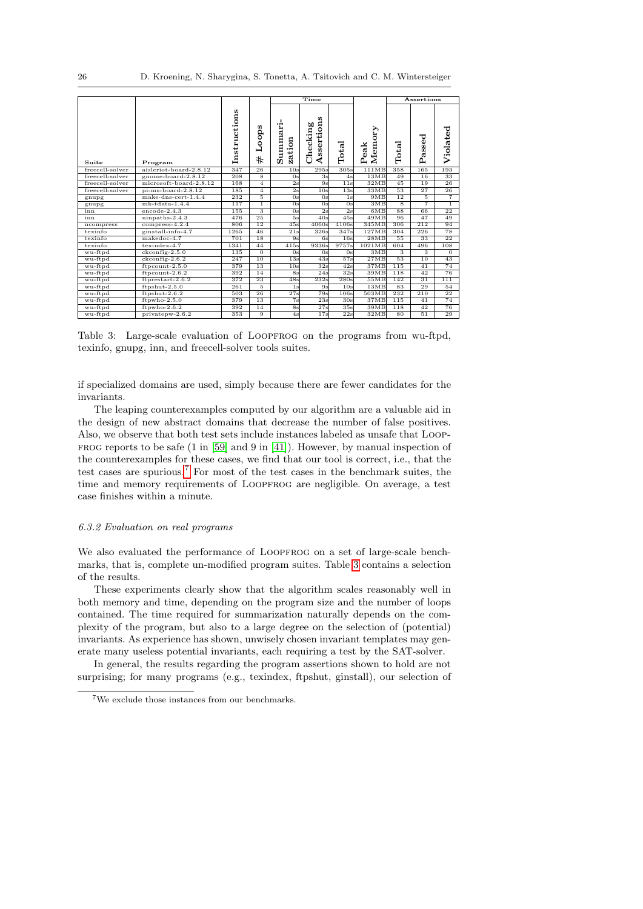| Suite | Program | Instructions | # Loops | Time |  |  | Peak Memory | Assertions |  |  |
|---|---|---|---|---|---|---|---|---|---|---|
|  |  |  |  | Summarization | Checking Assertions | Total |  | Total | Passed | Violated |
| freecell-solver | aisleriot-board-2.8.12 | 347 | 26 | 10s | 295s | 305s | 111MB | 358 | 165 | 193 |
| freecell-solver | gnome-board-2.8.12 | 208 | 8 | 0s | 3s | 4s | 13MB | 49 | 16 | 33 |
| freecell-solver | microsoft-board-2.8.12 | 168 | 4 | 2s | 9s | 11s | 32MB | 45 | 19 | 26 |
| freecell-solver | pi-ms-board-2.8.12 | 185 | 4 | 2s | 10s | 13s | 33MB | 53 | 27 | 26 |
| gnupg | make-dns-cert-1.4.4 | 232 | 5 | 0s | 0s | 1s | 9MB | 12 | 5 | 7 |
| gnupg | mk-tdata-1.4.4 | 117 | 1 | 0s | 0s | 0s | 3MB | 8 | 7 | 1 |
| inn | encode-2.4.3 | 155 | 3 | 0s | 2s | 2s | 6MB | 88 | 66 | 22 |
| inn | ninpaths-2.4.3 | 476 | 25 | 5s | 40s | 45s | 49MB | 96 | 47 | 49 |
| ncompress | compress-4.2.4 | 806 | 12 | 45s | 4060s | 4106s | 345MB | 306 | 212 | 94 |
| texinfo | ginstall-info-4.7 | 1265 | 46 | 21s | 326s | 347s | 127MB | 304 | 226 | 78 |
| texinfo | makedoc-4.7 | 701 | 18 | 9s | 6s | 16s | 28MB | 55 | 33 | 22 |
| texinfo | texindex-4.7 | 1341 | 44 | 415s | 9336s | 9757s | 1021MB | 604 | 496 | 108 |
| wu-ftpd | ckconfig-2.5.0 | 135 | 0 | 0s | 0s | 0s | 3MB | 3 | 3 | 0 |
| wu-ftpd | ckconfig-2.6.2 | 247 | 10 | 13s | 43s | 57s | 27MB | 53 | 10 | 43 |
| wu-ftpd | ftpcount-2.5.0 | 379 | 13 | 10s | 32s | 42s | 37MB | 115 | 41 | 74 |
| wu-ftpd | ftpcount-2.6.2 | 392 | 14 | 8s | 24s | 32s | 39MB | 118 | 42 | 76 |
| wu-ftpd | ftprestart-2.6.2 | 372 | 23 | 48s | 232s | 280s | 55MB | 142 | 31 | 111 |
| wu-ftpd | ftpshut-2.5.0 | 261 | 5 | 1s | 9s | 10s | 13MB | 83 | 29 | 54 |
| wu-ftpd | ftpshut-2.6.2 | 503 | 26 | 27s | 79s | 106s | 503MB | 232 | 210 | 22 |
| wu-ftpd | ftpwho-2.5.0 | 379 | 13 | 7s | 23s | 30s | 37MB | 115 | 41 | 74 |
| wu-ftpd | ftpwho-2.6.2 | 392 | 14 | 8s | 27s | 35s | 39MB | 118 | 42 | 76 |
| wu-ftpd | privatepw-2.6.2 | 353 | 9 | 4s | 17s | 22s | 32MB | 80 | 51 | 29 |

Table 3: Large-scale evaluation of LOOPFROG on the programs from wu-ftpd, texinfo, gnupg, inn, and freecell-solver tools suites.

if specialized domains are used, simply because there are fewer candidates for the invariants.

The leaping counterexamples computed by our algorithm are a valuable aid in the design of new abstract domains that decrease the number of false positives. Also, we observe that both test sets include instances labeled as unsafe that LOOPFROG reports to be safe (1 in [59] and 9 in [41]). However, by manual inspection of the counterexamples for these cases, we find that our tool is correct, i.e., that the test cases are spurious.[7] For most of the test cases in the benchmark suites, the time and memory requirements of LOOPFROG are negligible. On average, a test case finishes within a minute.

#### *6.3.2 Evaluation on real programs*

We also evaluated the performance of LOOPFROG on a set of large-scale benchmarks, that is, complete un-modified program suites. Table 3 contains a selection of the results.

These experiments clearly show that the algorithm scales reasonably well in both memory and time, depending on the program size and the number of loops contained. The time required for summarization naturally depends on the complexity of the program, but also to a large degree on the selection of (potential) invariants. As experience has shown, unwisely chosen invariant templates may generate many useless potential invariants, each requiring a test by the SAT-solver.

In general, the results regarding the program assertions shown to hold are not surprising; for many programs (e.g., texindex, ftpshut, ginstall), our selection of

[7] We exclude those instances from our benchmarks.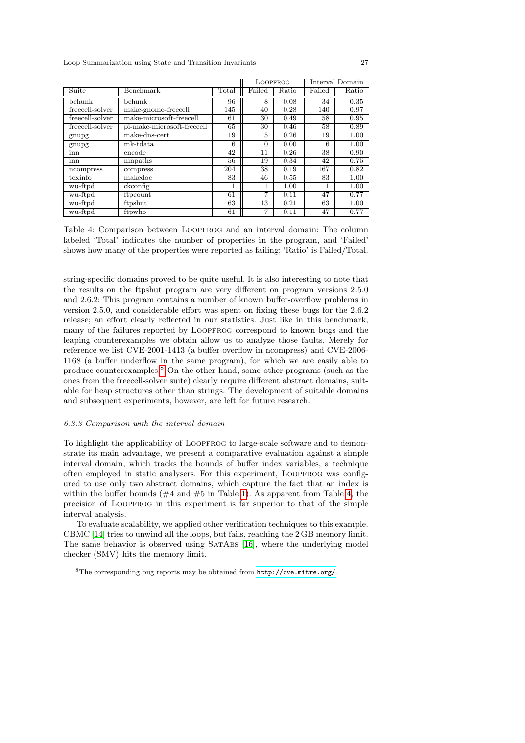| Suite | Benchmark | Total | Loopfrog | | Interval Domain | |
|---|---|---|---|---|---|---|
| | | | Failed | Ratio | Failed | Ratio |
| bchunk | bchunk | 96 | 8 | 0.08 | 34 | 0.35 |
| freecell-solver | make-gnome-freecell | 145 | 40 | 0.28 | 140 | 0.97 |
| freecell-solver | make-microsoft-freecell | 61 | 30 | 0.49 | 58 | 0.95 |
| freecell-solver | pi-make-microsoft-freecell | 65 | 30 | 0.46 | 58 | 0.89 |
| gnupg | make-dns-cert | 19 | 5 | 0.26 | 19 | 1.00 |
| gnupg | mk-tdata | 6 | 0 | 0.00 | 6 | 1.00 |
| inn | encode | 42 | 11 | 0.26 | 38 | 0.90 |
| inn | ninpaths | 56 | 19 | 0.34 | 42 | 0.75 |
| ncompress | compress | 204 | 38 | 0.19 | 167 | 0.82 |
| texinfo | makedoc | 83 | 46 | 0.55 | 83 | 1.00 |
| wu-ftpd | ckconfig | 1 | 1 | 1.00 | 1 | 1.00 |
| wu-ftpd | ftpcount | 61 | 7 | 0.11 | 47 | 0.77 |
| wu-ftpd | ftpshut | 63 | 13 | 0.21 | 63 | 1.00 |
| wu-ftpd | ftpwho | 61 | 7 | 0.11 | 47 | 0.77 |

Table 4: Comparison between Loopfrog and an interval domain: The column labeled 'Total' indicates the number of properties in the program, and 'Failed' shows how many of the properties were reported as failing; 'Ratio' is Failed/Total.

string-specific domains proved to be quite useful. It is also interesting to note that the results on the ftpshut program are very different on program versions 2.5.0 and 2.6.2: This program contains a number of known buffer-overflow problems in version 2.5.0, and considerable effort was spent on fixing these bugs for the 2.6.2 release; an effort clearly reflected in our statistics. Just like in this benchmark, many of the failures reported by Loopfrog correspond to known bugs and the leaping counterexamples we obtain allow us to analyze those faults. Merely for reference we list CVE-2001-1413 (a buffer overflow in ncompress) and CVE-2006-1168 (a buffer underflow in the same program), for which we are easily able to produce counterexamples.[8] On the other hand, some other programs (such as the ones from the freecell-solver suite) clearly require different abstract domains, suitable for heap structures other than strings. The development of suitable domains and subsequent experiments, however, are left for future research.

#### 6.3.3 Comparison with the interval domain

To highlight the applicability of Loopfrog to large-scale software and to demonstrate its main advantage, we present a comparative evaluation against a simple interval domain, which tracks the bounds of buffer index variables, a technique often employed in static analysers. For this experiment, Loopfrog was configured to use only two abstract domains, which capture the fact that an index is within the buffer bounds (#4 and #5 in Table 1). As apparent from Table 4, the precision of Loopfrog in this experiment is far superior to that of the simple interval analysis.

To evaluate scalability, we applied other verification techniques to this example. CBMC [14] tries to unwind all the loops, but fails, reaching the 2 GB memory limit. The same behavior is observed using SatAbs [16], where the underlying model checker (SMV) hits the memory limit.

[8] The corresponding bug reports may be obtained from http://cve.mitre.org/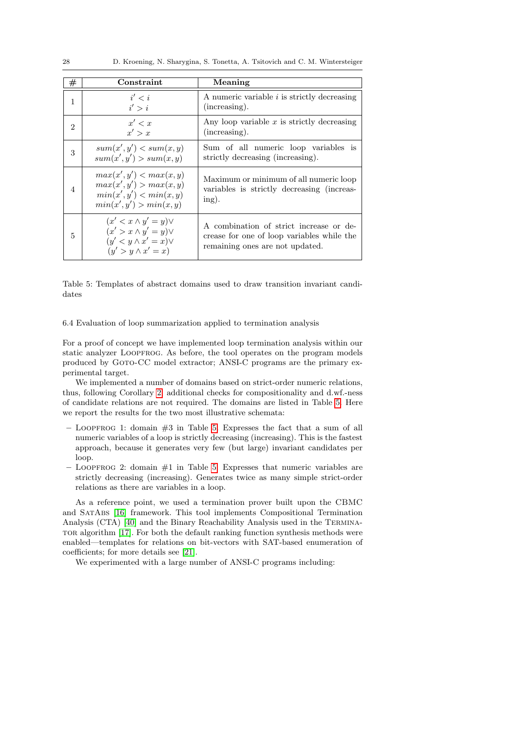| # | Constraint | Meaning |
|---|---|---|
| 1 | $i' < i$ <br> $i' > i$ | A numeric variable $i$ is strictly decreasing (increasing). |
| 2 | $x' < x$ <br> $x' > x$ | Any loop variable $x$ is strictly decreasing (increasing). |
| 3 | $sum(x', y') < sum(x, y)$ <br> $sum(x', y') > sum(x, y)$ | Sum of all numeric loop variables is strictly decreasing (increasing). |
| 4 | $max(x', y') < max(x, y)$ <br> $max(x', y') > max(x, y)$ <br> $min(x', y') < min(x, y)$ <br> $min(x', y') > min(x, y)$ | Maximum or minimum of all numeric loop variables is strictly decreasing (increasing). |
| 5 | $(x' < x \wedge y' = y)\vee$ <br> $(x' > x \wedge y' = y)\vee$ <br> $(y' < y \wedge x' = x)\vee$ <br> $(y' > y \wedge x' = x)$ | A combination of strict increase or decrease for one of loop variables while the remaining ones are not updated. |

Table 5: Templates of abstract domains used to draw transition invariant candidates

### 6.4 Evaluation of loop summarization applied to termination analysis

For a proof of concept we have implemented loop termination analysis within our static analyzer LOOPFROG. As before, the tool operates on the program models produced by GOTO-CC model extractor; ANSI-C programs are the primary experimental target.

We implemented a number of domains based on strict-order numeric relations, thus, following Corollary 2, additional checks for compositionality and d.wf.-ness of candidate relations are not required. The domains are listed in Table 5. Here we report the results for the two most illustrative schemata:

- LOOPFROG 1: domain #3 in Table 5. Expresses the fact that a sum of all numeric variables of a loop is strictly decreasing (increasing). This is the fastest approach, because it generates very few (but large) invariant candidates per loop.
- LOOPFROG 2: domain #1 in Table 5. Expresses that numeric variables are strictly decreasing (increasing). Generates twice as many simple strict-order relations as there are variables in a loop.

As a reference point, we used a termination prover built upon the CBMC and SATABS [16] framework. This tool implements Compositional Termination Analysis (CTA) [40] and the Binary Reachability Analysis used in the TERMINATOR algorithm [17]. For both the default ranking function synthesis methods were enabled—templates for relations on bit-vectors with SAT-based enumeration of coefficients; for more details see [21].

We experimented with a large number of ANSI-C programs including: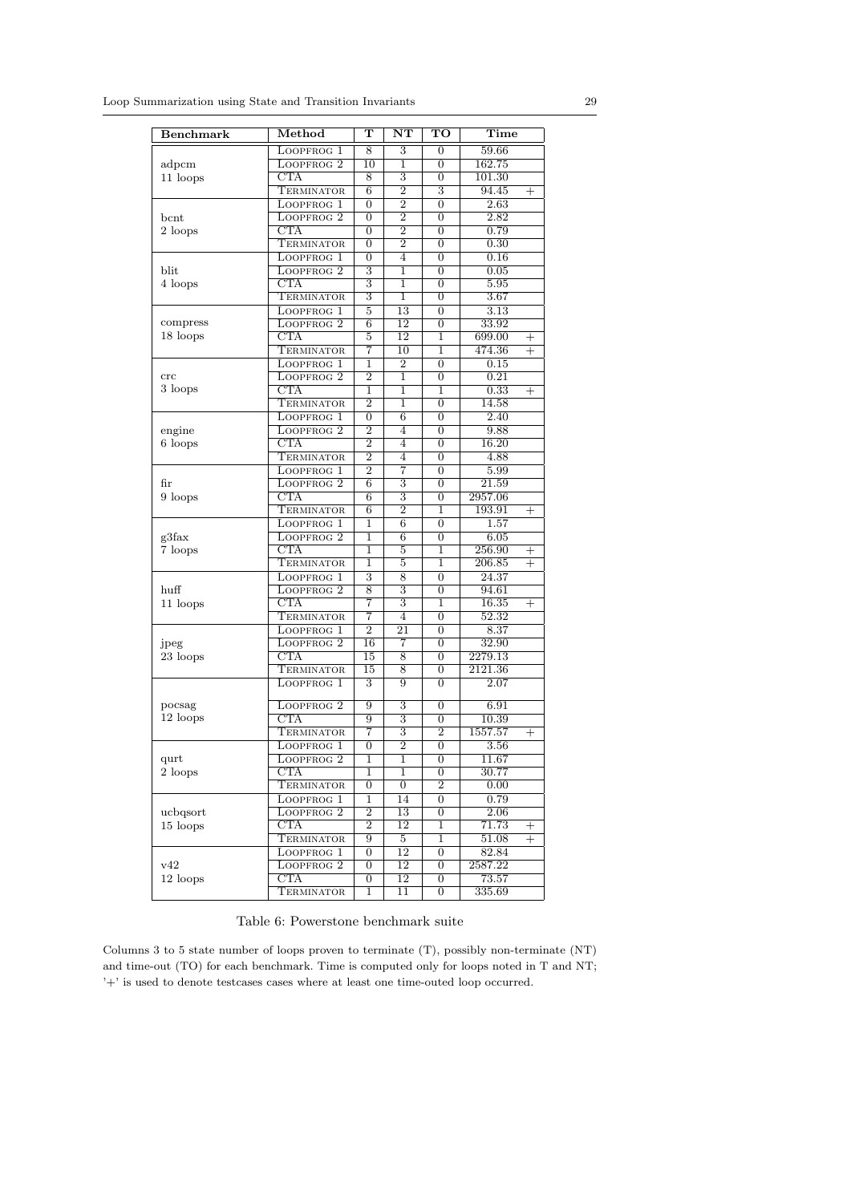| Benchmark | Method | T | NT | TO | Time | |
|---|---|---|---|---|---|---|
| adpcm 11 loops | Loopfrog 1 | 8 | 3 | 0 | 59.66 | |
| | Loopfrog 2 | 10 | 1 | 0 | 162.75 | |
| | CTA | 8 | 3 | 0 | 101.30 | |
| | Terminator | 6 | 2 | 3 | 94.45 | + |
| bcnt 2 loops | Loopfrog 1 | 0 | 2 | 0 | 2.63 | |
| | Loopfrog 2 | 0 | 2 | 0 | 2.82 | |
| | CTA | 0 | 2 | 0 | 0.79 | |
| | Terminator | 0 | 2 | 0 | 0.30 | |
| blit 4 loops | Loopfrog 1 | 0 | 4 | 0 | 0.16 | |
| | Loopfrog 2 | 3 | 1 | 0 | 0.05 | |
| | CTA | 3 | 1 | 0 | 5.95 | |
| | Terminator | 3 | 1 | 0 | 3.67 | |
| compress 18 loops | Loopfrog 1 | 5 | 13 | 0 | 3.13 | |
| | Loopfrog 2 | 6 | 12 | 0 | 33.92 | |
| | CTA | 5 | 12 | 1 | 699.00 | + |
| | Terminator | 7 | 10 | 1 | 474.36 | + |
| crc 3 loops | Loopfrog 1 | 1 | 2 | 0 | 0.15 | |
| | Loopfrog 2 | 2 | 1 | 0 | 0.21 | |
| | CTA | 1 | 1 | 1 | 0.33 | + |
| | Terminator | 2 | 1 | 0 | 14.58 | |
| engine 6 loops | Loopfrog 1 | 0 | 6 | 0 | 2.40 | |
| | Loopfrog 2 | 2 | 4 | 0 | 9.88 | |
| | CTA | 2 | 4 | 0 | 16.20 | |
| | Terminator | 2 | 4 | 0 | 4.88 | |
| fir 9 loops | Loopfrog 1 | 2 | 7 | 0 | 5.99 | |
| | Loopfrog 2 | 6 | 3 | 0 | 21.59 | |
| | CTA | 6 | 3 | 0 | 2957.06 | |
| | Terminator | 6 | 2 | 1 | 193.91 | + |
| g3fax 7 loops | Loopfrog 1 | 1 | 6 | 0 | 1.57 | |
| | Loopfrog 2 | 1 | 6 | 0 | 6.05 | |
| | CTA | 1 | 5 | 1 | 256.90 | + |
| | Terminator | 1 | 5 | 1 | 206.85 | + |
| huff 11 loops | Loopfrog 1 | 3 | 8 | 0 | 24.37 | |
| | Loopfrog 2 | 8 | 3 | 0 | 94.61 | |
| | CTA | 7 | 3 | 1 | 16.35 | + |
| | Terminator | 7 | 4 | 0 | 52.32 | |
| jpeg 23 loops | Loopfrog 1 | 2 | 21 | 0 | 8.37 | |
| | Loopfrog 2 | 16 | 7 | 0 | 32.90 | |
| | CTA | 15 | 8 | 0 | 2279.13 | |
| | Terminator | 15 | 8 | 0 | 2121.36 | |
| pocsag 12 loops | Loopfrog 1 | 3 | 9 | 0 | 2.07 | |
| | Loopfrog 2 | 9 | 3 | 0 | 6.91 | |
| | CTA | 9 | 3 | 0 | 10.39 | |
| | Terminator | 7 | 3 | 2 | 1557.57 | + |
| qurt 2 loops | Loopfrog 1 | 0 | 2 | 0 | 3.56 | |
| | Loopfrog 2 | 1 | 1 | 0 | 11.67 | |
| | CTA | 1 | 1 | 0 | 30.77 | |
| | Terminator | 0 | 0 | 2 | 0.00 | |
| ucbqsort 15 loops | Loopfrog 1 | 1 | 14 | 0 | 0.79 | |
| | Loopfrog 2 | 2 | 13 | 0 | 2.06 | |
| | CTA | 2 | 12 | 1 | 71.73 | + |
| | Terminator | 9 | 5 | 1 | 51.08 | + |
| v42 12 loops | Loopfrog 1 | 0 | 12 | 0 | 82.84 | |
| | Loopfrog 2 | 0 | 12 | 0 | 2587.22 | |
| | CTA | 0 | 12 | 0 | 73.57 | |
| | Terminator | 1 | 11 | 0 | 335.69 | |

Table 6: Powerstone benchmark suite

Columns 3 to 5 state number of loops proven to terminate (T), possibly non-terminate (NT) and time-out (TO) for each benchmark. Time is computed only for loops noted in T and NT; '+' is used to denote testcases cases where at least one time-outed loop occurred.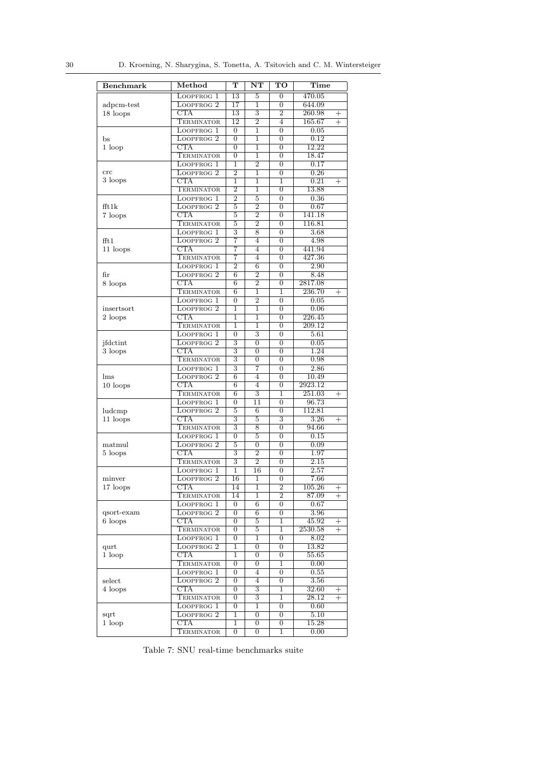| Benchmark | Method | T | NT | TO | Time | |
|---|---|---|---|---|---|---|
| adpcm-test 18 loops | LOOPFROG 1 | 13 | 5 | 0 | 470.05 | |
| | LOOPFROG 2 | 17 | 1 | 0 | 644.09 | |
| | CTA | 13 | 3 | 2 | 260.98 | + |
| | TERMINATOR | 12 | 2 | 4 | 165.67 | + |
| bs 1 loop | LOOPFROG 1 | 0 | 1 | 0 | 0.05 | |
| | LOOPFROG 2 | 0 | 1 | 0 | 0.12 | |
| | CTA | 0 | 1 | 0 | 12.22 | |
| | TERMINATOR | 0 | 1 | 0 | 18.47 | |
| crc 3 loops | LOOPFROG 1 | 1 | 2 | 0 | 0.17 | |
| | LOOPFROG 2 | 2 | 1 | 0 | 0.26 | |
| | CTA | 1 | 1 | 1 | 0.21 | + |
| | TERMINATOR | 2 | 1 | 0 | 13.88 | |
| fft1k 7 loops | LOOPFROG 1 | 2 | 5 | 0 | 0.36 | |
| | LOOPFROG 2 | 5 | 2 | 0 | 0.67 | |
| | CTA | 5 | 2 | 0 | 141.18 | |
| | TERMINATOR | 5 | 2 | 0 | 116.81 | |
| fft1 11 loops | LOOPFROG 1 | 3 | 8 | 0 | 3.68 | |
| | LOOPFROG 2 | 7 | 4 | 0 | 4.98 | |
| | CTA | 7 | 4 | 0 | 441.94 | |
| | TERMINATOR | 7 | 4 | 0 | 427.36 | |
| fir 8 loops | LOOPFROG 1 | 2 | 6 | 0 | 2.90 | |
| | LOOPFROG 2 | 6 | 2 | 0 | 8.48 | |
| | CTA | 6 | 2 | 0 | 2817.08 | |
| | TERMINATOR | 6 | 1 | 1 | 236.70 | + |
| insertsort 2 loops | LOOPFROG 1 | 0 | 2 | 0 | 0.05 | |
| | LOOPFROG 2 | 1 | 1 | 0 | 0.06 | |
| | CTA | 1 | 1 | 0 | 226.45 | |
| | TERMINATOR | 1 | 1 | 0 | 209.12 | |
| jfdctint 3 loops | LOOPFROG 1 | 0 | 3 | 0 | 5.61 | |
| | LOOPFROG 2 | 3 | 0 | 0 | 0.05 | |
| | CTA | 3 | 0 | 0 | 1.24 | |
| | TERMINATOR | 3 | 0 | 0 | 0.98 | |
| lms 10 loops | LOOPFROG 1 | 3 | 7 | 0 | 2.86 | |
| | LOOPFROG 2 | 6 | 4 | 0 | 10.49 | |
| | CTA | 6 | 4 | 0 | 2923.12 | |
| | TERMINATOR | 6 | 3 | 1 | 251.03 | + |
| ludcmp 11 loops | LOOPFROG 1 | 0 | 11 | 0 | 96.73 | |
| | LOOPFROG 2 | 5 | 6 | 0 | 112.81 | |
| | CTA | 3 | 5 | 3 | 3.26 | + |
| | TERMINATOR | 3 | 8 | 0 | 94.66 | |
| matmul 5 loops | LOOPFROG 1 | 0 | 5 | 0 | 0.15 | |
| | LOOPFROG 2 | 5 | 0 | 0 | 0.09 | |
| | CTA | 3 | 2 | 0 | 1.97 | |
| | TERMINATOR | 3 | 2 | 0 | 2.15 | |
| minver 17 loops | LOOPFROG 1 | 1 | 16 | 0 | 2.57 | |
| | LOOPFROG 2 | 16 | 1 | 0 | 7.66 | |
| | CTA | 14 | 1 | 2 | 105.26 | + |
| | TERMINATOR | 14 | 1 | 2 | 87.09 | + |
| qsort-exam 6 loops | LOOPFROG 1 | 0 | 6 | 0 | 0.67 | |
| | LOOPFROG 2 | 0 | 6 | 0 | 3.96 | |
| | CTA | 0 | 5 | 1 | 45.92 | + |
| | TERMINATOR | 0 | 5 | 1 | 2530.58 | + |
| qurt 1 loop | LOOPFROG 1 | 0 | 1 | 0 | 8.02 | |
| | LOOPFROG 2 | 1 | 0 | 0 | 13.82 | |
| | CTA | 1 | 0 | 0 | 55.65 | |
| | TERMINATOR | 0 | 0 | 1 | 0.00 | |
| select 4 loops | LOOPFROG 1 | 0 | 4 | 0 | 0.55 | |
| | LOOPFROG 2 | 0 | 4 | 0 | 3.56 | |
| | CTA | 0 | 3 | 1 | 32.60 | + |
| | TERMINATOR | 0 | 3 | 1 | 28.12 | + |
| sqrt 1 loop | LOOPFROG 1 | 0 | 1 | 0 | 0.60 | |
| | LOOPFROG 2 | 1 | 0 | 0 | 5.10 | |
| | CTA | 1 | 0 | 0 | 15.28 | |
| | TERMINATOR | 0 | 0 | 1 | 0.00 | |

Table 7: SNU real-time benchmarks suite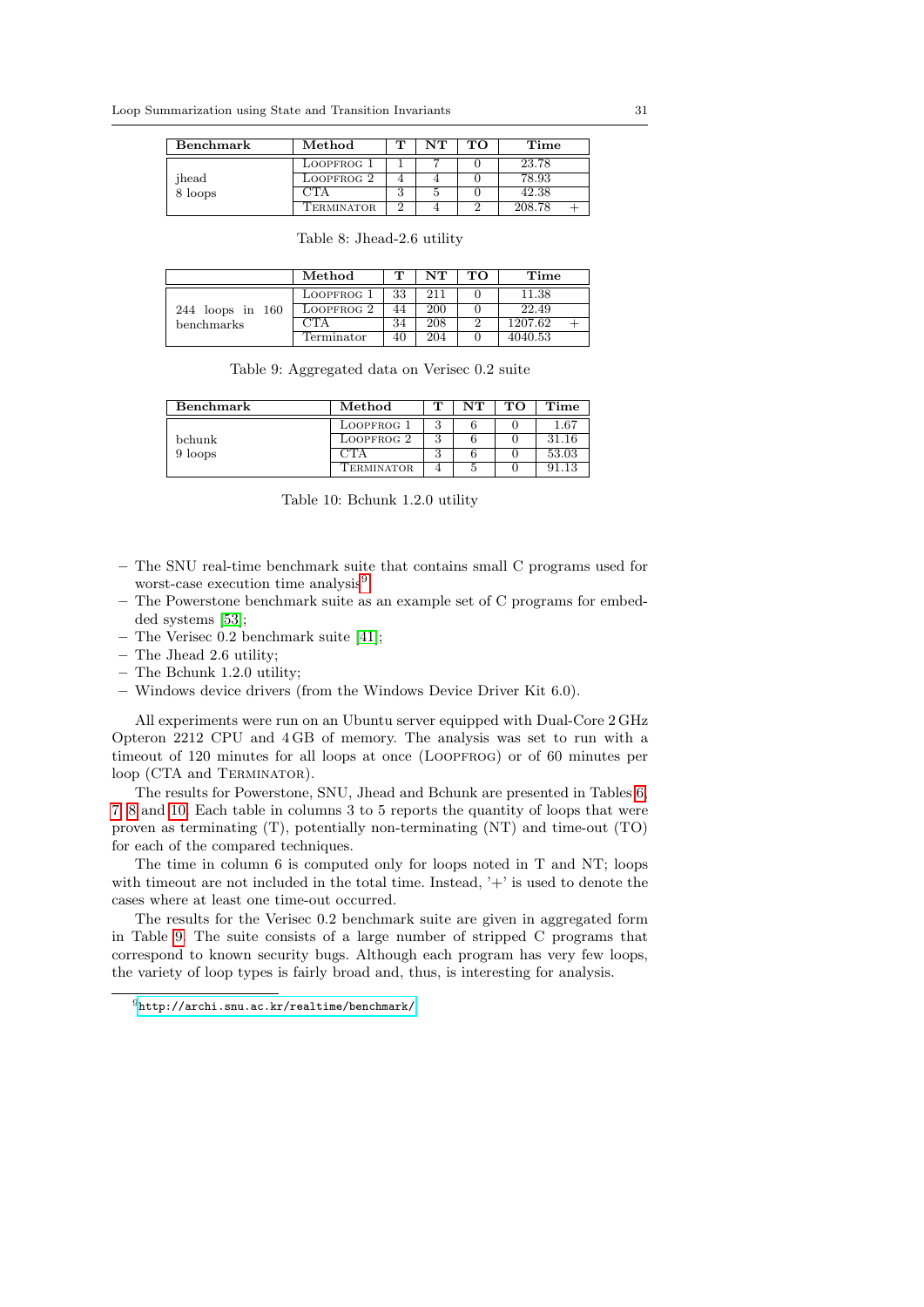| Benchmark | Method | T | NT | TO | Time | |
|---|---|---|---|---|---|---|
| jhead 8 loops | Loopfrog 1 | 1 | 7 | 0 | 23.78 | |
| | Loopfrog 2 | 4 | 4 | 0 | 78.93 | |
| | CTA | 3 | 5 | 0 | 42.38 | |
| | Terminator | 2 | 4 | 2 | 208.78 | + |

Table 8: Jhead-2.6 utility

| | Method | T | NT | TO | Time | |
|---|---|---|---|---|---|---|
| 244 loops in 160 benchmarks | Loopfrog 1 | 33 | 211 | 0 | 11.38 | |
| | Loopfrog 2 | 44 | 200 | 0 | 22.49 | |
| | CTA | 34 | 208 | 2 | 1207.62 | + |
| | Terminator | 40 | 204 | 0 | 4040.53 | |

Table 9: Aggregated data on Verisec 0.2 suite

| Benchmark | Method | T | NT | TO | Time |
|---|---|---|---|---|---|
| bchunk 9 loops | Loopfrog 1 | 3 | 6 | 0 | 1.67 |
| | Loopfrog 2 | 3 | 6 | 0 | 31.16 |
| | CTA | 3 | 6 | 0 | 53.03 |
| | Terminator | 4 | 5 | 0 | 91.13 |

Table 10: Bchunk 1.2.0 utility

- The SNU real-time benchmark suite that contains small C programs used for worst-case execution time analysis[9];
- The Powerstone benchmark suite as an example set of C programs for embedded systems [53];
- The Verisec 0.2 benchmark suite [41];
- The Jhead 2.6 utility;
- The Bchunk 1.2.0 utility;
- Windows device drivers (from the Windows Device Driver Kit 6.0).

All experiments were run on an Ubuntu server equipped with Dual-Core 2 GHz Opteron 2212 CPU and 4 GB of memory. The analysis was set to run with a timeout of 120 minutes for all loops at once (Loopfrog) or of 60 minutes per loop (CTA and Terminator).

The results for Powerstone, SNU, Jhead and Bchunk are presented in Tables 6, 7, 8 and 10. Each table in columns 3 to 5 reports the quantity of loops that were proven as terminating (T), potentially non-terminating (NT) and time-out (TO) for each of the compared techniques.

The time in column 6 is computed only for loops noted in T and NT; loops with timeout are not included in the total time. Instead, '+' is used to denote the cases where at least one time-out occurred.

The results for the Verisec 0.2 benchmark suite are given in aggregated form in Table 9. The suite consists of a large number of stripped C programs that correspond to known security bugs. Although each program has very few loops, the variety of loop types is fairly broad and, thus, is interesting for analysis.

[9] http://archi.snu.ac.kr/realtime/benchmark/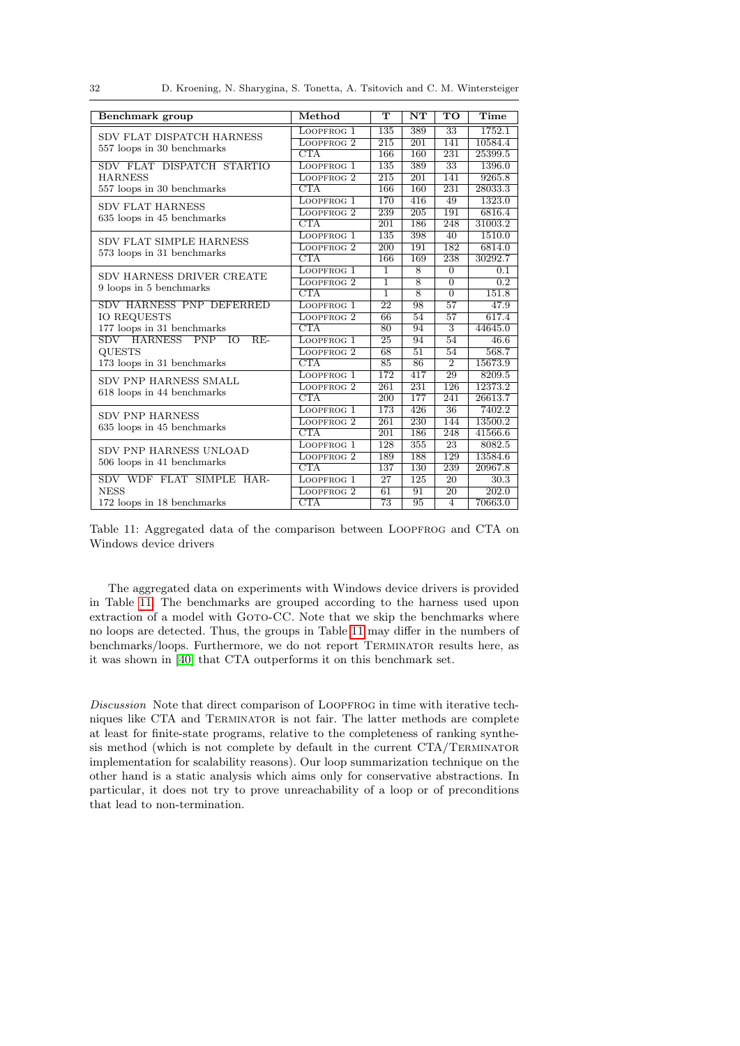| Benchmark group | Method | T | NT | TO | Time |
|---|---|---|---|---|---|
| SDV FLAT DISPATCH HARNESS 557 loops in 30 benchmarks | Loopfrog 1 | 135 | 389 | 33 | 1752.1 |
| | Loopfrog 2 | 215 | 201 | 141 | 10584.4 |
| | CTA | 166 | 160 | 231 | 25399.5 |
| SDV FLAT DISPATCH STARTIO HARNESS 557 loops in 30 benchmarks | Loopfrog 1 | 135 | 389 | 33 | 1396.0 |
| | Loopfrog 2 | 215 | 201 | 141 | 9265.8 |
| | CTA | 166 | 160 | 231 | 28033.3 |
| SDV FLAT HARNESS 635 loops in 45 benchmarks | Loopfrog 1 | 170 | 416 | 49 | 1323.0 |
| | Loopfrog 2 | 239 | 205 | 191 | 6816.4 |
| | CTA | 201 | 186 | 248 | 31003.2 |
| SDV FLAT SIMPLE HARNESS 573 loops in 31 benchmarks | Loopfrog 1 | 135 | 398 | 40 | 1510.0 |
| | Loopfrog 2 | 200 | 191 | 182 | 6814.0 |
| | CTA | 166 | 169 | 238 | 30292.7 |
| SDV HARNESS DRIVER CREATE 9 loops in 5 benchmarks | Loopfrog 1 | 1 | 8 | 0 | 0.1 |
| | Loopfrog 2 | 1 | 8 | 0 | 0.2 |
| | CTA | 1 | 8 | 0 | 151.8 |
| SDV HARNESS PNP DEFERRED IO REQUESTS 177 loops in 31 benchmarks | Loopfrog 1 | 22 | 98 | 57 | 47.9 |
| | Loopfrog 2 | 66 | 54 | 57 | 617.4 |
| | CTA | 80 | 94 | 3 | 44645.0 |
| SDV HARNESS PNP IO REQUESTS 173 loops in 31 benchmarks | Loopfrog 1 | 25 | 94 | 54 | 46.6 |
| | Loopfrog 2 | 68 | 51 | 54 | 568.7 |
| | CTA | 85 | 86 | 2 | 15673.9 |
| SDV PNP HARNESS SMALL 618 loops in 44 benchmarks | Loopfrog 1 | 172 | 417 | 29 | 8209.5 |
| | Loopfrog 2 | 261 | 231 | 126 | 12373.2 |
| | CTA | 200 | 177 | 241 | 26613.7 |
| SDV PNP HARNESS 635 loops in 45 benchmarks | Loopfrog 1 | 173 | 426 | 36 | 7402.2 |
| | Loopfrog 2 | 261 | 230 | 144 | 13500.2 |
| | CTA | 201 | 186 | 248 | 41566.6 |
| SDV PNP HARNESS UNLOAD 506 loops in 41 benchmarks | Loopfrog 1 | 128 | 355 | 23 | 8082.5 |
| | Loopfrog 2 | 189 | 188 | 129 | 13584.6 |
| | CTA | 137 | 130 | 239 | 20967.8 |
| SDV WDF FLAT SIMPLE HARNESS 172 loops in 18 benchmarks | Loopfrog 1 | 27 | 125 | 20 | 30.3 |
| | Loopfrog 2 | 61 | 91 | 20 | 202.0 |
| | CTA | 73 | 95 | 4 | 70663.0 |

Table 11: Aggregated data of the comparison between Loopfrog and CTA on Windows device drivers

The aggregated data on experiments with Windows device drivers is provided in Table 11. The benchmarks are grouped according to the harness used upon extraction of a model with Goto-CC. Note that we skip the benchmarks where no loops are detected. Thus, the groups in Table 11 may differ in the numbers of benchmarks/loops. Furthermore, we do not report Terminator results here, as it was shown in [40] that CTA outperforms it on this benchmark set.

*Discussion* Note that direct comparison of Loopfrog in time with iterative techniques like CTA and Terminator is not fair. The latter methods are complete at least for finite-state programs, relative to the completeness of ranking synthesis method (which is not complete by default in the current CTA/Terminator implementation for scalability reasons). Our loop summarization technique on the other hand is a static analysis which aims only for conservative abstractions. In particular, it does not try to prove unreachability of a loop or of preconditions that lead to non-termination.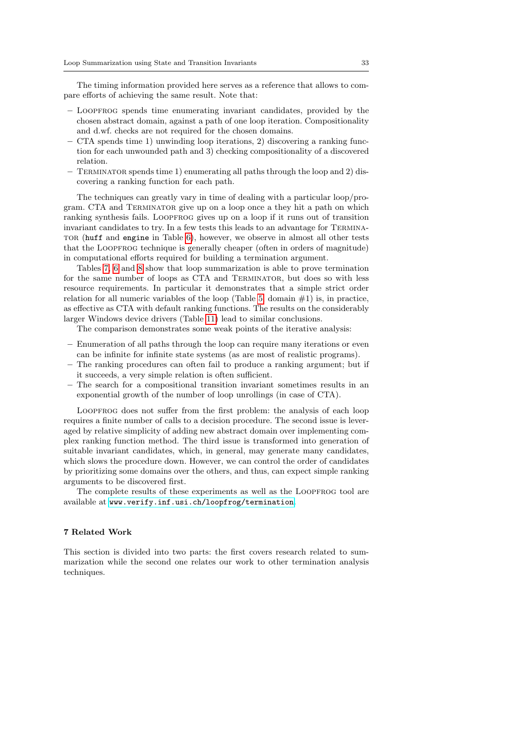The timing information provided here serves as a reference that allows to compare efforts of achieving the same result. Note that:

- LOOPFROG spends time enumerating invariant candidates, provided by the chosen abstract domain, against a path of one loop iteration. Compositionality and d.wf. checks are not required for the chosen domains.
- CTA spends time 1) unwinding loop iterations, 2) discovering a ranking function for each unwounded path and 3) checking compositionality of a discovered relation.
- TERMINATOR spends time 1) enumerating all paths through the loop and 2) discovering a ranking function for each path.

The techniques can greatly vary in time of dealing with a particular loop/program. CTA and TERMINATOR give up on a loop once a they hit a path on which ranking synthesis fails. LOOPFROG gives up on a loop if it runs out of transition invariant candidates to try. In a few tests this leads to an advantage for TERMINATOR (`huff` and `engine` in Table 6), however, we observe in almost all other tests that the LOOPFROG technique is generally cheaper (often in orders of magnitude) in computational efforts required for building a termination argument.

Tables 7, 6 and 8 show that loop summarization is able to prove termination for the same number of loops as CTA and TERMINATOR, but does so with less resource requirements. In particular it demonstrates that a simple strict order relation for all numeric variables of the loop (Table 5, domain #1) is, in practice, as effective as CTA with default ranking functions. The results on the considerably larger Windows device drivers (Table 11) lead to similar conclusions.

The comparison demonstrates some weak points of the iterative analysis:

- Enumeration of all paths through the loop can require many iterations or even can be infinite for infinite state systems (as are most of realistic programs).
- The ranking procedures can often fail to produce a ranking argument; but if it succeeds, a very simple relation is often sufficient.
- The search for a compositional transition invariant sometimes results in an exponential growth of the number of loop unrollings (in case of CTA).

LOOPFROG does not suffer from the first problem: the analysis of each loop requires a finite number of calls to a decision procedure. The second issue is leveraged by relative simplicity of adding new abstract domain over implementing complex ranking function method. The third issue is transformed into generation of suitable invariant candidates, which, in general, may generate many candidates, which slows the procedure down. However, we can control the order of candidates by prioritizing some domains over the others, and thus, can expect simple ranking arguments to be discovered first.

The complete results of these experiments as well as the LOOPFROG tool are available at `www.verify.inf.usi.ch/loopfrog/termination`.

## 7 Related Work

This section is divided into two parts: the first covers research related to summarization while the second one relates our work to other termination analysis techniques.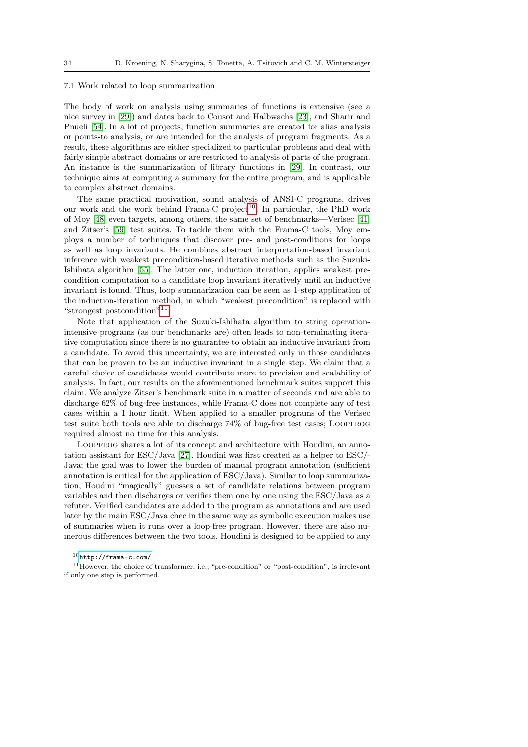### 7.1 Work related to loop summarization

The body of work on analysis using summaries of functions is extensive (see a nice survey in [29]) and dates back to Cousot and Halbwachs [23], and Sharir and Pnueli [54]. In a lot of projects, function summaries are created for alias analysis or points-to analysis, or are intended for the analysis of program fragments. As a result, these algorithms are either specialized to particular problems and deal with fairly simple abstract domains or are restricted to analysis of parts of the program. An instance is the summarization of library functions in [29]. In contrast, our technique aims at computing a summary for the entire program, and is applicable to complex abstract domains.

The same practical motivation, sound analysis of ANSI-C programs, drives our work and the work behind Frama-C project[10]. In particular, the PhD work of Moy [48] even targets, among others, the same set of benchmarks—Verisec [41] and Zitser's [59] test suites. To tackle them with the Frama-C tools, Moy employs a number of techniques that discover pre- and post-conditions for loops as well as loop invariants. He combines abstract interpretation-based invariant inference with weakest precondition-based iterative methods such as the Suzuki-Ishihata algorithm [55]. The latter one, induction iteration, applies weakest precondition computation to a candidate loop invariant iteratively until an inductive invariant is found. Thus, loop summarization can be seen as 1-step application of the induction-iteration method, in which "weakest precondition" is replaced with "strongest postcondition"[11].

Note that application of the Suzuki-Ishihata algorithm to string operation-intensive programs (as our benchmarks are) often leads to non-terminating iterative computation since there is no guarantee to obtain an inductive invariant from a candidate. To avoid this uncertainty, we are interested only in those candidates that can be proven to be an inductive invariant in a single step. We claim that a careful choice of candidates would contribute more to precision and scalability of analysis. In fact, our results on the aforementioned benchmark suites support this claim. We analyze Zitser's benchmark suite in a matter of seconds and are able to discharge 62% of bug-free instances, while Frama-C does not complete any of test cases within a 1 hour limit. When applied to a smaller programs of the Verisec test suite both tools are able to discharge 74% of bug-free test cases; Loopfrog required almost no time for this analysis.

Loopfrog shares a lot of its concept and architecture with Houdini, an annotation assistant for ESC/Java [27]. Houdini was first created as a helper to ESC/-Java; the goal was to lower the burden of manual program annotation (sufficient annotation is critical for the application of ESC/Java). Similar to loop summarization, Houdini "magically" guesses a set of candidate relations between program variables and then discharges or verifies them one by one using the ESC/Java as a refuter. Verified candidates are added to the program as annotations and are used later by the main ESC/Java chec in the same way as symbolic execution makes use of summaries when it runs over a loop-free program. However, there are also numerous differences between the two tools. Houdini is designed to be applied to any

[10] http://frama-c.com/

[11] However, the choice of transformer, i.e., "pre-condition" or "post-condition", is irrelevant if only one step is performed.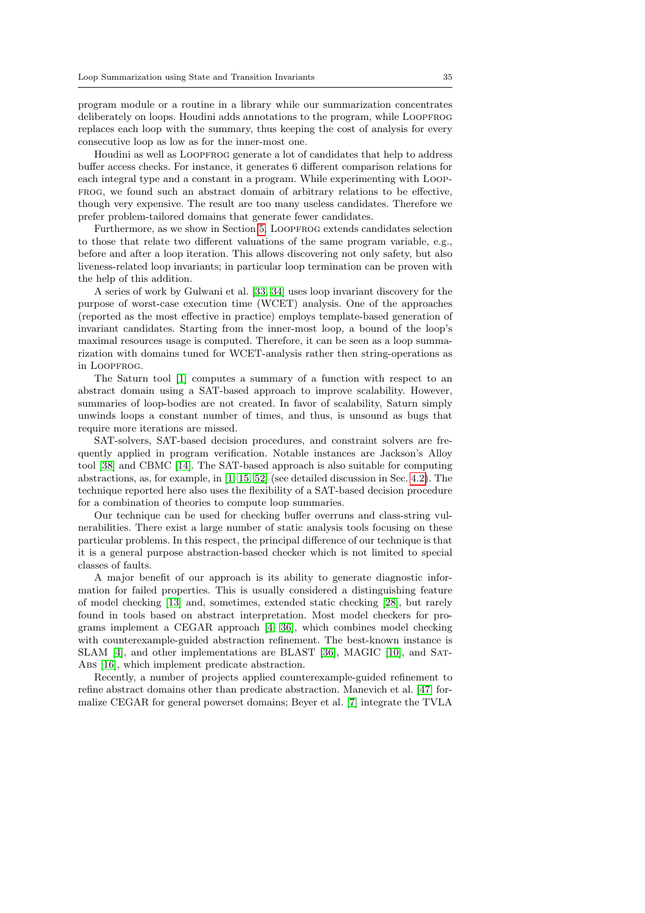program module or a routine in a library while our summarization concentrates deliberately on loops. Houdini adds annotations to the program, while LOOPFROG replaces each loop with the summary, thus keeping the cost of analysis for every consecutive loop as low as for the inner-most one.

Houdini as well as LOOPFROG generate a lot of candidates that help to address buffer access checks. For instance, it generates 6 different comparison relations for each integral type and a constant in a program. While experimenting with LOOPFROG, we found such an abstract domain of arbitrary relations to be effective, though very expensive. The result are too many useless candidates. Therefore we prefer problem-tailored domains that generate fewer candidates.

Furthermore, as we show in Section 5, LOOPFROG extends candidates selection to those that relate two different valuations of the same program variable, e.g., before and after a loop iteration. This allows discovering not only safety, but also liveness-related loop invariants; in particular loop termination can be proven with the help of this addition.

A series of work by Gulwani et al. [33, 34] uses loop invariant discovery for the purpose of worst-case execution time (WCET) analysis. One of the approaches (reported as the most effective in practice) employs template-based generation of invariant candidates. Starting from the inner-most loop, a bound of the loop's maximal resources usage is computed. Therefore, it can be seen as a loop summarization with domains tuned for WCET-analysis rather then string-operations as in LOOPFROG.

The Saturn tool [1] computes a summary of a function with respect to an abstract domain using a SAT-based approach to improve scalability. However, summaries of loop-bodies are not created. In favor of scalability, Saturn simply unwinds loops a constant number of times, and thus, is unsound as bugs that require more iterations are missed.

SAT-solvers, SAT-based decision procedures, and constraint solvers are frequently applied in program verification. Notable instances are Jackson's Alloy tool [38] and CBMC [14]. The SAT-based approach is also suitable for computing abstractions, as, for example, in [1, 15, 52] (see detailed discussion in Sec. 4.2). The technique reported here also uses the flexibility of a SAT-based decision procedure for a combination of theories to compute loop summaries.

Our technique can be used for checking buffer overruns and class-string vulnerabilities. There exist a large number of static analysis tools focusing on these particular problems. In this respect, the principal difference of our technique is that it is a general purpose abstraction-based checker which is not limited to special classes of faults.

A major benefit of our approach is its ability to generate diagnostic information for failed properties. This is usually considered a distinguishing feature of model checking [13] and, sometimes, extended static checking [28], but rarely found in tools based on abstract interpretation. Most model checkers for programs implement a CEGAR approach [4, 36], which combines model checking with counterexample-guided abstraction refinement. The best-known instance is SLAM [4], and other implementations are BLAST [36], MAGIC [10], and SAT-ABS [16], which implement predicate abstraction.

Recently, a number of projects applied counterexample-guided refinement to refine abstract domains other than predicate abstraction. Manevich et al. [47] formalize CEGAR for general powerset domains; Beyer et al. [7] integrate the TVLA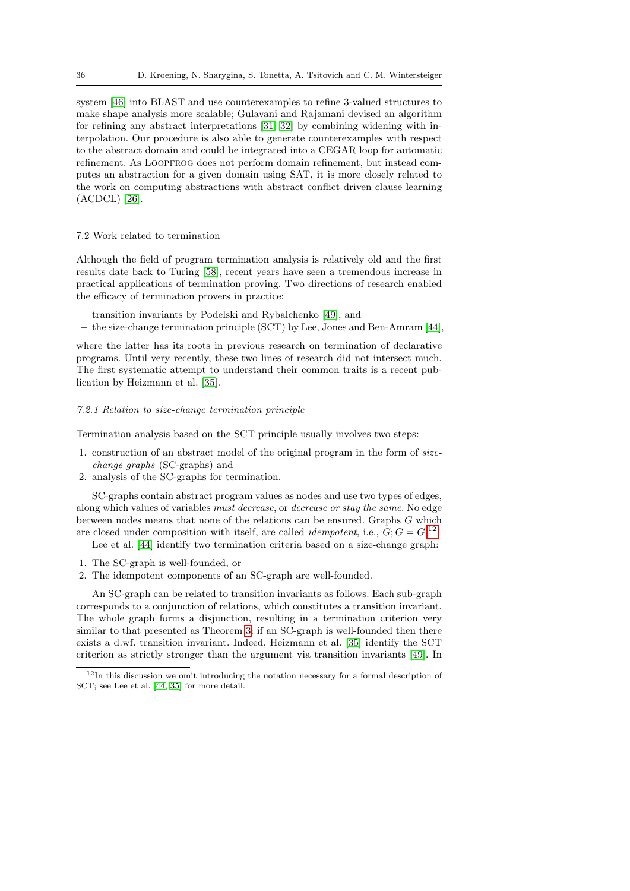system [46] into BLAST and use counterexamples to refine 3-valued structures to make shape analysis more scalable; Gulavani and Rajamani devised an algorithm for refining any abstract interpretations [31, 32] by combining widening with interpolation. Our procedure is also able to generate counterexamples with respect to the abstract domain and could be integrated into a CEGAR loop for automatic refinement. As LOOPFROG does not perform domain refinement, but instead computes an abstraction for a given domain using SAT, it is more closely related to the work on computing abstractions with abstract conflict driven clause learning (ACDCL) [26].

### 7.2 Work related to termination

Although the field of program termination analysis is relatively old and the first results date back to Turing [58], recent years have seen a tremendous increase in practical applications of termination proving. Two directions of research enabled the efficacy of termination provers in practice:

- transition invariants by Podelski and Rybalchenko [49], and
- the size-change termination principle (SCT) by Lee, Jones and Ben-Amram [44],

where the latter has its roots in previous research on termination of declarative programs. Until very recently, these two lines of research did not intersect much. The first systematic attempt to understand their common traits is a recent publication by Heizmann et al. [35].

#### *7.2.1 Relation to size-change termination principle*

Termination analysis based on the SCT principle usually involves two steps:

1. construction of an abstract model of the original program in the form of *size-change graphs* (SC-graphs) and
2. analysis of the SC-graphs for termination.

SC-graphs contain abstract program values as nodes and use two types of edges, along which values of variables *must decrease*, or *decrease or stay the same*. No edge between nodes means that none of the relations can be ensured. Graphs $G$ which are closed under composition with itself, are called *idempotent*, i.e., $G; G = G$.[12]

Lee et al. [44] identify two termination criteria based on a size-change graph:

1. The SC-graph is well-founded, or
2. The idempotent components of an SC-graph are well-founded.

An SC-graph can be related to transition invariants as follows. Each sub-graph corresponds to a conjunction of relations, which constitutes a transition invariant. The whole graph forms a disjunction, resulting in a termination criterion very similar to that presented as Theorem 3: if an SC-graph is well-founded then there exists a d.wf. transition invariant. Indeed, Heizmann et al. [35] identify the SCT criterion as strictly stronger than the argument via transition invariants [49]. In

[12] In this discussion we omit introducing the notation necessary for a formal description of SCT; see Lee et al. [44, 35] for more detail.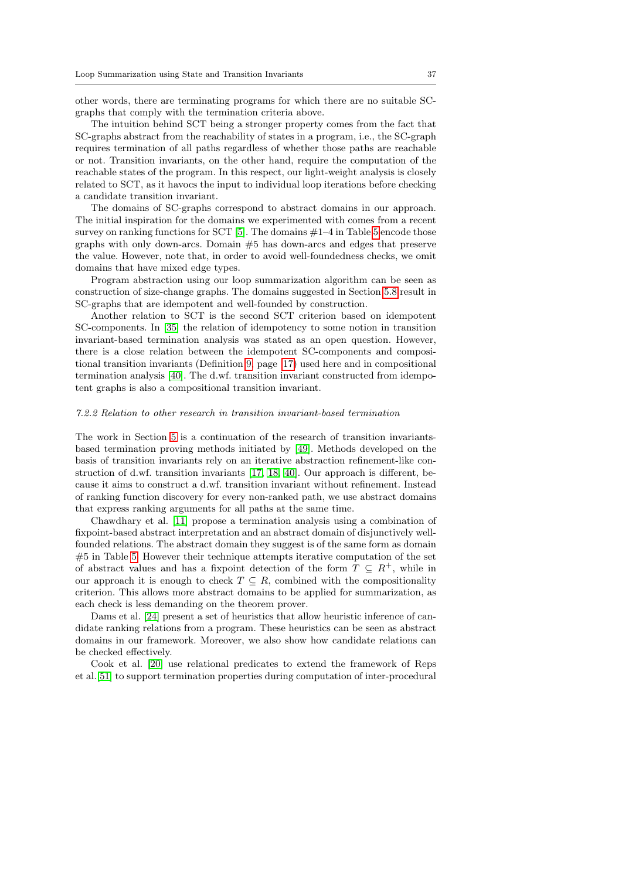other words, there are terminating programs for which there are no suitable SC-graphs that comply with the termination criteria above.

The intuition behind SCT being a stronger property comes from the fact that SC-graphs abstract from the reachability of states in a program, i.e., the SC-graph requires termination of all paths regardless of whether those paths are reachable or not. Transition invariants, on the other hand, require the computation of the reachable states of the program. In this respect, our light-weight analysis is closely related to SCT, as it havocs the input to individual loop iterations before checking a candidate transition invariant.

The domains of SC-graphs correspond to abstract domains in our approach. The initial inspiration for the domains we experimented with comes from a recent survey on ranking functions for SCT [5]. The domains #1–4 in Table 5 encode those graphs with only down-arcs. Domain #5 has down-arcs and edges that preserve the value. However, note that, in order to avoid well-foundedness checks, we omit domains that have mixed edge types.

Program abstraction using our loop summarization algorithm can be seen as construction of size-change graphs. The domains suggested in Section 5.8 result in SC-graphs that are idempotent and well-founded by construction.

Another relation to SCT is the second SCT criterion based on idempotent SC-components. In [35] the relation of idempotency to some notion in transition invariant-based termination analysis was stated as an open question. However, there is a close relation between the idempotent SC-components and compositional transition invariants (Definition 9, page 17) used here and in compositional termination analysis [40]. The d.wf. transition invariant constructed from idempotent graphs is also a compositional transition invariant.

#### *7.2.2 Relation to other research in transition invariant-based termination*

The work in Section 5 is a continuation of the research of transition invariants-based termination proving methods initiated by [49]. Methods developed on the basis of transition invariants rely on an iterative abstraction refinement-like construction of d.wf. transition invariants [17, 18, 40]. Our approach is different, because it aims to construct a d.wf. transition invariant without refinement. Instead of ranking function discovery for every non-ranked path, we use abstract domains that express ranking arguments for all paths at the same time.

Chawdhary et al. [11] propose a termination analysis using a combination of fixpoint-based abstract interpretation and an abstract domain of disjunctively well-founded relations. The abstract domain they suggest is of the same form as domain #5 in Table 5. However their technique attempts iterative computation of the set of abstract values and has a fixpoint detection of the form $T \subseteq R^+$, while in our approach it is enough to check $T \subseteq R$, combined with the compositionality criterion. This allows more abstract domains to be applied for summarization, as each check is less demanding on the theorem prover.

Dams et al. [24] present a set of heuristics that allow heuristic inference of candidate ranking relations from a program. These heuristics can be seen as abstract domains in our framework. Moreover, we also show how candidate relations can be checked effectively.

Cook et al. [20] use relational predicates to extend the framework of Reps et al. [51] to support termination properties during computation of inter-procedural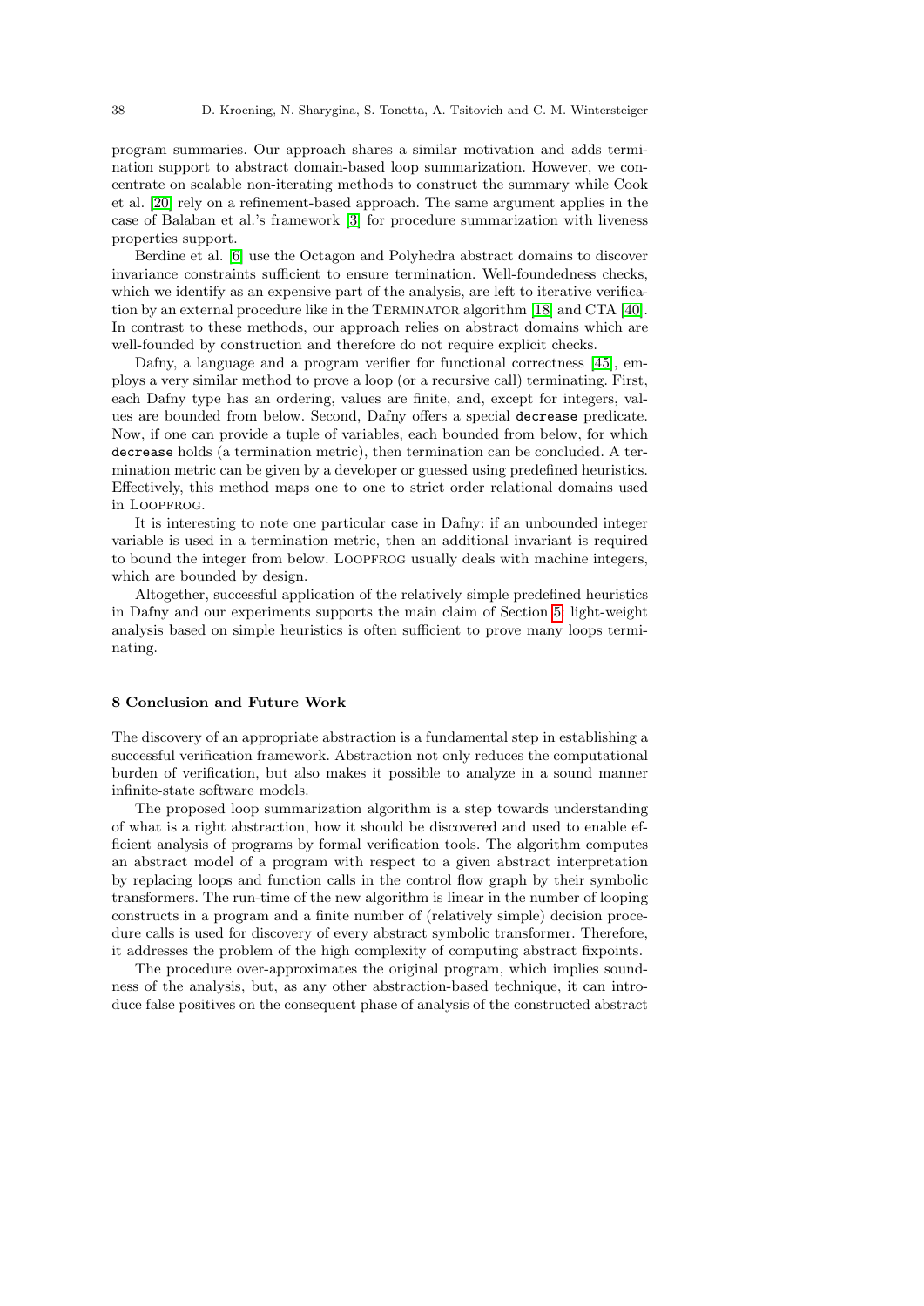program summaries. Our approach shares a similar motivation and adds termination support to abstract domain-based loop summarization. However, we concentrate on scalable non-iterating methods to construct the summary while Cook et al. [20] rely on a refinement-based approach. The same argument applies in the case of Balaban et al.'s framework [3] for procedure summarization with liveness properties support.

Berdine et al. [6] use the Octagon and Polyhedra abstract domains to discover invariance constraints sufficient to ensure termination. Well-foundedness checks, which we identify as an expensive part of the analysis, are left to iterative verification by an external procedure like in the Terminator algorithm [18] and CTA [40]. In contrast to these methods, our approach relies on abstract domains which are well-founded by construction and therefore do not require explicit checks.

Dafny, a language and a program verifier for functional correctness [45], employs a very similar method to prove a loop (or a recursive call) terminating. First, each Dafny type has an ordering, values are finite, and, except for integers, values are bounded from below. Second, Dafny offers a special `decrease` predicate. Now, if one can provide a tuple of variables, each bounded from below, for which `decrease` holds (a termination metric), then termination can be concluded. A termination metric can be given by a developer or guessed using predefined heuristics. Effectively, this method maps one to one to strict order relational domains used in Loopfrog.

It is interesting to note one particular case in Dafny: if an unbounded integer variable is used in a termination metric, then an additional invariant is required to bound the integer from below. Loopfrog usually deals with machine integers, which are bounded by design.

Altogether, successful application of the relatively simple predefined heuristics in Dafny and our experiments supports the main claim of Section 5: light-weight analysis based on simple heuristics is often sufficient to prove many loops terminating.

## 8 Conclusion and Future Work

The discovery of an appropriate abstraction is a fundamental step in establishing a successful verification framework. Abstraction not only reduces the computational burden of verification, but also makes it possible to analyze in a sound manner infinite-state software models.

The proposed loop summarization algorithm is a step towards understanding of what is a right abstraction, how it should be discovered and used to enable efficient analysis of programs by formal verification tools. The algorithm computes an abstract model of a program with respect to a given abstract interpretation by replacing loops and function calls in the control flow graph by their symbolic transformers. The run-time of the new algorithm is linear in the number of looping constructs in a program and a finite number of (relatively simple) decision procedure calls is used for discovery of every abstract symbolic transformer. Therefore, it addresses the problem of the high complexity of computing abstract fixpoints.

The procedure over-approximates the original program, which implies soundness of the analysis, but, as any other abstraction-based technique, it can introduce false positives on the consequent phase of analysis of the constructed abstract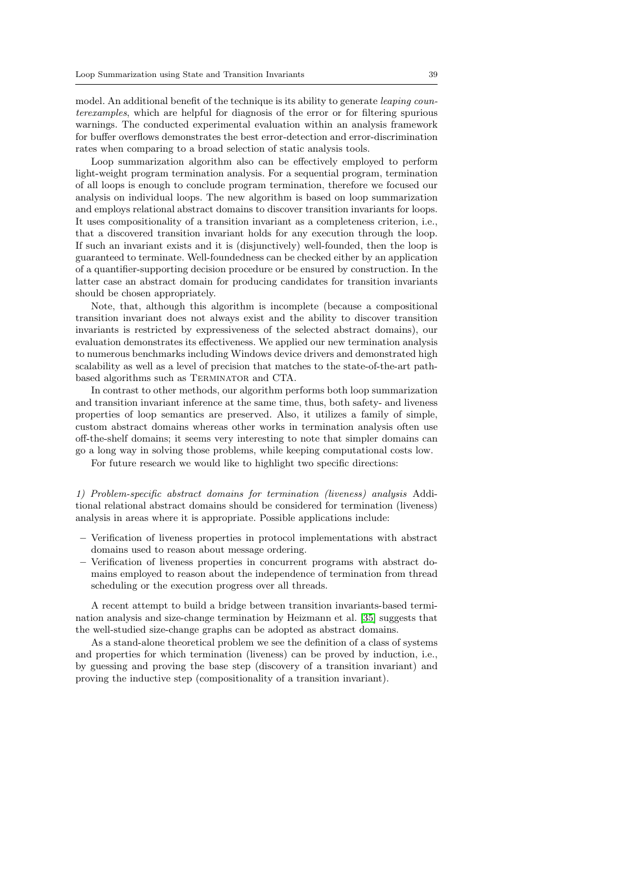model. An additional benefit of the technique is its ability to generate *leaping counterexamples*, which are helpful for diagnosis of the error or for filtering spurious warnings. The conducted experimental evaluation within an analysis framework for buffer overflows demonstrates the best error-detection and error-discrimination rates when comparing to a broad selection of static analysis tools.

Loop summarization algorithm also can be effectively employed to perform light-weight program termination analysis. For a sequential program, termination of all loops is enough to conclude program termination, therefore we focused our analysis on individual loops. The new algorithm is based on loop summarization and employs relational abstract domains to discover transition invariants for loops. It uses compositionality of a transition invariant as a completeness criterion, i.e., that a discovered transition invariant holds for any execution through the loop. If such an invariant exists and it is (disjunctively) well-founded, then the loop is guaranteed to terminate. Well-foundedness can be checked either by an application of a quantifier-supporting decision procedure or be ensured by construction. In the latter case an abstract domain for producing candidates for transition invariants should be chosen appropriately.

Note, that, although this algorithm is incomplete (because a compositional transition invariant does not always exist and the ability to discover transition invariants is restricted by expressiveness of the selected abstract domains), our evaluation demonstrates its effectiveness. We applied our new termination analysis to numerous benchmarks including Windows device drivers and demonstrated high scalability as well as a level of precision that matches to the state-of-the-art path-based algorithms such as Terminator and CTA.

In contrast to other methods, our algorithm performs both loop summarization and transition invariant inference at the same time, thus, both safety- and liveness properties of loop semantics are preserved. Also, it utilizes a family of simple, custom abstract domains whereas other works in termination analysis often use off-the-shelf domains; it seems very interesting to note that simpler domains can go a long way in solving those problems, while keeping computational costs low.

For future research we would like to highlight two specific directions:

*1) Problem-specific abstract domains for termination (liveness) analysis* Additional relational abstract domains should be considered for termination (liveness) analysis in areas where it is appropriate. Possible applications include:

- Verification of liveness properties in protocol implementations with abstract domains used to reason about message ordering.
- Verification of liveness properties in concurrent programs with abstract domains employed to reason about the independence of termination from thread scheduling or the execution progress over all threads.

A recent attempt to build a bridge between transition invariants-based termination analysis and size-change termination by Heizmann et al. [35] suggests that the well-studied size-change graphs can be adopted as abstract domains.

As a stand-alone theoretical problem we see the definition of a class of systems and properties for which termination (liveness) can be proved by induction, i.e., by guessing and proving the base step (discovery of a transition invariant) and proving the inductive step (compositionality of a transition invariant).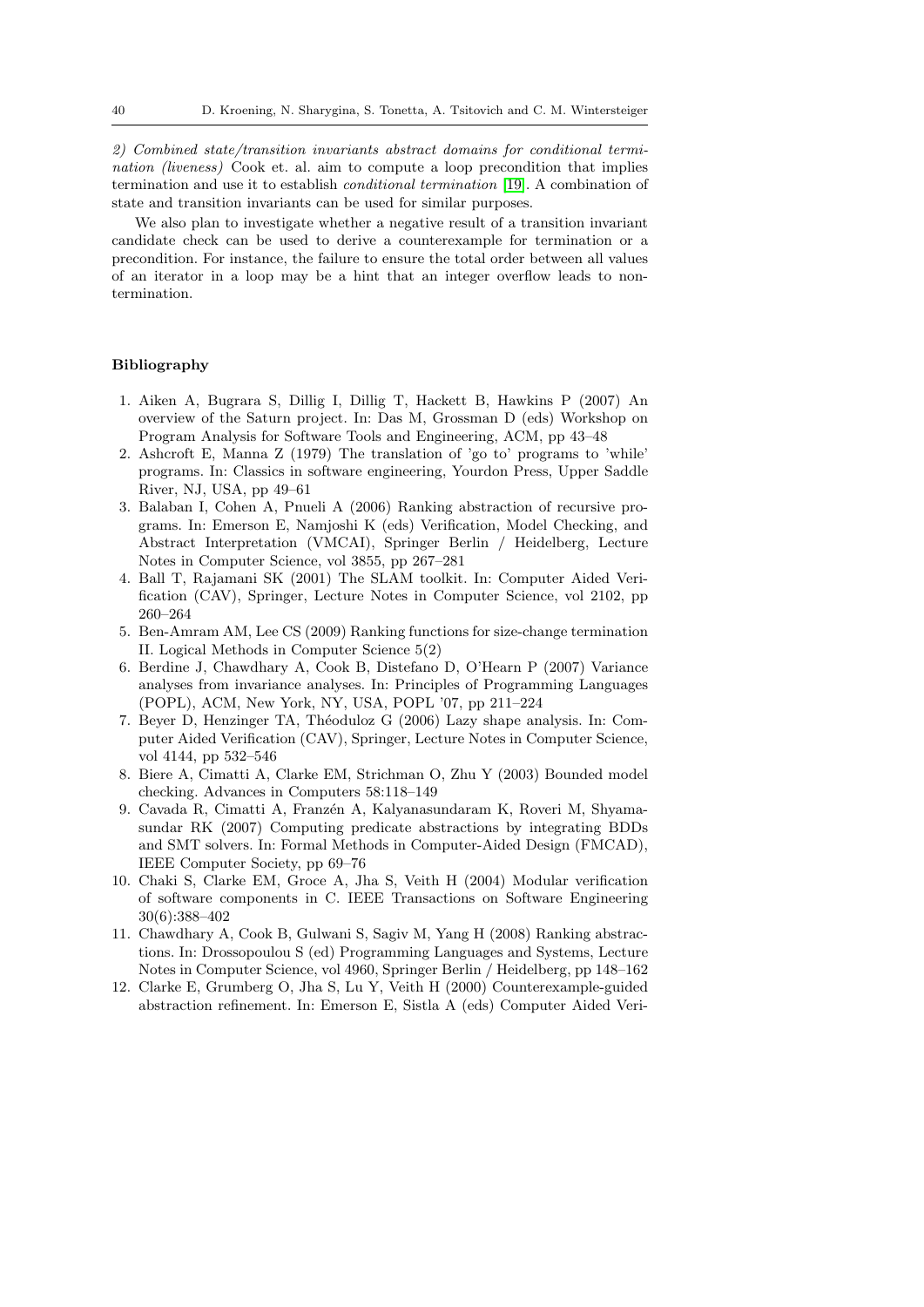*2) Combined state/transition invariants abstract domains for conditional termination (liveness)* Cook et. al. aim to compute a loop precondition that implies termination and use it to establish *conditional termination* [19]. A combination of state and transition invariants can be used for similar purposes.

We also plan to investigate whether a negative result of a transition invariant candidate check can be used to derive a counterexample for termination or a precondition. For instance, the failure to ensure the total order between all values of an iterator in a loop may be a hint that an integer overflow leads to non-termination.

**Bibliography**

1. Aiken A, Bugrara S, Dillig I, Dillig T, Hackett B, Hawkins P (2007) An overview of the Saturn project. In: Das M, Grossman D (eds) Workshop on Program Analysis for Software Tools and Engineering, ACM, pp 43–48
2. Ashcroft E, Manna Z (1979) The translation of 'go to' programs to 'while' programs. In: Classics in software engineering, Yourdon Press, Upper Saddle River, NJ, USA, pp 49–61
3. Balaban I, Cohen A, Pnueli A (2006) Ranking abstraction of recursive programs. In: Emerson E, Namjoshi K (eds) Verification, Model Checking, and Abstract Interpretation (VMCAI), Springer Berlin / Heidelberg, Lecture Notes in Computer Science, vol 3855, pp 267–281
4. Ball T, Rajamani SK (2001) The SLAM toolkit. In: Computer Aided Verification (CAV), Springer, Lecture Notes in Computer Science, vol 2102, pp 260–264
5. Ben-Amram AM, Lee CS (2009) Ranking functions for size-change termination II. Logical Methods in Computer Science 5(2)
6. Berdine J, Chawdhary A, Cook B, Distefano D, O'Hearn P (2007) Variance analyses from invariance analyses. In: Principles of Programming Languages (POPL), ACM, New York, NY, USA, POPL '07, pp 211–224
7. Beyer D, Henzinger TA, Théoduloz G (2006) Lazy shape analysis. In: Computer Aided Verification (CAV), Springer, Lecture Notes in Computer Science, vol 4144, pp 532–546
8. Biere A, Cimatti A, Clarke EM, Strichman O, Zhu Y (2003) Bounded model checking. Advances in Computers 58:118–149
9. Cavada R, Cimatti A, Franzén A, Kalyanasundaram K, Roveri M, Shyamasundar RK (2007) Computing predicate abstractions by integrating BDDs and SMT solvers. In: Formal Methods in Computer-Aided Design (FMCAD), IEEE Computer Society, pp 69–76
10. Chaki S, Clarke EM, Groce A, Jha S, Veith H (2004) Modular verification of software components in C. IEEE Transactions on Software Engineering 30(6):388–402
11. Chawdhary A, Cook B, Gulwani S, Sagiv M, Yang H (2008) Ranking abstractions. In: Drossopoulou S (ed) Programming Languages and Systems, Lecture Notes in Computer Science, vol 4960, Springer Berlin / Heidelberg, pp 148–162
12. Clarke E, Grumberg O, Jha S, Lu Y, Veith H (2000) Counterexample-guided abstraction refinement. In: Emerson E, Sistla A (eds) Computer Aided Veri-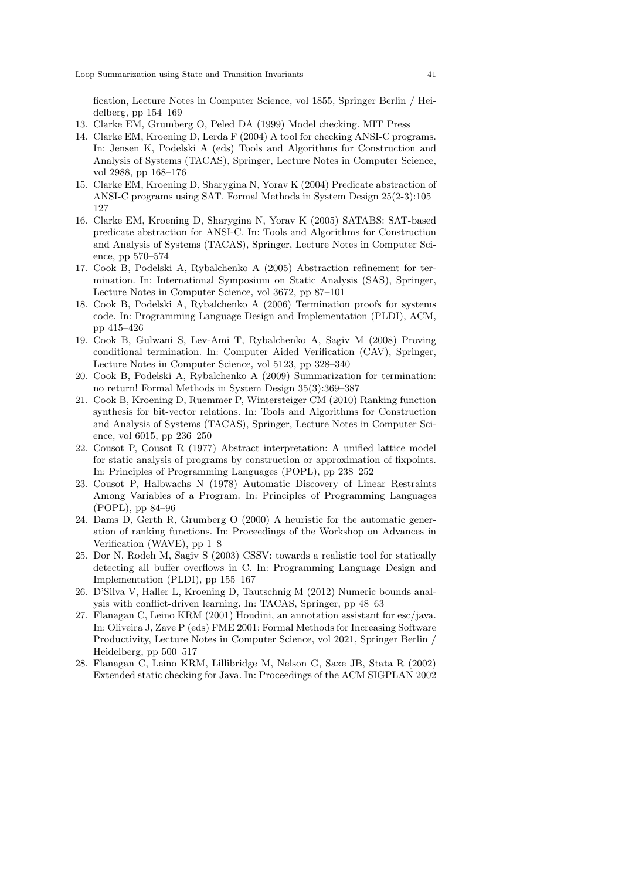fication, Lecture Notes in Computer Science, vol 1855, Springer Berlin / Heidelberg, pp 154–169

13. Clarke EM, Grumberg O, Peled DA (1999) Model checking. MIT Press
14. Clarke EM, Kroening D, Lerda F (2004) A tool for checking ANSI-C programs. In: Jensen K, Podelski A (eds) Tools and Algorithms for Construction and Analysis of Systems (TACAS), Springer, Lecture Notes in Computer Science, vol 2988, pp 168–176
15. Clarke EM, Kroening D, Sharygina N, Yorav K (2004) Predicate abstraction of ANSI-C programs using SAT. Formal Methods in System Design 25(2-3):105–127
16. Clarke EM, Kroening D, Sharygina N, Yorav K (2005) SATABS: SAT-based predicate abstraction for ANSI-C. In: Tools and Algorithms for Construction and Analysis of Systems (TACAS), Springer, Lecture Notes in Computer Science, pp 570–574
17. Cook B, Podelski A, Rybalchenko A (2005) Abstraction refinement for termination. In: International Symposium on Static Analysis (SAS), Springer, Lecture Notes in Computer Science, vol 3672, pp 87–101
18. Cook B, Podelski A, Rybalchenko A (2006) Termination proofs for systems code. In: Programming Language Design and Implementation (PLDI), ACM, pp 415–426
19. Cook B, Gulwani S, Lev-Ami T, Rybalchenko A, Sagiv M (2008) Proving conditional termination. In: Computer Aided Verification (CAV), Springer, Lecture Notes in Computer Science, vol 5123, pp 328–340
20. Cook B, Podelski A, Rybalchenko A (2009) Summarization for termination: no return! Formal Methods in System Design 35(3):369–387
21. Cook B, Kroening D, Ruemmer P, Wintersteiger CM (2010) Ranking function synthesis for bit-vector relations. In: Tools and Algorithms for Construction and Analysis of Systems (TACAS), Springer, Lecture Notes in Computer Science, vol 6015, pp 236–250
22. Cousot P, Cousot R (1977) Abstract interpretation: A unified lattice model for static analysis of programs by construction or approximation of fixpoints. In: Principles of Programming Languages (POPL), pp 238–252
23. Cousot P, Halbwachs N (1978) Automatic Discovery of Linear Restraints Among Variables of a Program. In: Principles of Programming Languages (POPL), pp 84–96
24. Dams D, Gerth R, Grumberg O (2000) A heuristic for the automatic generation of ranking functions. In: Proceedings of the Workshop on Advances in Verification (WAVE), pp 1–8
25. Dor N, Rodeh M, Sagiv S (2003) CSSV: towards a realistic tool for statically detecting all buffer overflows in C. In: Programming Language Design and Implementation (PLDI), pp 155–167
26. D'Silva V, Haller L, Kroening D, Tautschnig M (2012) Numeric bounds analysis with conflict-driven learning. In: TACAS, Springer, pp 48–63
27. Flanagan C, Leino KRM (2001) Houdini, an annotation assistant for esc/java. In: Oliveira J, Zave P (eds) FME 2001: Formal Methods for Increasing Software Productivity, Lecture Notes in Computer Science, vol 2021, Springer Berlin / Heidelberg, pp 500–517
28. Flanagan C, Leino KRM, Lillibridge M, Nelson G, Saxe JB, Stata R (2002) Extended static checking for Java. In: Proceedings of the ACM SIGPLAN 2002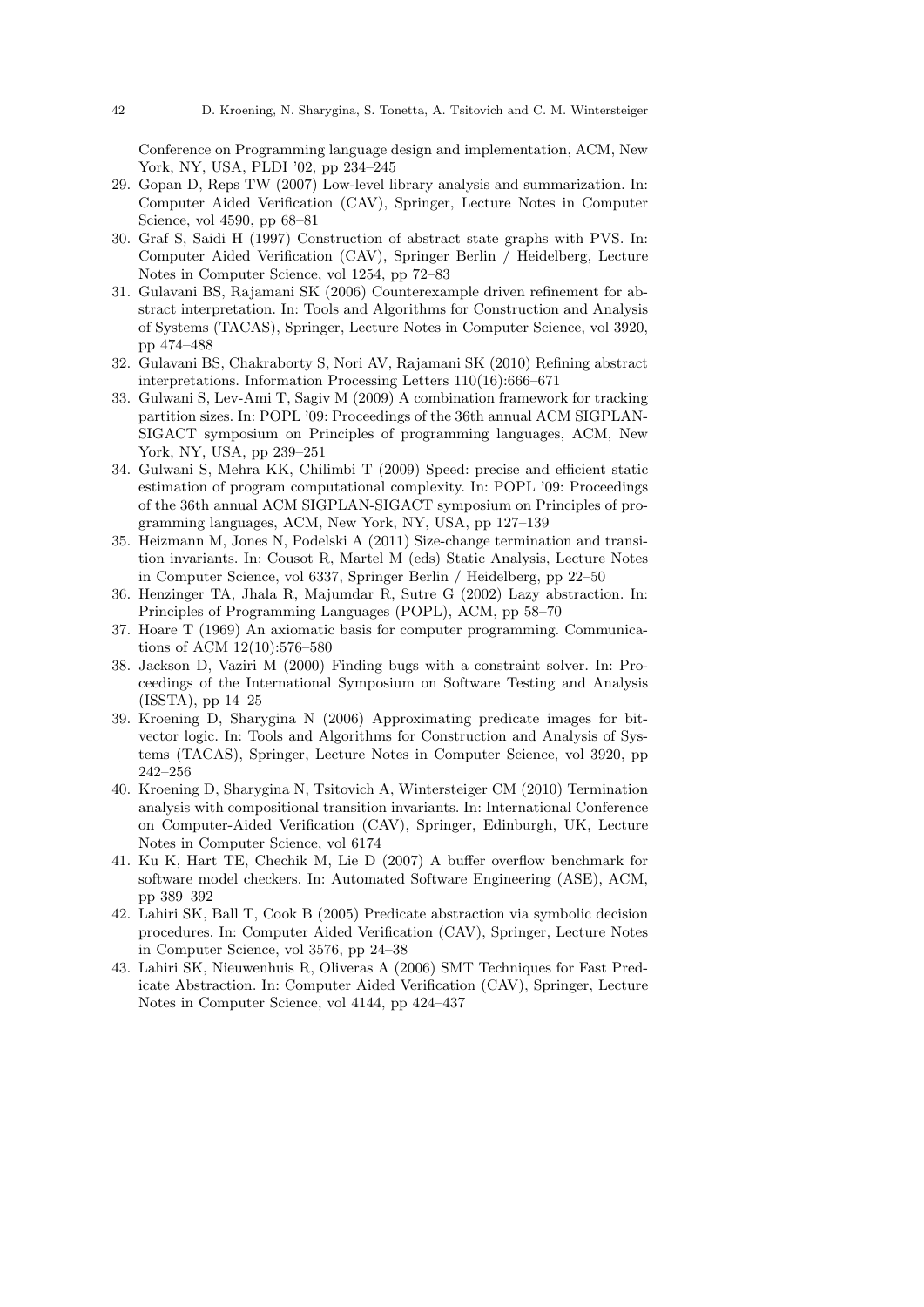Conference on Programming language design and implementation, ACM, New York, NY, USA, PLDI '02, pp 234–245

29. Gopan D, Reps TW (2007) Low-level library analysis and summarization. In: Computer Aided Verification (CAV), Springer, Lecture Notes in Computer Science, vol 4590, pp 68–81
30. Graf S, Saidi H (1997) Construction of abstract state graphs with PVS. In: Computer Aided Verification (CAV), Springer Berlin / Heidelberg, Lecture Notes in Computer Science, vol 1254, pp 72–83
31. Gulavani BS, Rajamani SK (2006) Counterexample driven refinement for abstract interpretation. In: Tools and Algorithms for Construction and Analysis of Systems (TACAS), Springer, Lecture Notes in Computer Science, vol 3920, pp 474–488
32. Gulavani BS, Chakraborty S, Nori AV, Rajamani SK (2010) Refining abstract interpretations. Information Processing Letters 110(16):666–671
33. Gulwani S, Lev-Ami T, Sagiv M (2009) A combination framework for tracking partition sizes. In: POPL '09: Proceedings of the 36th annual ACM SIGPLAN-SIGACT symposium on Principles of programming languages, ACM, New York, NY, USA, pp 239–251
34. Gulwani S, Mehra KK, Chilimbi T (2009) Speed: precise and efficient static estimation of program computational complexity. In: POPL '09: Proceedings of the 36th annual ACM SIGPLAN-SIGACT symposium on Principles of programming languages, ACM, New York, NY, USA, pp 127–139
35. Heizmann M, Jones N, Podelski A (2011) Size-change termination and transition invariants. In: Cousot R, Martel M (eds) Static Analysis, Lecture Notes in Computer Science, vol 6337, Springer Berlin / Heidelberg, pp 22–50
36. Henzinger TA, Jhala R, Majumdar R, Sutre G (2002) Lazy abstraction. In: Principles of Programming Languages (POPL), ACM, pp 58–70
37. Hoare T (1969) An axiomatic basis for computer programming. Communications of ACM 12(10):576–580
38. Jackson D, Vaziri M (2000) Finding bugs with a constraint solver. In: Proceedings of the International Symposium on Software Testing and Analysis (ISSTA), pp 14–25
39. Kroening D, Sharygina N (2006) Approximating predicate images for bit-vector logic. In: Tools and Algorithms for Construction and Analysis of Systems (TACAS), Springer, Lecture Notes in Computer Science, vol 3920, pp 242–256
40. Kroening D, Sharygina N, Tsitovich A, Wintersteiger CM (2010) Termination analysis with compositional transition invariants. In: International Conference on Computer-Aided Verification (CAV), Springer, Edinburgh, UK, Lecture Notes in Computer Science, vol 6174
41. Ku K, Hart TE, Chechik M, Lie D (2007) A buffer overflow benchmark for software model checkers. In: Automated Software Engineering (ASE), ACM, pp 389–392
42. Lahiri SK, Ball T, Cook B (2005) Predicate abstraction via symbolic decision procedures. In: Computer Aided Verification (CAV), Springer, Lecture Notes in Computer Science, vol 3576, pp 24–38
43. Lahiri SK, Nieuwenhuis R, Oliveras A (2006) SMT Techniques for Fast Predicate Abstraction. In: Computer Aided Verification (CAV), Springer, Lecture Notes in Computer Science, vol 4144, pp 424–437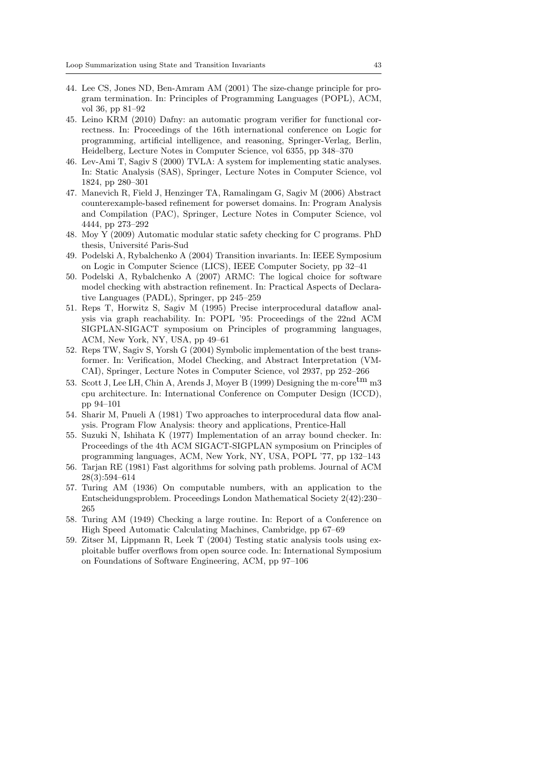44. Lee CS, Jones ND, Ben-Amram AM (2001) The size-change principle for program termination. In: Principles of Programming Languages (POPL), ACM, vol 36, pp 81–92
45. Leino KRM (2010) Dafny: an automatic program verifier for functional correctness. In: Proceedings of the 16th international conference on Logic for programming, artificial intelligence, and reasoning, Springer-Verlag, Berlin, Heidelberg, Lecture Notes in Computer Science, vol 6355, pp 348–370
46. Lev-Ami T, Sagiv S (2000) TVLA: A system for implementing static analyses. In: Static Analysis (SAS), Springer, Lecture Notes in Computer Science, vol 1824, pp 280–301
47. Manevich R, Field J, Henzinger TA, Ramalingam G, Sagiv M (2006) Abstract counterexample-based refinement for powerset domains. In: Program Analysis and Compilation (PAC), Springer, Lecture Notes in Computer Science, vol 4444, pp 273–292
48. Moy Y (2009) Automatic modular static safety checking for C programs. PhD thesis, Université Paris-Sud
49. Podelski A, Rybalchenko A (2004) Transition invariants. In: IEEE Symposium on Logic in Computer Science (LICS), IEEE Computer Society, pp 32–41
50. Podelski A, Rybalchenko A (2007) ARMC: The logical choice for software model checking with abstraction refinement. In: Practical Aspects of Declarative Languages (PADL), Springer, pp 245–259
51. Reps T, Horwitz S, Sagiv M (1995) Precise interprocedural dataflow analysis via graph reachability. In: POPL '95: Proceedings of the 22nd ACM SIGPLAN-SIGACT symposium on Principles of programming languages, ACM, New York, NY, USA, pp 49–61
52. Reps TW, Sagiv S, Yorsh G (2004) Symbolic implementation of the best transformer. In: Verification, Model Checking, and Abstract Interpretation (VMCAI), Springer, Lecture Notes in Computer Science, vol 2937, pp 252–266
53. Scott J, Lee LH, Chin A, Arends J, Moyer B (1999) Designing the m·core$^{\text{tm}}$ m3 cpu architecture. In: International Conference on Computer Design (ICCD), pp 94–101
54. Sharir M, Pnueli A (1981) Two approaches to interprocedural data flow analysis. Program Flow Analysis: theory and applications, Prentice-Hall
55. Suzuki N, Ishihata K (1977) Implementation of an array bound checker. In: Proceedings of the 4th ACM SIGACT-SIGPLAN symposium on Principles of programming languages, ACM, New York, NY, USA, POPL '77, pp 132–143
56. Tarjan RE (1981) Fast algorithms for solving path problems. Journal of ACM 28(3):594–614
57. Turing AM (1936) On computable numbers, with an application to the Entscheidungsproblem. Proceedings London Mathematical Society 2(42):230–265
58. Turing AM (1949) Checking a large routine. In: Report of a Conference on High Speed Automatic Calculating Machines, Cambridge, pp 67–69
59. Zitser M, Lippmann R, Leek T (2004) Testing static analysis tools using exploitable buffer overflows from open source code. In: International Symposium on Foundations of Software Engineering, ACM, pp 97–106